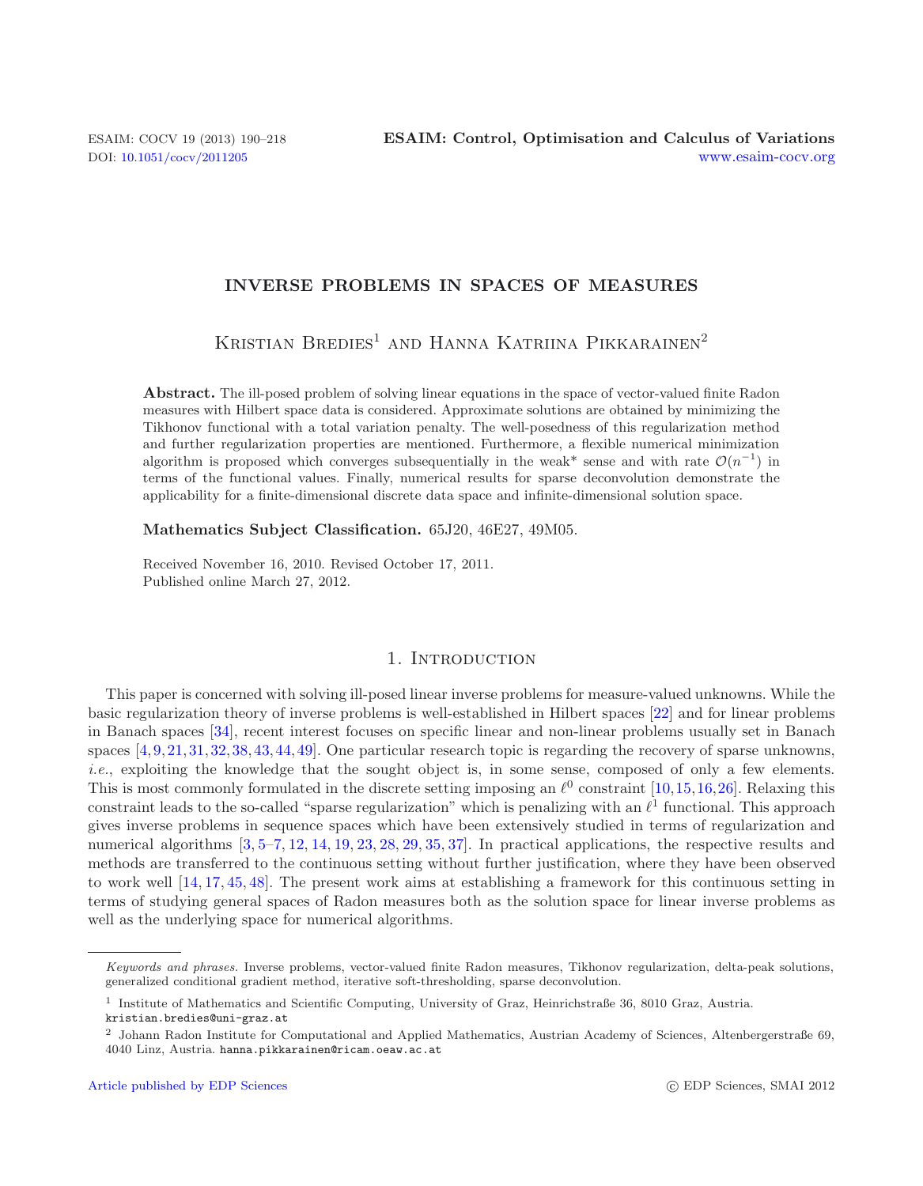# INVERSE PROBLEMS IN SPACES OF MEASURES

Kristian Bredies[1] and Hanna Katriina Pikkarainen[2]

**Abstract.** The ill-posed problem of solving linear equations in the space of vector-valued finite Radon measures with Hilbert space data is considered. Approximate solutions are obtained by minimizing the Tikhonov functional with a total variation penalty. The well-posedness of this regularization method and further regularization properties are mentioned. Furthermore, a flexible numerical minimization algorithm is proposed which converges subsequentially in the weak* sense and with rate $\mathcal{O}(n^{-1})$ in terms of the functional values. Finally, numerical results for sparse deconvolution demonstrate the applicability for a finite-dimensional discrete data space and infinite-dimensional solution space.

**Mathematics Subject Classification.** 65J20, 46E27, 49M05.

Received November 16, 2010. Revised October 17, 2011.
Published online March 27, 2012.

## 1. Introduction

This paper is concerned with solving ill-posed linear inverse problems for measure-valued unknowns. While the basic regularization theory of inverse problems is well-established in Hilbert spaces [22] and for linear problems in Banach spaces [34], recent interest focuses on specific linear and non-linear problems usually set in Banach spaces [4, 9, 21, 31, 32, 38, 43, 44, 49]. One particular research topic is regarding the recovery of sparse unknowns, *i.e.*, exploiting the knowledge that the sought object is, in some sense, composed of only a few elements. This is most commonly formulated in the discrete setting imposing an $\ell^0$ constraint [10, 15, 16, 26]. Relaxing this constraint leads to the so-called "sparse regularization" which is penalizing with an $\ell^1$ functional. This approach gives inverse problems in sequence spaces which have been extensively studied in terms of regularization and numerical algorithms [3, 5–7, 12, 14, 19, 23, 28, 29, 35, 37]. In practical applications, the respective results and methods are transferred to the continuous setting without further justification, where they have been observed to work well [14, 17, 45, 48]. The present work aims at establishing a framework for this continuous setting in terms of studying general spaces of Radon measures both as the solution space for linear inverse problems as well as the underlying space for numerical algorithms.

---

*Keywords and phrases.* Inverse problems, vector-valued finite Radon measures, Tikhonov regularization, delta-peak solutions, generalized conditional gradient method, iterative soft-thresholding, sparse deconvolution.

[1] Institute of Mathematics and Scientific Computing, University of Graz, Heinrichstraße 36, 8010 Graz, Austria. kristian.bredies@uni-graz.at

[2] Johann Radon Institute for Computational and Applied Mathematics, Austrian Academy of Sciences, Altenbergerstraße 69, 4040 Linz, Austria. hanna.pikkarainen@ricam.oeaw.ac.at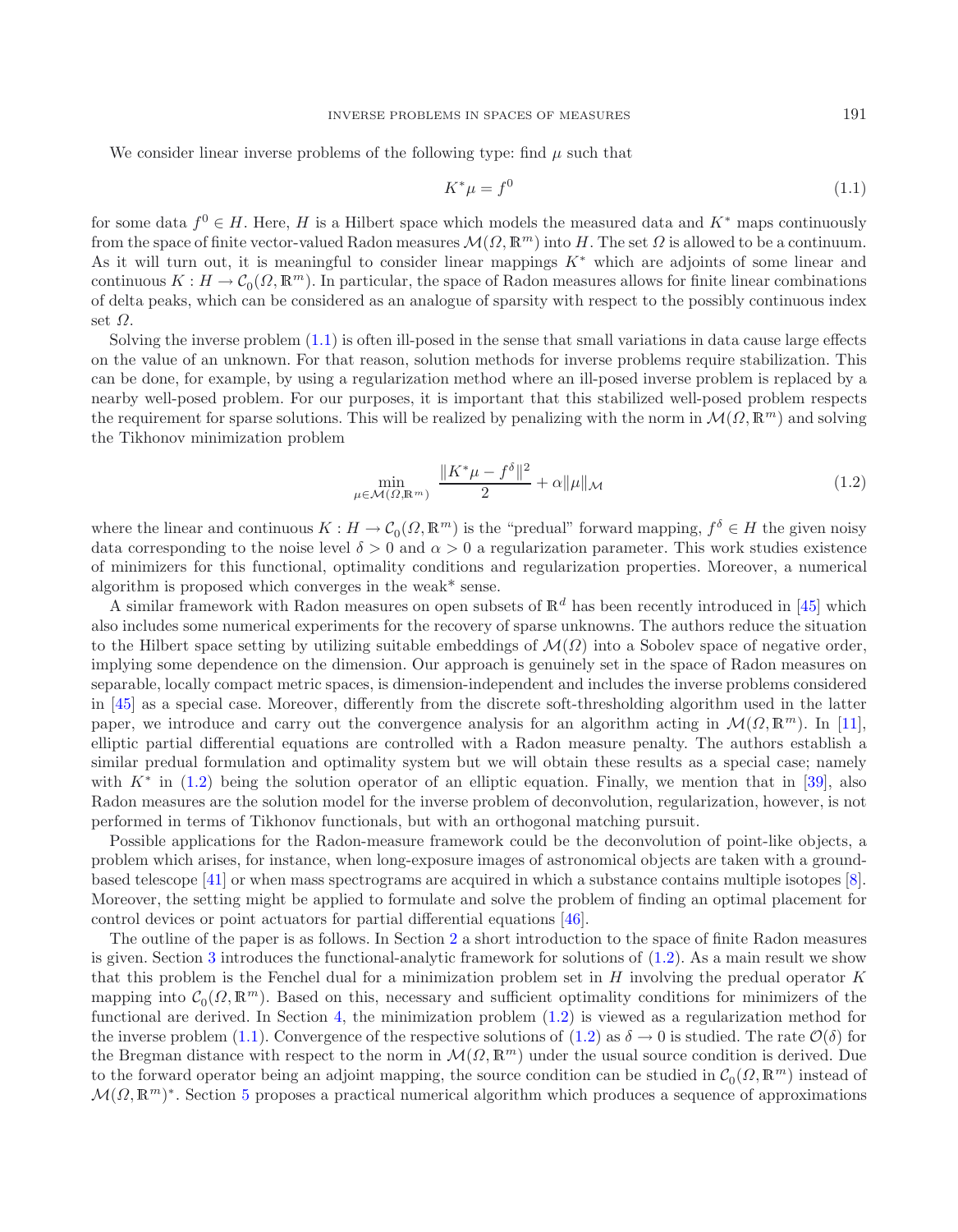We consider linear inverse problems of the following type: find $\mu$ such that

$$K^*\mu = f^0 \tag{1.1}$$

for some data $f^0 \in H$. Here, $H$ is a Hilbert space which models the measured data and $K^*$ maps continuously from the space of finite vector-valued Radon measures $\mathcal{M}(\Omega, \mathbb{R}^m)$ into $H$. The set $\Omega$ is allowed to be a continuum. As it will turn out, it is meaningful to consider linear mappings $K^*$ which are adjoints of some linear and continuous $K : H \to \mathcal{C}_0(\Omega, \mathbb{R}^m)$. In particular, the space of Radon measures allows for finite linear combinations of delta peaks, which can be considered as an analogue of sparsity with respect to the possibly continuous index set $\Omega$.

Solving the inverse problem (1.1) is often ill-posed in the sense that small variations in data cause large effects on the value of an unknown. For that reason, solution methods for inverse problems require stabilization. This can be done, for example, by using a regularization method where an ill-posed inverse problem is replaced by a nearby well-posed problem. For our purposes, it is important that this stabilized well-posed problem respects the requirement for sparse solutions. This will be realized by penalizing with the norm in $\mathcal{M}(\Omega, \mathbb{R}^m)$ and solving the Tikhonov minimization problem

$$\min_{\mu \in \mathcal{M}(\Omega, \mathbb{R}^m)} \frac{\|K^*\mu - f^\delta\|^2}{2} + \alpha \|\mu\|_{\mathcal{M}} \tag{1.2}$$

where the linear and continuous $K : H \to \mathcal{C}_0(\Omega, \mathbb{R}^m)$ is the "predual" forward mapping, $f^\delta \in H$ the given noisy data corresponding to the noise level $\delta > 0$ and $\alpha > 0$ a regularization parameter. This work studies existence of minimizers for this functional, optimality conditions and regularization properties. Moreover, a numerical algorithm is proposed which converges in the weak* sense.

A similar framework with Radon measures on open subsets of $\mathbb{R}^d$ has been recently introduced in [45] which also includes some numerical experiments for the recovery of sparse unknowns. The authors reduce the situation to the Hilbert space setting by utilizing suitable embeddings of $\mathcal{M}(\Omega)$ into a Sobolev space of negative order, implying some dependence on the dimension. Our approach is genuinely set in the space of Radon measures on separable, locally compact metric spaces, is dimension-independent and includes the inverse problems considered in [45] as a special case. Moreover, differently from the discrete soft-thresholding algorithm used in the latter paper, we introduce and carry out the convergence analysis for an algorithm acting in $\mathcal{M}(\Omega, \mathbb{R}^m)$. In [11], elliptic partial differential equations are controlled with a Radon measure penalty. The authors establish a similar predual formulation and optimality system but we will obtain these results as a special case; namely with $K^*$ in (1.2) being the solution operator of an elliptic equation. Finally, we mention that in [39], also Radon measures are the solution model for the inverse problem of deconvolution, regularization, however, is not performed in terms of Tikhonov functionals, but with an orthogonal matching pursuit.

Possible applications for the Radon-measure framework could be the deconvolution of point-like objects, a problem which arises, for instance, when long-exposure images of astronomical objects are taken with a ground-based telescope [41] or when mass spectrograms are acquired in which a substance contains multiple isotopes [8]. Moreover, the setting might be applied to formulate and solve the problem of finding an optimal placement for control devices or point actuators for partial differential equations [46].

The outline of the paper is as follows. In Section 2 a short introduction to the space of finite Radon measures is given. Section 3 introduces the functional-analytic framework for solutions of (1.2). As a main result we show that this problem is the Fenchel dual for a minimization problem set in $H$ involving the predual operator $K$ mapping into $\mathcal{C}_0(\Omega, \mathbb{R}^m)$. Based on this, necessary and sufficient optimality conditions for minimizers of the functional are derived. In Section 4, the minimization problem (1.2) is viewed as a regularization method for the inverse problem (1.1). Convergence of the respective solutions of (1.2) as $\delta \to 0$ is studied. The rate $\mathcal{O}(\delta)$ for the Bregman distance with respect to the norm in $\mathcal{M}(\Omega, \mathbb{R}^m)$ under the usual source condition is derived. Due to the forward operator being an adjoint mapping, the source condition can be studied in $\mathcal{C}_0(\Omega, \mathbb{R}^m)$ instead of $\mathcal{M}(\Omega, \mathbb{R}^m)^*$. Section 5 proposes a practical numerical algorithm which produces a sequence of approximations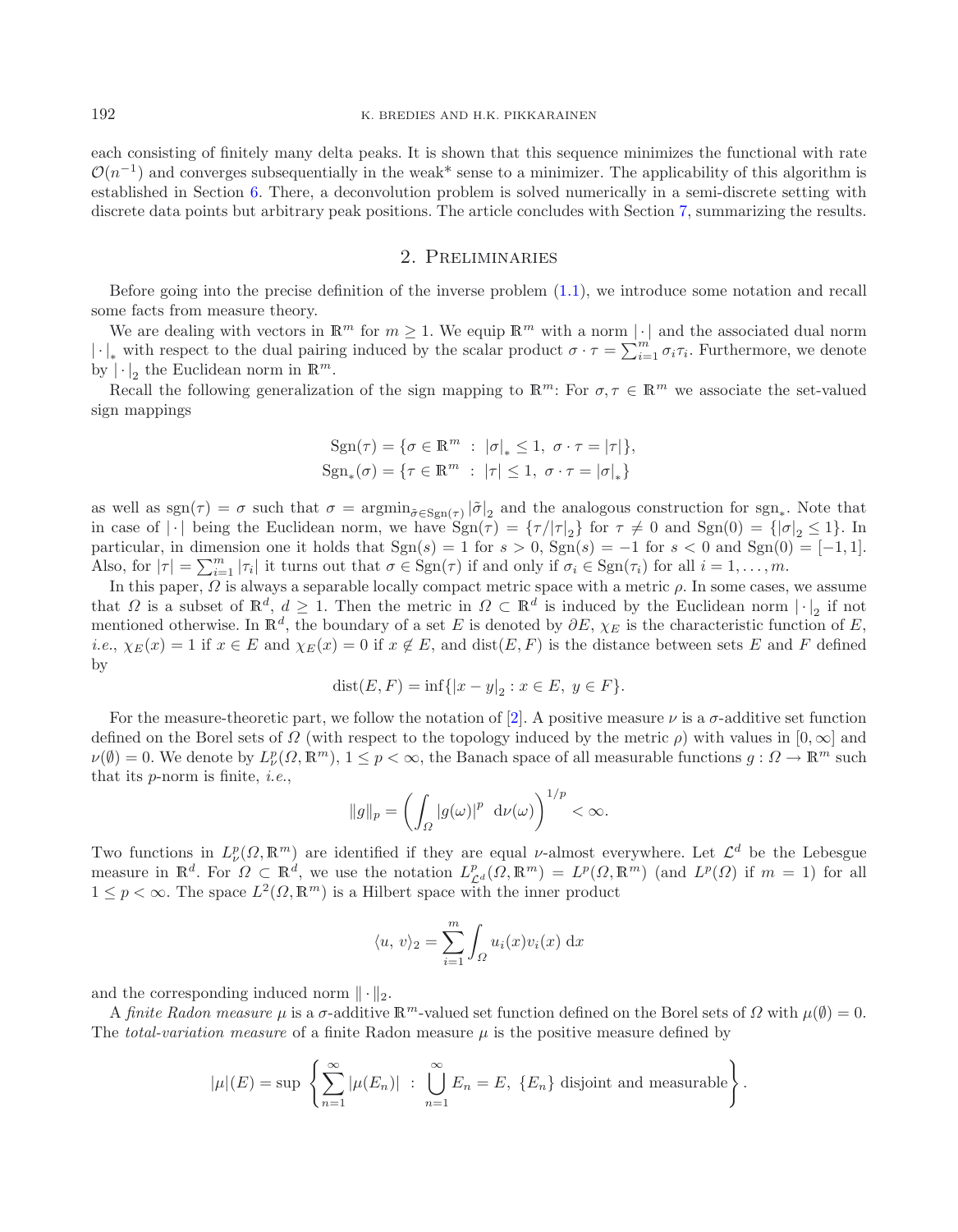each consisting of finitely many delta peaks. It is shown that this sequence minimizes the functional with rate $\mathcal{O}(n^{-1})$ and converges subsequentially in the weak* sense to a minimizer. The applicability of this algorithm is established in Section 6. There, a deconvolution problem is solved numerically in a semi-discrete setting with discrete data points but arbitrary peak positions. The article concludes with Section 7, summarizing the results.

## 2. Preliminaries

Before going into the precise definition of the inverse problem (1.1), we introduce some notation and recall some facts from measure theory.

We are dealing with vectors in $\mathbb{R}^m$ for $m \geq 1$. We equip $\mathbb{R}^m$ with a norm $|\cdot|$ and the associated dual norm $|\cdot|_*$ with respect to the dual pairing induced by the scalar product $\sigma \cdot \tau = \sum_{i=1}^m \sigma_i \tau_i$. Furthermore, we denote by $|\cdot|_2$ the Euclidean norm in $\mathbb{R}^m$.

Recall the following generalization of the sign mapping to $\mathbb{R}^m$: For $\sigma, \tau \in \mathbb{R}^m$ we associate the set-valued sign mappings

$$\operatorname{Sgn}(\tau) = \{\sigma \in \mathbb{R}^m \ : \ |\sigma|_* \leq 1, \ \sigma \cdot \tau = |\tau|\},$$
$$\operatorname{Sgn}_*(\sigma) = \{\tau \in \mathbb{R}^m \ : \ |\tau| \leq 1, \ \sigma \cdot \tau = |\sigma|_*\}$$

as well as $\operatorname{sgn}(\tau) = \sigma$ such that $\sigma = \operatorname{argmin}_{\tilde{\sigma} \in \operatorname{Sgn}(\tau)} |\tilde{\sigma}|_2$ and the analogous construction for $\operatorname{sgn}_*$. Note that in case of $|\cdot|$ being the Euclidean norm, we have $\operatorname{Sgn}(\tau) = \{\tau / |\tau|_2\}$ for $\tau \neq 0$ and $\operatorname{Sgn}(0) = \{|\sigma|_2 \leq 1\}$. In particular, in dimension one it holds that $\operatorname{Sgn}(s) = 1$ for $s > 0$, $\operatorname{Sgn}(s) = -1$ for $s < 0$ and $\operatorname{Sgn}(0) = [-1, 1]$. Also, for $|\tau| = \sum_{i=1}^m |\tau_i|$ it turns out that $\sigma \in \operatorname{Sgn}(\tau)$ if and only if $\sigma_i \in \operatorname{Sgn}(\tau_i)$ for all $i = 1, \ldots, m$.

In this paper, $\Omega$ is always a separable locally compact metric space with a metric $\rho$. In some cases, we assume that $\Omega$ is a subset of $\mathbb{R}^d$, $d \geq 1$. Then the metric in $\Omega \subset \mathbb{R}^d$ is induced by the Euclidean norm $|\cdot|_2$ if not mentioned otherwise. In $\mathbb{R}^d$, the boundary of a set $E$ is denoted by $\partial E$, $\chi_E$ is the characteristic function of $E$, *i.e.*, $\chi_E(x) = 1$ if $x \in E$ and $\chi_E(x) = 0$ if $x \notin E$, and $\operatorname{dist}(E, F)$ is the distance between sets $E$ and $F$ defined by

$$\operatorname{dist}(E, F) = \inf\{|x - y|_2 : x \in E, \ y \in F\}.$$

For the measure-theoretic part, we follow the notation of [2]. A positive measure $\nu$ is a $\sigma$-additive set function defined on the Borel sets of $\Omega$ (with respect to the topology induced by the metric $\rho$) with values in $[0, \infty]$ and $\nu(\emptyset) = 0$. We denote by $L^p_\nu(\Omega, \mathbb{R}^m)$, $1 \leq p < \infty$, the Banach space of all measurable functions $g : \Omega \to \mathbb{R}^m$ such that its $p$-norm is finite, *i.e.*,

$$\|g\|_p = \left( \int_\Omega |g(\omega)|^p \ \mathrm{d}\nu(\omega) \right)^{1/p} < \infty.$$

Two functions in $L^p_\nu(\Omega, \mathbb{R}^m)$ are identified if they are equal $\nu$-almost everywhere. Let $\mathcal{L}^d$ be the Lebesgue measure in $\mathbb{R}^d$. For $\Omega \subset \mathbb{R}^d$, we use the notation $L^p_{\mathcal{L}^d}(\Omega, \mathbb{R}^m) = L^p(\Omega, \mathbb{R}^m)$ (and $L^p(\Omega)$ if $m = 1$) for all $1 \leq p < \infty$. The space $L^2(\Omega, \mathbb{R}^m)$ is a Hilbert space with the inner product

$$\langle u, \, v \rangle_2 = \sum_{i=1}^m \int_\Omega u_i(x) v_i(x) \ \mathrm{d}x$$

and the corresponding induced norm $\|\cdot\|_2$.

A *finite Radon measure* $\mu$ is a $\sigma$-additive $\mathbb{R}^m$-valued set function defined on the Borel sets of $\Omega$ with $\mu(\emptyset) = 0$. The *total-variation measure* of a finite Radon measure $\mu$ is the positive measure defined by

$$|\mu|(E) = \sup \left\{ \sum_{n=1}^\infty |\mu(E_n)| \ : \ \bigcup_{n=1}^\infty E_n = E, \ \{E_n\} \text{ disjoint and measurable} \right\}.$$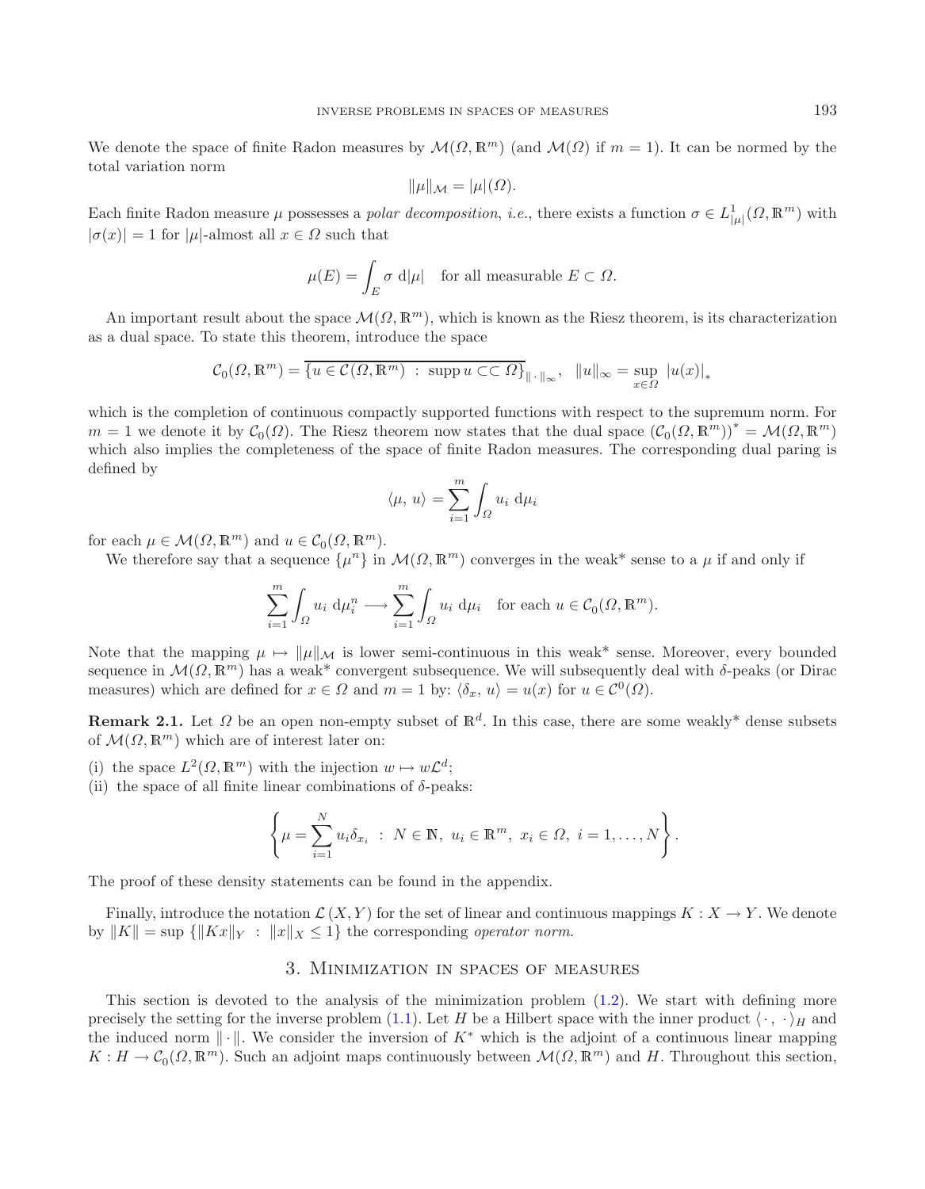We denote the space of finite Radon measures by $\mathcal{M}(\Omega, \mathbb{R}^m)$ (and $\mathcal{M}(\Omega)$ if $m = 1$). It can be normed by the total variation norm

$$\|\mu\|_{\mathcal{M}} = |\mu|(\Omega).$$

Each finite Radon measure $\mu$ possesses a *polar decomposition*, *i.e.*, there exists a function $\sigma \in L^1_{|\mu|}(\Omega, \mathbb{R}^m)$ with $|\sigma(x)| = 1$ for $|\mu|$-almost all $x \in \Omega$ such that

$$\mu(E) = \int_E \sigma \, \mathrm{d}|\mu| \quad \text{for all measurable } E \subset \Omega.$$

An important result about the space $\mathcal{M}(\Omega, \mathbb{R}^m)$, which is known as the Riesz theorem, is its characterization as a dual space. To state this theorem, introduce the space

$$\mathcal{C}_0(\Omega, \mathbb{R}^m) = \overline{\{u \in \mathcal{C}(\Omega, \mathbb{R}^m) \ : \ \operatorname{supp} u \subset\subset \Omega\}}_{\|\cdot\|_\infty}, \quad \|u\|_\infty = \sup_{x \in \Omega} |u(x)|_*$$

which is the completion of continuous compactly supported functions with respect to the supremum norm. For $m = 1$ we denote it by $\mathcal{C}_0(\Omega)$. The Riesz theorem now states that the dual space $(\mathcal{C}_0(\Omega, \mathbb{R}^m))^* = \mathcal{M}(\Omega, \mathbb{R}^m)$ which also implies the completeness of the space of finite Radon measures. The corresponding dual paring is defined by

$$\langle \mu, \, u \rangle = \sum_{i=1}^m \int_\Omega u_i \, \mathrm{d}\mu_i$$

for each $\mu \in \mathcal{M}(\Omega, \mathbb{R}^m)$ and $u \in \mathcal{C}_0(\Omega, \mathbb{R}^m)$.

We therefore say that a sequence $\{\mu^n\}$ in $\mathcal{M}(\Omega, \mathbb{R}^m)$ converges in the weak* sense to a $\mu$ if and only if

$$\sum_{i=1}^m \int_\Omega u_i \, \mathrm{d}\mu_i^n \longrightarrow \sum_{i=1}^m \int_\Omega u_i \, \mathrm{d}\mu_i \quad \text{for each } u \in \mathcal{C}_0(\Omega, \mathbb{R}^m).$$

Note that the mapping $\mu \mapsto \|\mu\|_{\mathcal{M}}$ is lower semi-continuous in this weak* sense. Moreover, every bounded sequence in $\mathcal{M}(\Omega, \mathbb{R}^m)$ has a weak* convergent subsequence. We will subsequently deal with $\delta$-peaks (or Dirac measures) which are defined for $x \in \Omega$ and $m = 1$ by: $\langle \delta_x, \, u \rangle = u(x)$ for $u \in \mathcal{C}^0(\Omega)$.

**Remark 2.1.** Let $\Omega$ be an open non-empty subset of $\mathbb{R}^d$. In this case, there are some weakly* dense subsets of $\mathcal{M}(\Omega, \mathbb{R}^m)$ which are of interest later on:

(i) the space $L^2(\Omega, \mathbb{R}^m)$ with the injection $w \mapsto w\mathcal{L}^d$;

(ii) the space of all finite linear combinations of $\delta$-peaks:

$$\left\{ \mu = \sum_{i=1}^N u_i \delta_{x_i} \ : \ N \in \mathbb{N}, \ u_i \in \mathbb{R}^m, \ x_i \in \Omega, \ i = 1, \ldots, N \right\}.$$

The proof of these density statements can be found in the appendix.

Finally, introduce the notation $\mathcal{L}(X, Y)$ for the set of linear and continuous mappings $K : X \to Y$. We denote by $\|K\| = \sup \{\|Kx\|_Y \ : \ \|x\|_X \leq 1\}$ the corresponding *operator norm*.

## 3. Minimization in spaces of measures

This section is devoted to the analysis of the minimization problem (1.2). We start with defining more precisely the setting for the inverse problem (1.1). Let $H$ be a Hilbert space with the inner product $\langle \cdot \, , \, \cdot \rangle_H$ and the induced norm $\|\cdot\|$. We consider the inversion of $K^*$ which is the adjoint of a continuous linear mapping $K : H \to \mathcal{C}_0(\Omega, \mathbb{R}^m)$. Such an adjoint maps continuously between $\mathcal{M}(\Omega, \mathbb{R}^m)$ and $H$. Throughout this section,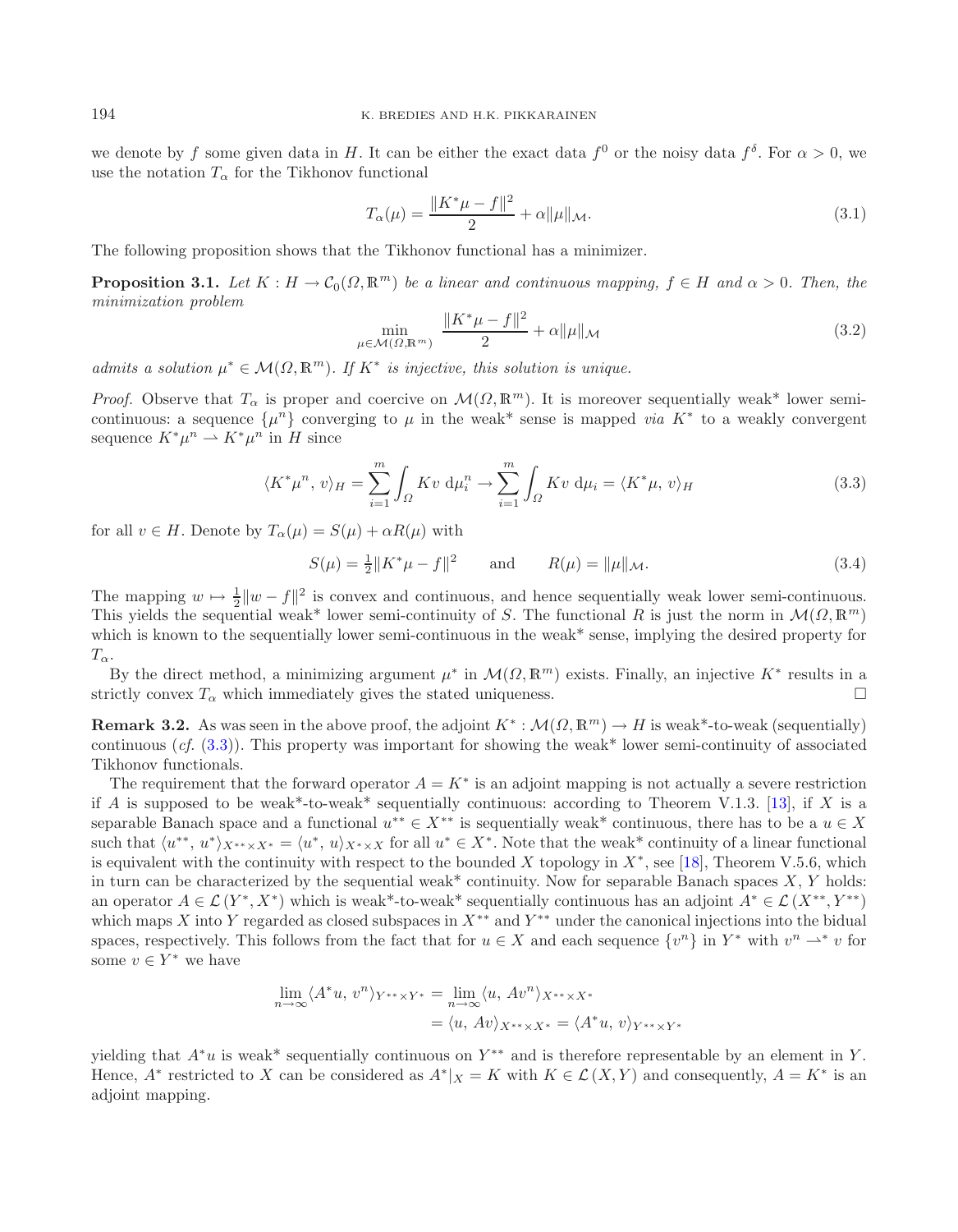we denote by $f$ some given data in $H$. It can be either the exact data $f^0$ or the noisy data $f^\delta$. For $\alpha > 0$, we use the notation $T_\alpha$ for the Tikhonov functional

$$T_\alpha(\mu) = \frac{\|K^*\mu - f\|^2}{2} + \alpha\|\mu\|_{\mathcal{M}}. \tag{3.1}$$

The following proposition shows that the Tikhonov functional has a minimizer.

**Proposition 3.1.** *Let $K : H \to \mathcal{C}_0(\Omega, \mathbb{R}^m)$ be a linear and continuous mapping, $f \in H$ and $\alpha > 0$. Then, the minimization problem*

$$\min_{\mu \in \mathcal{M}(\Omega,\mathbb{R}^m)} \frac{\|K^*\mu - f\|^2}{2} + \alpha\|\mu\|_{\mathcal{M}} \tag{3.2}$$

*admits a solution $\mu^* \in \mathcal{M}(\Omega, \mathbb{R}^m)$. If $K^*$ is injective, this solution is unique.*

*Proof.* Observe that $T_\alpha$ is proper and coercive on $\mathcal{M}(\Omega, \mathbb{R}^m)$. It is moreover sequentially weak* lower semi-continuous: a sequence $\{\mu^n\}$ converging to $\mu$ in the weak* sense is mapped *via* $K^*$ to a weakly convergent sequence $K^*\mu^n \rightharpoonup K^*\mu^n$ in $H$ since

$$\langle K^*\mu^n, v\rangle_H = \sum_{i=1}^m \int_\Omega Kv \, \mathrm{d}\mu_i^n \to \sum_{i=1}^m \int_\Omega Kv \, \mathrm{d}\mu_i = \langle K^*\mu, v\rangle_H \tag{3.3}$$

for all $v \in H$. Denote by $T_\alpha(\mu) = S(\mu) + \alpha R(\mu)$ with

$$S(\mu) = \tfrac{1}{2}\|K^*\mu - f\|^2 \qquad \text{and} \qquad R(\mu) = \|\mu\|_{\mathcal{M}}. \tag{3.4}$$

The mapping $w \mapsto \frac{1}{2}\|w - f\|^2$ is convex and continuous, and hence sequentially weak lower semi-continuous. This yields the sequential weak* lower semi-continuity of $S$. The functional $R$ is just the norm in $\mathcal{M}(\Omega, \mathbb{R}^m)$ which is known to the sequentially lower semi-continuous in the weak* sense, implying the desired property for $T_\alpha$.

By the direct method, a minimizing argument $\mu^*$ in $\mathcal{M}(\Omega, \mathbb{R}^m)$ exists. Finally, an injective $K^*$ results in a strictly convex $T_\alpha$ which immediately gives the stated uniqueness. □

**Remark 3.2.** As was seen in the above proof, the adjoint $K^* : \mathcal{M}(\Omega, \mathbb{R}^m) \to H$ is weak*-to-weak (sequentially) continuous (*cf.* (3.3)). This property was important for showing the weak* lower semi-continuity of associated Tikhonov functionals.

The requirement that the forward operator $A = K^*$ is an adjoint mapping is not actually a severe restriction if $A$ is supposed to be weak*-to-weak* sequentially continuous: according to Theorem V.1.3. [13], if $X$ is a separable Banach space and a functional $u^{**} \in X^{**}$ is sequentially weak* continuous, there has to be a $u \in X$ such that $\langle u^{**}, u^*\rangle_{X^{**}\times X^*} = \langle u^*, u\rangle_{X^*\times X}$ for all $u^* \in X^*$. Note that the weak* continuity of a linear functional is equivalent with the continuity with respect to the bounded $X$ topology in $X^*$, see [18], Theorem V.5.6, which in turn can be characterized by the sequential weak* continuity. Now for separable Banach spaces $X, Y$ holds: an operator $A \in \mathcal{L}(Y^*, X^*)$ which is weak*-to-weak* sequentially continuous has an adjoint $A^* \in \mathcal{L}(X^{**}, Y^{**})$ which maps $X$ into $Y$ regarded as closed subspaces in $X^{**}$ and $Y^{**}$ under the canonical injections into the bidual spaces, respectively. This follows from the fact that for $u \in X$ and each sequence $\{v^n\}$ in $Y^*$ with $v^n \rightharpoonup^* v$ for some $v \in Y^*$ we have

$$\begin{aligned}
\lim_{n\to\infty} \langle A^*u, v^n\rangle_{Y^{**}\times Y^*} &= \lim_{n\to\infty} \langle u, Av^n\rangle_{X^{**}\times X^*} \\
&= \langle u, Av\rangle_{X^{**}\times X^*} = \langle A^*u, v\rangle_{Y^{**}\times Y^*}
\end{aligned}$$

yielding that $A^*u$ is weak* sequentially continuous on $Y^{**}$ and is therefore representable by an element in $Y$. Hence, $A^*$ restricted to $X$ can be considered as $A^*|_X = K$ with $K \in \mathcal{L}(X, Y)$ and consequently, $A = K^*$ is an adjoint mapping.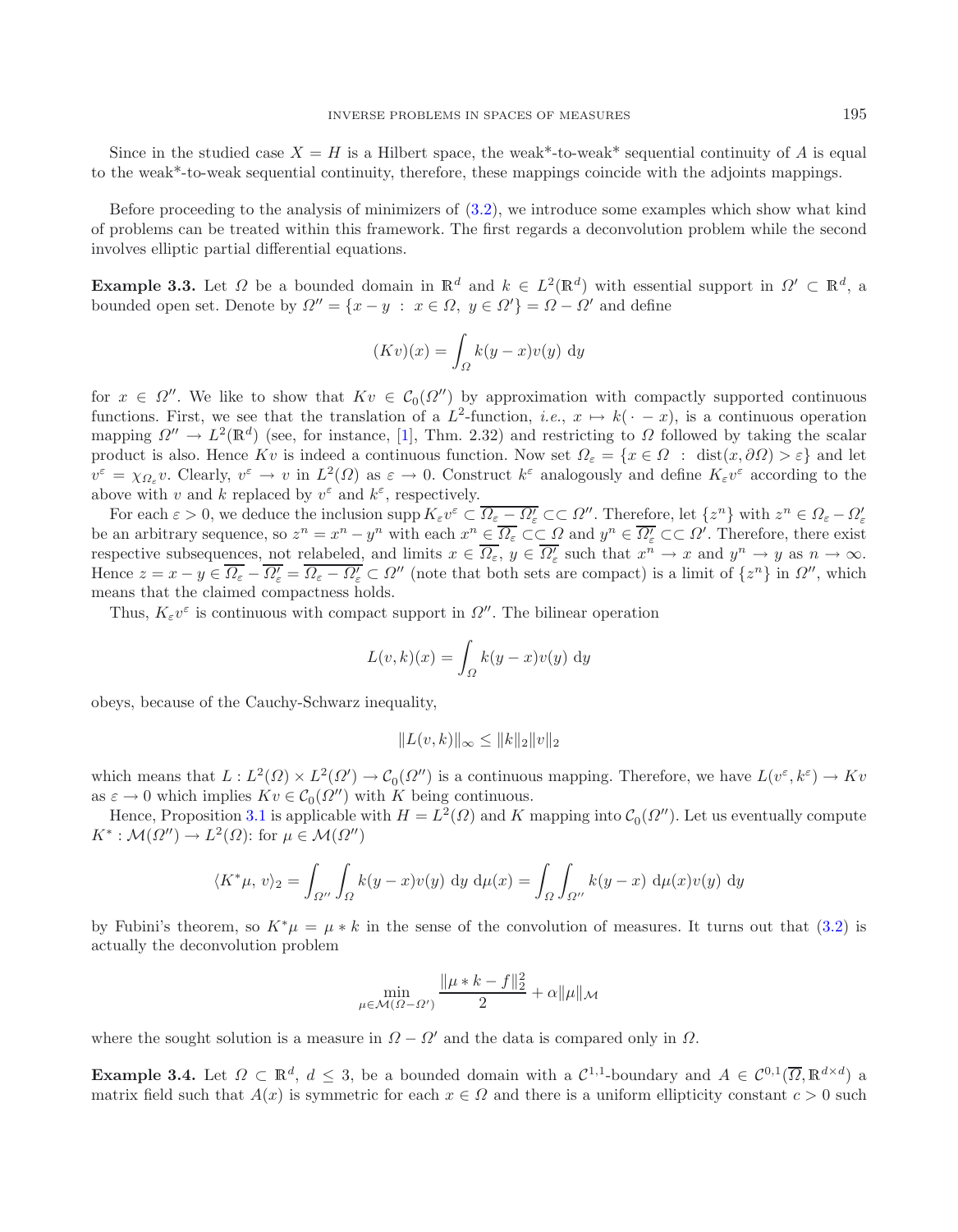Since in the studied case $X = H$ is a Hilbert space, the weak*-to-weak* sequential continuity of $A$ is equal to the weak*-to-weak sequential continuity, therefore, these mappings coincide with the adjoints mappings.

Before proceeding to the analysis of minimizers of (3.2), we introduce some examples which show what kind of problems can be treated within this framework. The first regards a deconvolution problem while the second involves elliptic partial differential equations.

**Example 3.3.** Let $\Omega$ be a bounded domain in $\mathbb{R}^d$ and $k \in L^2(\mathbb{R}^d)$ with essential support in $\Omega' \subset \mathbb{R}^d$, a bounded open set. Denote by $\Omega'' = \{x - y \; : \; x \in \Omega, \; y \in \Omega'\} = \Omega - \Omega'$ and define

$$(Kv)(x) = \int_\Omega k(y - x)v(y) \; \mathrm{d}y$$

for $x \in \Omega''$. We like to show that $Kv \in \mathcal{C}_0(\Omega'')$ by approximation with compactly supported continuous functions. First, we see that the translation of a $L^2$-function, *i.e.*, $x \mapsto k(\,\cdot\, - x)$, is a continuous operation mapping $\Omega'' \to L^2(\mathbb{R}^d)$ (see, for instance, [1], Thm. 2.32) and restricting to $\Omega$ followed by taking the scalar product is also. Hence $Kv$ is indeed a continuous function. Now set $\Omega_\varepsilon = \{x \in \Omega \; : \; \mathrm{dist}(x, \partial\Omega) > \varepsilon\}$ and let $v^\varepsilon = \chi_{\Omega_\varepsilon} v$. Clearly, $v^\varepsilon \to v$ in $L^2(\Omega)$ as $\varepsilon \to 0$. Construct $k^\varepsilon$ analogously and define $K_\varepsilon v^\varepsilon$ according to the above with $v$ and $k$ replaced by $v^\varepsilon$ and $k^\varepsilon$, respectively.

For each $\varepsilon > 0$, we deduce the inclusion $\operatorname{supp} K_\varepsilon v^\varepsilon \subset \overline{\Omega_\varepsilon - \Omega'_\varepsilon} \subset\subset \Omega''$. Therefore, let $\{z^n\}$ with $z^n \in \Omega_\varepsilon - \Omega'_\varepsilon$ be an arbitrary sequence, so $z^n = x^n - y^n$ with each $x^n \in \overline{\Omega_\varepsilon} \subset\subset \Omega$ and $y^n \in \overline{\Omega'_\varepsilon} \subset\subset \Omega'$. Therefore, there exist respective subsequences, not relabeled, and limits $x \in \overline{\Omega_\varepsilon}$, $y \in \overline{\Omega'_\varepsilon}$ such that $x^n \to x$ and $y^n \to y$ as $n \to \infty$. Hence $z = x - y \in \overline{\Omega_\varepsilon} - \overline{\Omega'_\varepsilon} = \overline{\Omega_\varepsilon - \Omega'_\varepsilon} \subset \Omega''$ (note that both sets are compact) is a limit of $\{z^n\}$ in $\Omega''$, which means that the claimed compactness holds.

Thus, $K_\varepsilon v^\varepsilon$ is continuous with compact support in $\Omega''$. The bilinear operation

$$L(v, k)(x) = \int_\Omega k(y - x)v(y) \; \mathrm{d}y$$

obeys, because of the Cauchy-Schwarz inequality,

$$\|L(v, k)\|_\infty \leq \|k\|_2 \|v\|_2$$

which means that $L : L^2(\Omega) \times L^2(\Omega') \to \mathcal{C}_0(\Omega'')$ is a continuous mapping. Therefore, we have $L(v^\varepsilon, k^\varepsilon) \to Kv$ as $\varepsilon \to 0$ which implies $Kv \in \mathcal{C}_0(\Omega'')$ with $K$ being continuous.

Hence, Proposition 3.1 is applicable with $H = L^2(\Omega)$ and $K$ mapping into $\mathcal{C}_0(\Omega'')$. Let us eventually compute $K^* : \mathcal{M}(\Omega'') \to L^2(\Omega)$: for $\mu \in \mathcal{M}(\Omega'')$

$$\langle K^*\mu, \, v\rangle_2 = \int_{\Omega''} \int_\Omega k(y - x)v(y) \; \mathrm{d}y \; \mathrm{d}\mu(x) = \int_\Omega \int_{\Omega''} k(y - x) \; \mathrm{d}\mu(x) v(y) \; \mathrm{d}y$$

by Fubini's theorem, so $K^*\mu = \mu * k$ in the sense of the convolution of measures. It turns out that (3.2) is actually the deconvolution problem

$$\min_{\mu \in \mathcal{M}(\Omega - \Omega')} \frac{\|\mu * k - f\|_2^2}{2} + \alpha \|\mu\|_\mathcal{M}$$

where the sought solution is a measure in $\Omega - \Omega'$ and the data is compared only in $\Omega$.

**Example 3.4.** Let $\Omega \subset \mathbb{R}^d$, $d \leq 3$, be a bounded domain with a $\mathcal{C}^{1,1}$-boundary and $A \in \mathcal{C}^{0,1}(\overline{\Omega}, \mathbb{R}^{d \times d})$ a matrix field such that $A(x)$ is symmetric for each $x \in \Omega$ and there is a uniform ellipticity constant $c > 0$ such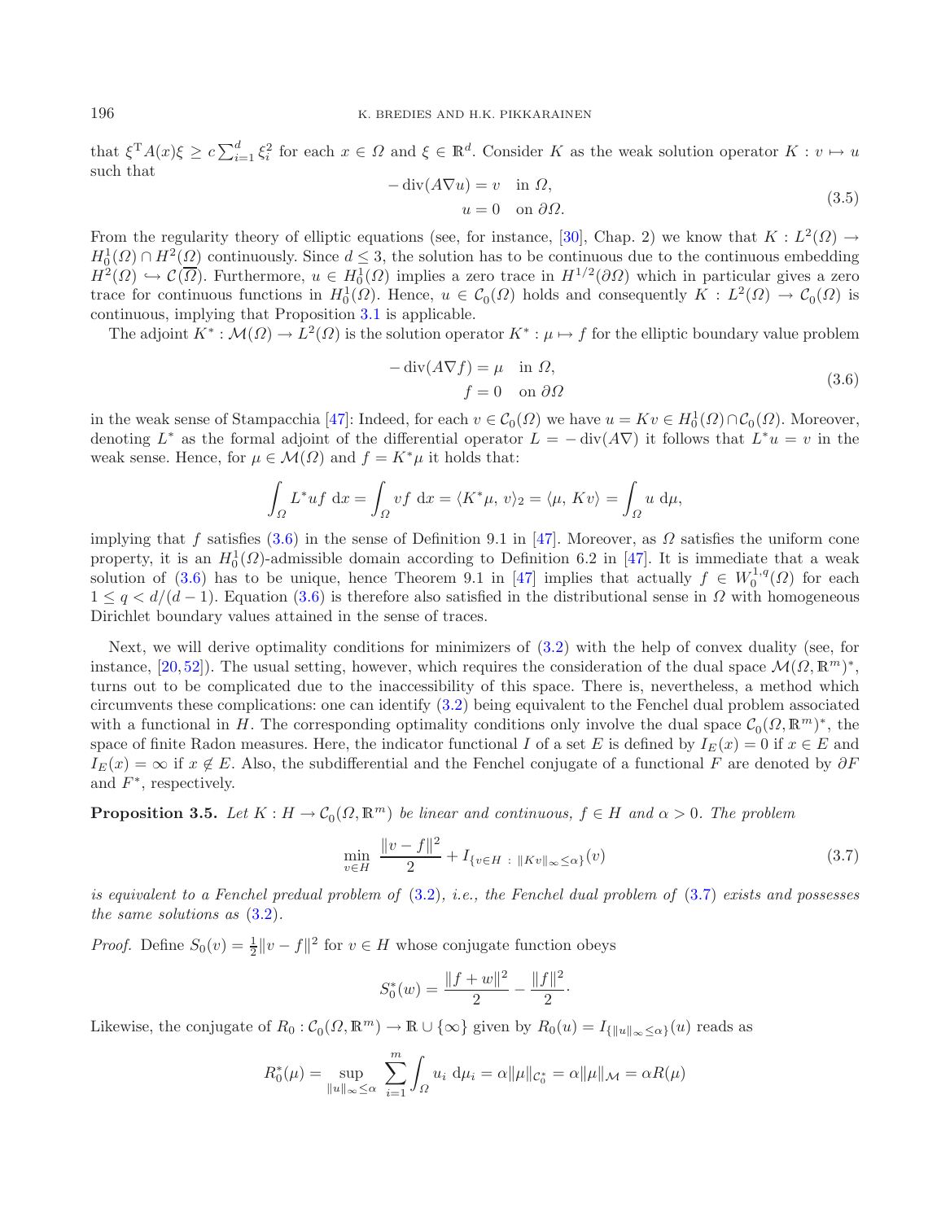that $\xi^{\mathrm{T}} A(x)\xi \geq c\sum_{i=1}^{d} \xi_i^2$ for each $x \in \Omega$ and $\xi \in \mathbb{R}^d$. Consider $K$ as the weak solution operator $K : v \mapsto u$ such that

$$
\begin{aligned}
-\operatorname{div}(A\nabla u) &= v \quad \text{in } \Omega,\\
u &= 0 \quad \text{on } \partial\Omega.
\end{aligned}
\tag{3.5}
$$

From the regularity theory of elliptic equations (see, for instance, [30], Chap. 2) we know that $K : L^2(\Omega) \to H_0^1(\Omega) \cap H^2(\Omega)$ continuously. Since $d \leq 3$, the solution has to be continuous due to the continuous embedding $H^2(\Omega) \hookrightarrow \mathcal{C}(\overline{\Omega})$. Furthermore, $u \in H_0^1(\Omega)$ implies a zero trace in $H^{1/2}(\partial\Omega)$ which in particular gives a zero trace for continuous functions in $H_0^1(\Omega)$. Hence, $u \in \mathcal{C}_0(\Omega)$ holds and consequently $K : L^2(\Omega) \to \mathcal{C}_0(\Omega)$ is continuous, implying that Proposition 3.1 is applicable.

The adjoint $K^* : \mathcal{M}(\Omega) \to L^2(\Omega)$ is the solution operator $K^* : \mu \mapsto f$ for the elliptic boundary value problem

$$
\begin{aligned}
-\operatorname{div}(A\nabla f) &= \mu \quad \text{in } \Omega,\\
f &= 0 \quad \text{on } \partial\Omega
\end{aligned}
\tag{3.6}
$$

in the weak sense of Stampacchia [47]: Indeed, for each $v \in \mathcal{C}_0(\Omega)$ we have $u = Kv \in H_0^1(\Omega) \cap \mathcal{C}_0(\Omega)$. Moreover, denoting $L^*$ as the formal adjoint of the differential operator $L = -\operatorname{div}(A\nabla)$ it follows that $L^*u = v$ in the weak sense. Hence, for $\mu \in \mathcal{M}(\Omega)$ and $f = K^*\mu$ it holds that:

$$
\int_\Omega L^*uf \;\mathrm{d}x = \int_\Omega vf \;\mathrm{d}x = \langle K^*\mu, v\rangle_2 = \langle \mu, Kv\rangle = \int_\Omega u \;\mathrm{d}\mu,
$$

implying that $f$ satisfies (3.6) in the sense of Definition 9.1 in [47]. Moreover, as $\Omega$ satisfies the uniform cone property, it is an $H_0^1(\Omega)$-admissible domain according to Definition 6.2 in [47]. It is immediate that a weak solution of (3.6) has to be unique, hence Theorem 9.1 in [47] implies that actually $f \in W_0^{1,q}(\Omega)$ for each $1 \leq q < d/(d-1)$. Equation (3.6) is therefore also satisfied in the distributional sense in $\Omega$ with homogeneous Dirichlet boundary values attained in the sense of traces.

Next, we will derive optimality conditions for minimizers of (3.2) with the help of convex duality (see, for instance, [20,52]). The usual setting, however, which requires the consideration of the dual space $\mathcal{M}(\Omega, \mathbb{R}^m)^*$, turns out to be complicated due to the inaccessibility of this space. There is, nevertheless, a method which circumvents these complications: one can identify (3.2) being equivalent to the Fenchel dual problem associated with a functional in $H$. The corresponding optimality conditions only involve the dual space $\mathcal{C}_0(\Omega, \mathbb{R}^m)^*$, the space of finite Radon measures. Here, the indicator functional $I$ of a set $E$ is defined by $I_E(x) = 0$ if $x \in E$ and $I_E(x) = \infty$ if $x \notin E$. Also, the subdifferential and the Fenchel conjugate of a functional $F$ are denoted by $\partial F$ and $F^*$, respectively.

**Proposition 3.5.** *Let $K : H \to \mathcal{C}_0(\Omega, \mathbb{R}^m)$ be linear and continuous, $f \in H$ and $\alpha > 0$. The problem*

$$
\min_{v\in H} \; \frac{\|v - f\|^2}{2} + I_{\{v\in H \;:\; \|Kv\|_\infty \leq \alpha\}}(v)
\tag{3.7}
$$

*is equivalent to a Fenchel predual problem of (3.2), i.e., the Fenchel dual problem of (3.7) exists and possesses the same solutions as (3.2).*

*Proof.* Define $S_0(v) = \frac{1}{2}\|v - f\|^2$ for $v \in H$ whose conjugate function obeys

$$
S_0^*(w) = \frac{\|f + w\|^2}{2} - \frac{\|f\|^2}{2}\cdot
$$

Likewise, the conjugate of $R_0 : \mathcal{C}_0(\Omega, \mathbb{R}^m) \to \mathbb{R} \cup \{\infty\}$ given by $R_0(u) = I_{\{\|u\|_\infty \leq \alpha\}}(u)$ reads as

$$
R_0^*(\mu) = \sup_{\|u\|_\infty \leq \alpha} \; \sum_{i=1}^m \int_\Omega u_i \;\mathrm{d}\mu_i = \alpha\|\mu\|_{\mathcal{C}_0^*} = \alpha\|\mu\|_{\mathcal{M}} = \alpha R(\mu)
$$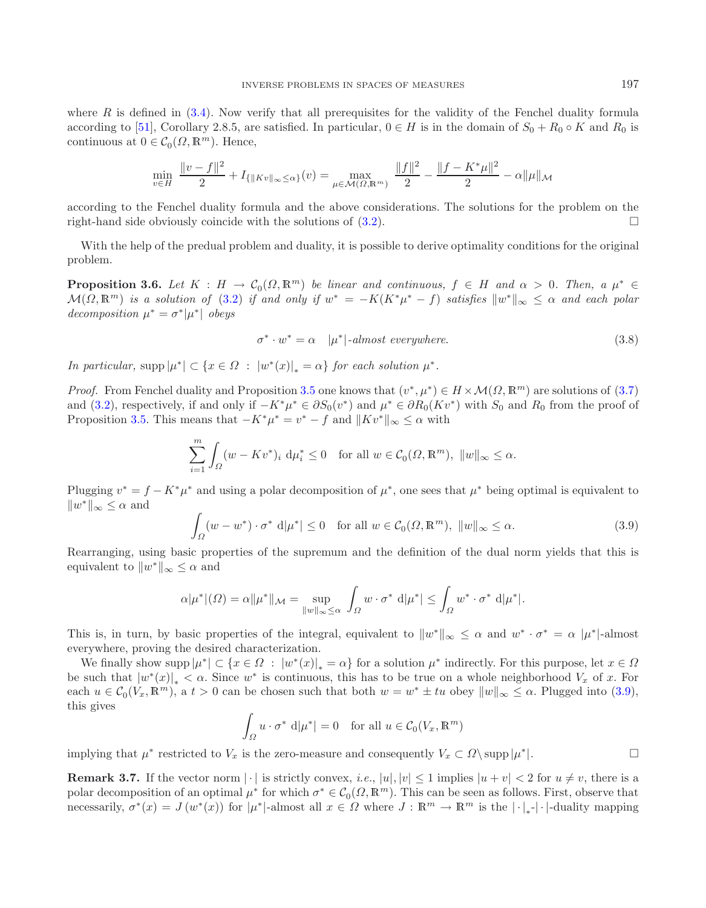where $R$ is defined in (3.4). Now verify that all prerequisites for the validity of the Fenchel duality formula according to [51], Corollary 2.8.5, are satisfied. In particular, $0 \in H$ is in the domain of $S_0 + R_0 \circ K$ and $R_0$ is continuous at $0 \in \mathcal{C}_0(\Omega, \mathbb{R}^m)$. Hence,

$$\min_{v \in H} \frac{\|v - f\|^2}{2} + I_{\{\|Kv\|_\infty \le \alpha\}}(v) = \max_{\mu \in \mathcal{M}(\Omega, \mathbb{R}^m)} \frac{\|f\|^2}{2} - \frac{\|f - K^*\mu\|^2}{2} - \alpha \|\mu\|_{\mathcal{M}}$$

according to the Fenchel duality formula and the above considerations. The solutions for the problem on the right-hand side obviously coincide with the solutions of (3.2). $\square$

With the help of the predual problem and duality, it is possible to derive optimality conditions for the original problem.

**Proposition 3.6.** *Let $K : H \to \mathcal{C}_0(\Omega, \mathbb{R}^m)$ be linear and continuous, $f \in H$ and $\alpha > 0$. Then, a $\mu^* \in \mathcal{M}(\Omega, \mathbb{R}^m)$ is a solution of (3.2) if and only if $w^* = -K(K^*\mu^* - f)$ satisfies $\|w^*\|_\infty \le \alpha$ and each polar decomposition $\mu^* = \sigma^* |\mu^*|$ obeys*

$$\sigma^* \cdot w^* = \alpha \quad |\mu^*|\text{-almost everywhere.} \tag{3.8}$$

*In particular,* $\operatorname{supp} |\mu^*| \subset \{x \in \Omega \ : \ |w^*(x)|_* = \alpha\}$ *for each solution* $\mu^*$.

*Proof.* From Fenchel duality and Proposition 3.5 one knows that $(v^*, \mu^*) \in H \times \mathcal{M}(\Omega, \mathbb{R}^m)$ are solutions of (3.7) and (3.2), respectively, if and only if $-K^*\mu^* \in \partial S_0(v^*)$ and $\mu^* \in \partial R_0(Kv^*)$ with $S_0$ and $R_0$ from the proof of Proposition 3.5. This means that $-K^*\mu^* = v^* - f$ and $\|Kv^*\|_\infty \le \alpha$ with

$$\sum_{i=1}^m \int_\Omega (w - Kv^*)_i \ \mathrm{d}\mu_i^* \le 0 \quad \text{for all } w \in \mathcal{C}_0(\Omega, \mathbb{R}^m), \ \|w\|_\infty \le \alpha.$$

Plugging $v^* = f - K^*\mu^*$ and using a polar decomposition of $\mu^*$, one sees that $\mu^*$ being optimal is equivalent to $\|w^*\|_\infty \le \alpha$ and

$$\int_\Omega (w - w^*) \cdot \sigma^* \ \mathrm{d}|\mu^*| \le 0 \quad \text{for all } w \in \mathcal{C}_0(\Omega, \mathbb{R}^m), \ \|w\|_\infty \le \alpha. \tag{3.9}$$

Rearranging, using basic properties of the supremum and the definition of the dual norm yields that this is equivalent to $\|w^*\|_\infty \le \alpha$ and

$$\alpha |\mu^*|(\Omega) = \alpha \|\mu^*\|_{\mathcal{M}} = \sup_{\|w\|_\infty \le \alpha} \int_\Omega w \cdot \sigma^* \ \mathrm{d}|\mu^*| \le \int_\Omega w^* \cdot \sigma^* \ \mathrm{d}|\mu^*|.$$

This is, in turn, by basic properties of the integral, equivalent to $\|w^*\|_\infty \le \alpha$ and $w^* \cdot \sigma^* = \alpha$ $|\mu^*|$-almost everywhere, proving the desired characterization.

We finally show $\operatorname{supp} |\mu^*| \subset \{x \in \Omega \ : \ |w^*(x)|_* = \alpha\}$ for a solution $\mu^*$ indirectly. For this purpose, let $x \in \Omega$ be such that $|w^*(x)|_* < \alpha$. Since $w^*$ is continuous, this has to be true on a whole neighborhood $V_x$ of $x$. For each $u \in \mathcal{C}_0(V_x, \mathbb{R}^m)$, a $t > 0$ can be chosen such that both $w = w^* \pm tu$ obey $\|w\|_\infty \le \alpha$. Plugged into (3.9), this gives

$$\int_\Omega u \cdot \sigma^* \ \mathrm{d}|\mu^*| = 0 \quad \text{for all } u \in \mathcal{C}_0(V_x, \mathbb{R}^m)$$

implying that $\mu^*$ restricted to $V_x$ is the zero-measure and consequently $V_x \subset \Omega \backslash \operatorname{supp} |\mu^*|$. $\square$

**Remark 3.7.** If the vector norm $|\cdot|$ is strictly convex, *i.e.*, $|u|, |v| \le 1$ implies $|u + v| < 2$ for $u \ne v$, there is a polar decomposition of an optimal $\mu^*$ for which $\sigma^* \in \mathcal{C}_0(\Omega, \mathbb{R}^m)$. This can be seen as follows. First, observe that necessarily, $\sigma^*(x) = J(w^*(x))$ for $|\mu^*|$-almost all $x \in \Omega$ where $J : \mathbb{R}^m \to \mathbb{R}^m$ is the $|\cdot|_*$-$|\cdot|$-duality mapping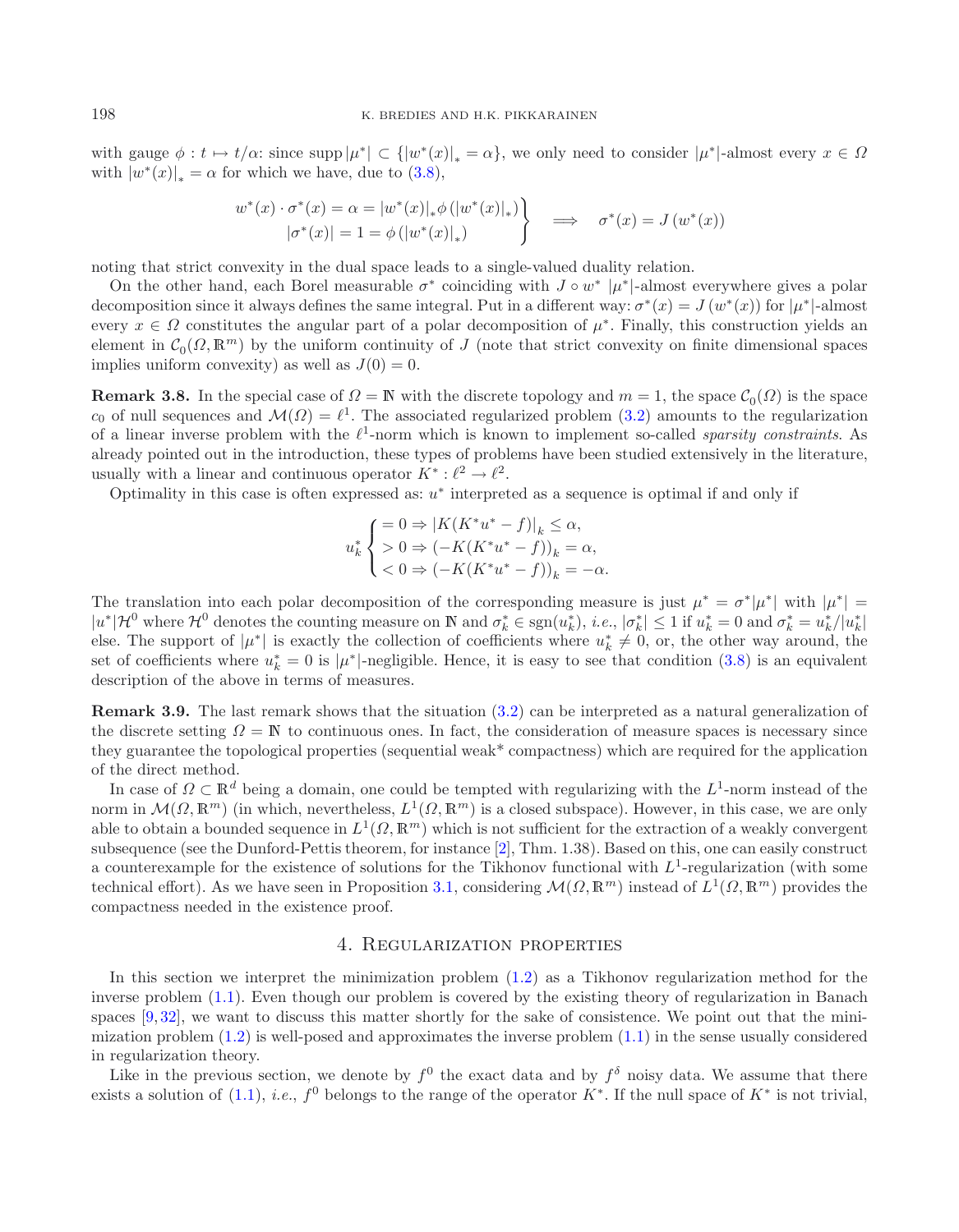with gauge $\phi : t \mapsto t/\alpha$: since $\operatorname{supp}|\mu^*| \subset \{|w^*(x)|_* = \alpha\}$, we only need to consider $|\mu^*|$-almost every $x \in \Omega$ with $|w^*(x)|_* = \alpha$ for which we have, due to (3.8),

$$\left.\begin{aligned} w^*(x) \cdot \sigma^*(x) = \alpha = |w^*(x)|_* \phi\left(|w^*(x)|_*\right) \\ |\sigma^*(x)| = 1 = \phi\left(|w^*(x)|_*\right) \end{aligned}\right\} \quad \Longrightarrow \quad \sigma^*(x) = J\left(w^*(x)\right)$$

noting that strict convexity in the dual space leads to a single-valued duality relation.

On the other hand, each Borel measurable $\sigma^*$ coinciding with $J \circ w^*$ $|\mu^*|$-almost everywhere gives a polar decomposition since it always defines the same integral. Put in a different way: $\sigma^*(x) = J\left(w^*(x)\right)$ for $|\mu^*|$-almost every $x \in \Omega$ constitutes the angular part of a polar decomposition of $\mu^*$. Finally, this construction yields an element in $\mathcal{C}_0(\Omega, \mathbb{R}^m)$ by the uniform continuity of $J$ (note that strict convexity on finite dimensional spaces implies uniform convexity) as well as $J(0) = 0$.

**Remark 3.8.** In the special case of $\Omega = \mathbb{N}$ with the discrete topology and $m = 1$, the space $\mathcal{C}_0(\Omega)$ is the space $c_0$ of null sequences and $\mathcal{M}(\Omega) = \ell^1$. The associated regularized problem (3.2) amounts to the regularization of a linear inverse problem with the $\ell^1$-norm which is known to implement so-called *sparsity constraints*. As already pointed out in the introduction, these types of problems have been studied extensively in the literature, usually with a linear and continuous operator $K^* : \ell^2 \to \ell^2$.

Optimality in this case is often expressed as: $u^*$ interpreted as a sequence is optimal if and only if

$$u_k^* \begin{cases} = 0 \Rightarrow |K(K^*u^* - f)|_k \leq \alpha, \\ > 0 \Rightarrow (-K(K^*u^* - f))_k = \alpha, \\ < 0 \Rightarrow (-K(K^*u^* - f))_k = -\alpha. \end{cases}$$

The translation into each polar decomposition of the corresponding measure is just $\mu^* = \sigma^*|\mu^*|$ with $|\mu^*| = |u^*|\mathcal{H}^0$ where $\mathcal{H}^0$ denotes the counting measure on $\mathbb{N}$ and $\sigma_k^* \in \operatorname{sgn}(u_k^*)$, *i.e.*, $|\sigma_k^*| \leq 1$ if $u_k^* = 0$ and $\sigma_k^* = u_k^*/|u_k^*|$ else. The support of $|\mu^*|$ is exactly the collection of coefficients where $u_k^* \neq 0$, or, the other way around, the set of coefficients where $u_k^* = 0$ is $|\mu^*|$-negligible. Hence, it is easy to see that condition (3.8) is an equivalent description of the above in terms of measures.

**Remark 3.9.** The last remark shows that the situation (3.2) can be interpreted as a natural generalization of the discrete setting $\Omega = \mathbb{N}$ to continuous ones. In fact, the consideration of measure spaces is necessary since they guarantee the topological properties (sequential weak* compactness) which are required for the application of the direct method.

In case of $\Omega \subset \mathbb{R}^d$ being a domain, one could be tempted with regularizing with the $L^1$-norm instead of the norm in $\mathcal{M}(\Omega, \mathbb{R}^m)$ (in which, nevertheless, $L^1(\Omega, \mathbb{R}^m)$ is a closed subspace). However, in this case, we are only able to obtain a bounded sequence in $L^1(\Omega, \mathbb{R}^m)$ which is not sufficient for the extraction of a weakly convergent subsequence (see the Dunford-Pettis theorem, for instance [2], Thm. 1.38). Based on this, one can easily construct a counterexample for the existence of solutions for the Tikhonov functional with $L^1$-regularization (with some technical effort). As we have seen in Proposition 3.1, considering $\mathcal{M}(\Omega, \mathbb{R}^m)$ instead of $L^1(\Omega, \mathbb{R}^m)$ provides the compactness needed in the existence proof.

## 4. Regularization properties

In this section we interpret the minimization problem (1.2) as a Tikhonov regularization method for the inverse problem (1.1). Even though our problem is covered by the existing theory of regularization in Banach spaces [9,32], we want to discuss this matter shortly for the sake of consistence. We point out that the minimization problem (1.2) is well-posed and approximates the inverse problem (1.1) in the sense usually considered in regularization theory.

Like in the previous section, we denote by $f^0$ the exact data and by $f^\delta$ noisy data. We assume that there exists a solution of (1.1), *i.e.*, $f^0$ belongs to the range of the operator $K^*$. If the null space of $K^*$ is not trivial,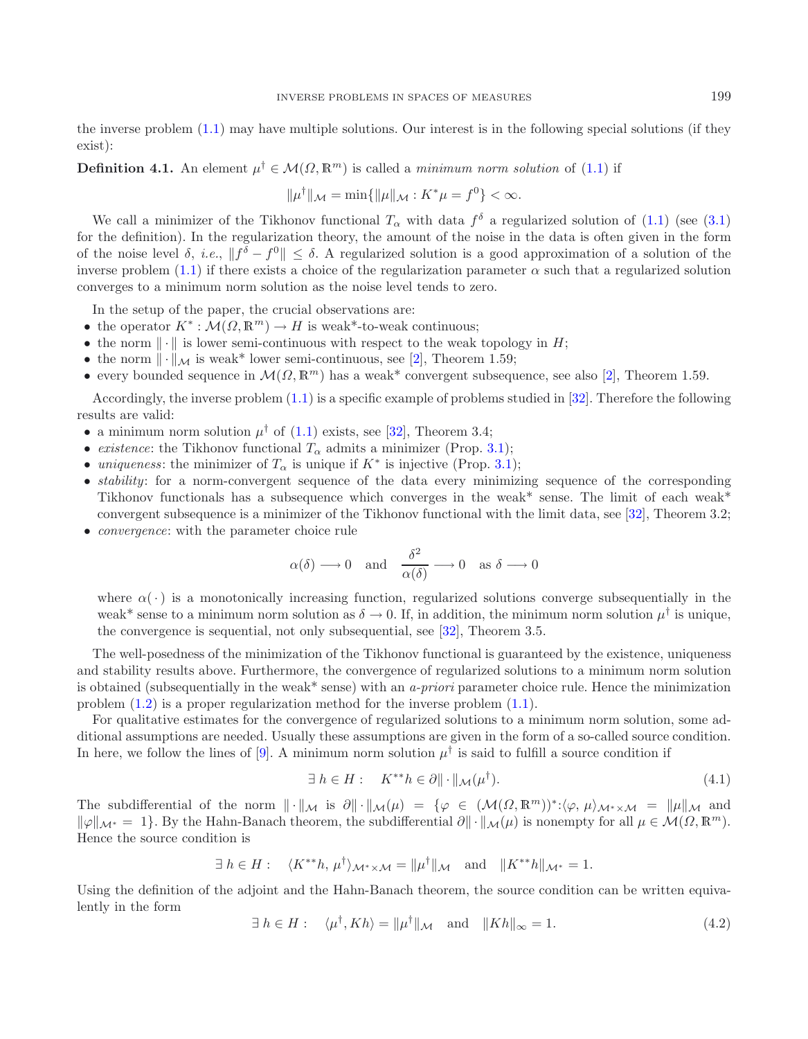the inverse problem (1.1) may have multiple solutions. Our interest is in the following special solutions (if they exist):

**Definition 4.1.** An element $\mu^\dagger \in \mathcal{M}(\Omega, \mathbb{R}^m)$ is called a *minimum norm solution* of (1.1) if

$$\|\mu^\dagger\|_{\mathcal{M}} = \min\{\|\mu\|_{\mathcal{M}} : K^*\mu = f^0\} < \infty.$$

We call a minimizer of the Tikhonov functional $T_\alpha$ with data $f^\delta$ a regularized solution of (1.1) (see (3.1) for the definition). In the regularization theory, the amount of the noise in the data is often given in the form of the noise level $\delta$, *i.e.*, $\|f^\delta - f^0\| \leq \delta$. A regularized solution is a good approximation of a solution of the inverse problem (1.1) if there exists a choice of the regularization parameter $\alpha$ such that a regularized solution converges to a minimum norm solution as the noise level tends to zero.

In the setup of the paper, the crucial observations are:

- the operator $K^* : \mathcal{M}(\Omega, \mathbb{R}^m) \to H$ is weak\*-to-weak continuous;
- the norm $\|\cdot\|$ is lower semi-continuous with respect to the weak topology in $H$;
- the norm $\|\cdot\|_{\mathcal{M}}$ is weak\* lower semi-continuous, see [2], Theorem 1.59;
- every bounded sequence in $\mathcal{M}(\Omega, \mathbb{R}^m)$ has a weak\* convergent subsequence, see also [2], Theorem 1.59.

Accordingly, the inverse problem (1.1) is a specific example of problems studied in [32]. Therefore the following results are valid:

- a minimum norm solution $\mu^\dagger$ of (1.1) exists, see [32], Theorem 3.4;
- *existence*: the Tikhonov functional $T_\alpha$ admits a minimizer (Prop. 3.1);
- *uniqueness*: the minimizer of $T_\alpha$ is unique if $K^*$ is injective (Prop. 3.1);
- *stability*: for a norm-convergent sequence of the data every minimizing sequence of the corresponding Tikhonov functionals has a subsequence which converges in the weak\* sense. The limit of each weak\* convergent subsequence is a minimizer of the Tikhonov functional with the limit data, see [32], Theorem 3.2;
- *convergence*: with the parameter choice rule

$$\alpha(\delta) \longrightarrow 0 \quad \text{and} \quad \frac{\delta^2}{\alpha(\delta)} \longrightarrow 0 \quad \text{as } \delta \longrightarrow 0$$

  where $\alpha(\cdot)$ is a monotonically increasing function, regularized solutions converge subsequentially in the weak\* sense to a minimum norm solution as $\delta \to 0$. If, in addition, the minimum norm solution $\mu^\dagger$ is unique, the convergence is sequential, not only subsequential, see [32], Theorem 3.5.

The well-posedness of the minimization of the Tikhonov functional is guaranteed by the existence, uniqueness and stability results above. Furthermore, the convergence of regularized solutions to a minimum norm solution is obtained (subsequentially in the weak\* sense) with an *a-priori* parameter choice rule. Hence the minimization problem (1.2) is a proper regularization method for the inverse problem (1.1).

For qualitative estimates for the convergence of regularized solutions to a minimum norm solution, some additional assumptions are needed. Usually these assumptions are given in the form of a so-called source condition. In here, we follow the lines of [9]. A minimum norm solution $\mu^\dagger$ is said to fulfill a source condition if

$$\exists\, h \in H : \quad K^{**}h \in \partial\|\cdot\|_{\mathcal{M}}(\mu^\dagger). \tag{4.1}$$

The subdifferential of the norm $\|\cdot\|_{\mathcal{M}}$ is $\partial\|\cdot\|_{\mathcal{M}}(\mu) = \{\varphi \in (\mathcal{M}(\Omega, \mathbb{R}^m))^* : \langle \varphi, \mu\rangle_{\mathcal{M}^* \times \mathcal{M}} = \|\mu\|_{\mathcal{M}}$ and $\|\varphi\|_{\mathcal{M}^*} = 1\}$. By the Hahn-Banach theorem, the subdifferential $\partial\|\cdot\|_{\mathcal{M}}(\mu)$ is nonempty for all $\mu \in \mathcal{M}(\Omega, \mathbb{R}^m)$. Hence the source condition is

$$\exists\, h \in H : \quad \langle K^{**}h, \mu^\dagger\rangle_{\mathcal{M}^* \times \mathcal{M}} = \|\mu^\dagger\|_{\mathcal{M}} \quad \text{and} \quad \|K^{**}h\|_{\mathcal{M}^*} = 1.$$

Using the definition of the adjoint and the Hahn-Banach theorem, the source condition can be written equivalently in the form

$$\exists\, h \in H : \quad \langle \mu^\dagger, Kh\rangle = \|\mu^\dagger\|_{\mathcal{M}} \quad \text{and} \quad \|Kh\|_\infty = 1. \tag{4.2}$$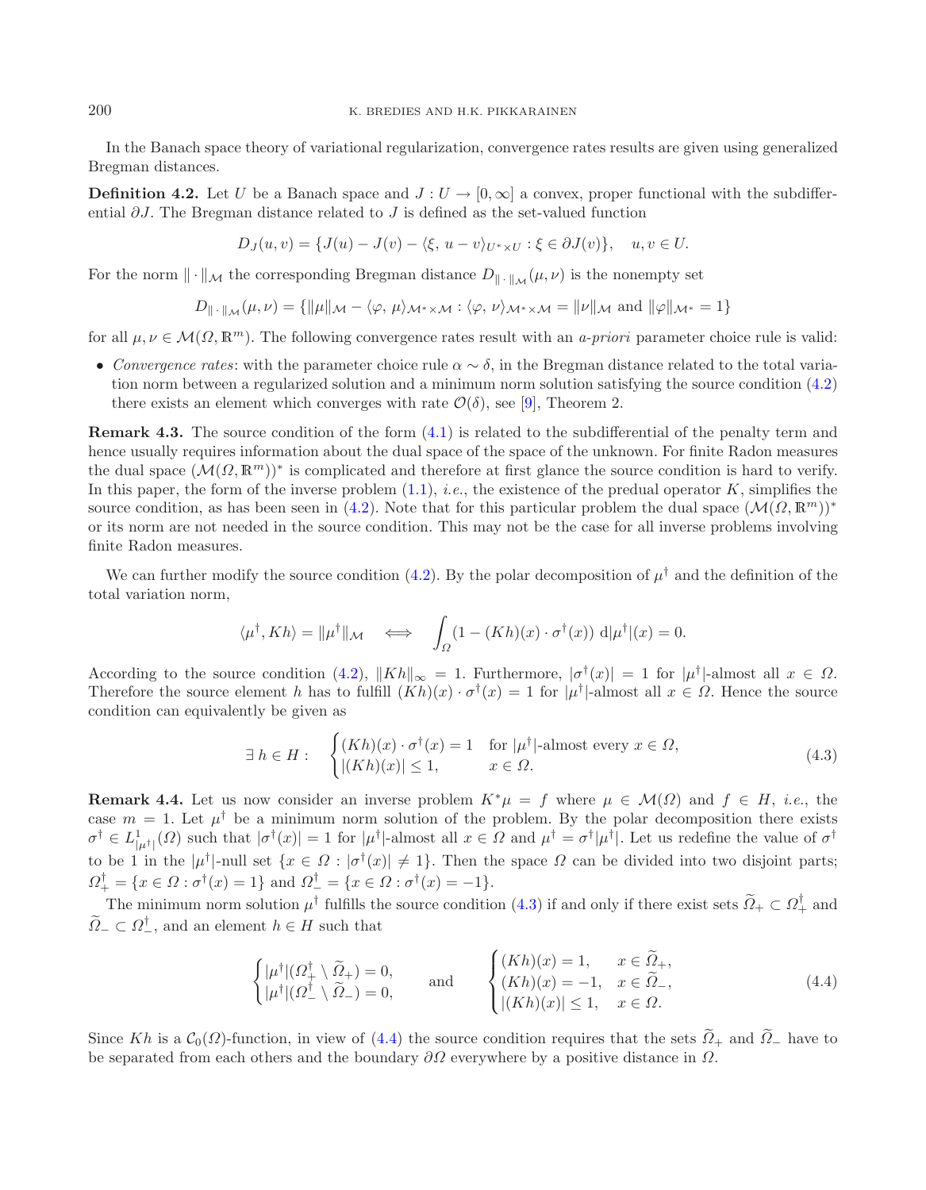In the Banach space theory of variational regularization, convergence rates results are given using generalized Bregman distances.

**Definition 4.2.** Let $U$ be a Banach space and $J : U \to [0, \infty]$ a convex, proper functional with the subdifferential $\partial J$. The Bregman distance related to $J$ is defined as the set-valued function

$$D_J(u, v) = \{J(u) - J(v) - \langle \xi,\, u - v\rangle_{U^* \times U} : \xi \in \partial J(v)\}, \quad u, v \in U.$$

For the norm $\|\cdot\|_{\mathcal{M}}$ the corresponding Bregman distance $D_{\|\cdot\|_{\mathcal{M}}}(\mu, \nu)$ is the nonempty set

$$D_{\|\cdot\|_{\mathcal{M}}}(\mu, \nu) = \{\|\mu\|_{\mathcal{M}} - \langle \varphi,\, \mu\rangle_{\mathcal{M}^* \times \mathcal{M}} : \langle \varphi,\, \nu\rangle_{\mathcal{M}^* \times \mathcal{M}} = \|\nu\|_{\mathcal{M}} \text{ and } \|\varphi\|_{\mathcal{M}^*} = 1\}$$

for all $\mu, \nu \in \mathcal{M}(\Omega, \mathbb{R}^m)$. The following convergence rates result with an *a-priori* parameter choice rule is valid:

- *Convergence rates*: with the parameter choice rule $\alpha \sim \delta$, in the Bregman distance related to the total variation norm between a regularized solution and a minimum norm solution satisfying the source condition (4.2) there exists an element which converges with rate $\mathcal{O}(\delta)$, see [9], Theorem 2.

**Remark 4.3.** The source condition of the form (4.1) is related to the subdifferential of the penalty term and hence usually requires information about the dual space of the space of the unknown. For finite Radon measures the dual space $(\mathcal{M}(\Omega, \mathbb{R}^m))^*$ is complicated and therefore at first glance the source condition is hard to verify. In this paper, the form of the inverse problem (1.1), *i.e.*, the existence of the predual operator $K$, simplifies the source condition, as has been seen in (4.2). Note that for this particular problem the dual space $(\mathcal{M}(\Omega, \mathbb{R}^m))^*$ or its norm are not needed in the source condition. This may not be the case for all inverse problems involving finite Radon measures.

We can further modify the source condition (4.2). By the polar decomposition of $\mu^\dagger$ and the definition of the total variation norm,

$$\langle \mu^\dagger, Kh\rangle = \|\mu^\dagger\|_{\mathcal{M}} \quad \Longleftrightarrow \quad \int_\Omega (1 - (Kh)(x) \cdot \sigma^\dagger(x))\, \mathrm{d}|\mu^\dagger|(x) = 0.$$

According to the source condition (4.2), $\|Kh\|_\infty = 1$. Furthermore, $|\sigma^\dagger(x)| = 1$ for $|\mu^\dagger|$-almost all $x \in \Omega$. Therefore the source element $h$ has to fulfill $(Kh)(x) \cdot \sigma^\dagger(x) = 1$ for $|\mu^\dagger|$-almost all $x \in \Omega$. Hence the source condition can equivalently be given as

$$\exists\, h \in H : \quad \begin{cases} (Kh)(x) \cdot \sigma^\dagger(x) = 1 & \text{for } |\mu^\dagger|\text{-almost every } x \in \Omega, \\ |(Kh)(x)| \le 1, & x \in \Omega. \end{cases} \tag{4.3}$$

**Remark 4.4.** Let us now consider an inverse problem $K^*\mu = f$ where $\mu \in \mathcal{M}(\Omega)$ and $f \in H$, *i.e.*, the case $m = 1$. Let $\mu^\dagger$ be a minimum norm solution of the problem. By the polar decomposition there exists $\sigma^\dagger \in L^1_{|\mu^\dagger|}(\Omega)$ such that $|\sigma^\dagger(x)| = 1$ for $|\mu^\dagger|$-almost all $x \in \Omega$ and $\mu^\dagger = \sigma^\dagger|\mu^\dagger|$. Let us redefine the value of $\sigma^\dagger$ to be 1 in the $|\mu^\dagger|$-null set $\{x \in \Omega : |\sigma^\dagger(x)| \ne 1\}$. Then the space $\Omega$ can be divided into two disjoint parts; $\Omega^\dagger_+ = \{x \in \Omega : \sigma^\dagger(x) = 1\}$ and $\Omega^\dagger_- = \{x \in \Omega : \sigma^\dagger(x) = -1\}$.

The minimum norm solution $\mu^\dagger$ fulfills the source condition (4.3) if and only if there exist sets $\widetilde{\Omega}_+ \subset \Omega^\dagger_+$ and $\widetilde{\Omega}_- \subset \Omega^\dagger_-$, and an element $h \in H$ such that

$$\begin{cases} |\mu^\dagger|(\Omega^\dagger_+ \setminus \widetilde{\Omega}_+) = 0, \\ |\mu^\dagger|(\Omega^\dagger_- \setminus \widetilde{\Omega}_-) = 0, \end{cases} \qquad \text{and} \qquad \begin{cases} (Kh)(x) = 1, & x \in \widetilde{\Omega}_+, \\ (Kh)(x) = -1, & x \in \widetilde{\Omega}_-, \\ |(Kh)(x)| \le 1, & x \in \Omega. \end{cases} \tag{4.4}$$

Since $Kh$ is a $\mathcal{C}_0(\Omega)$-function, in view of (4.4) the source condition requires that the sets $\widetilde{\Omega}_+$ and $\widetilde{\Omega}_-$ have to be separated from each others and the boundary $\partial\Omega$ everywhere by a positive distance in $\Omega$.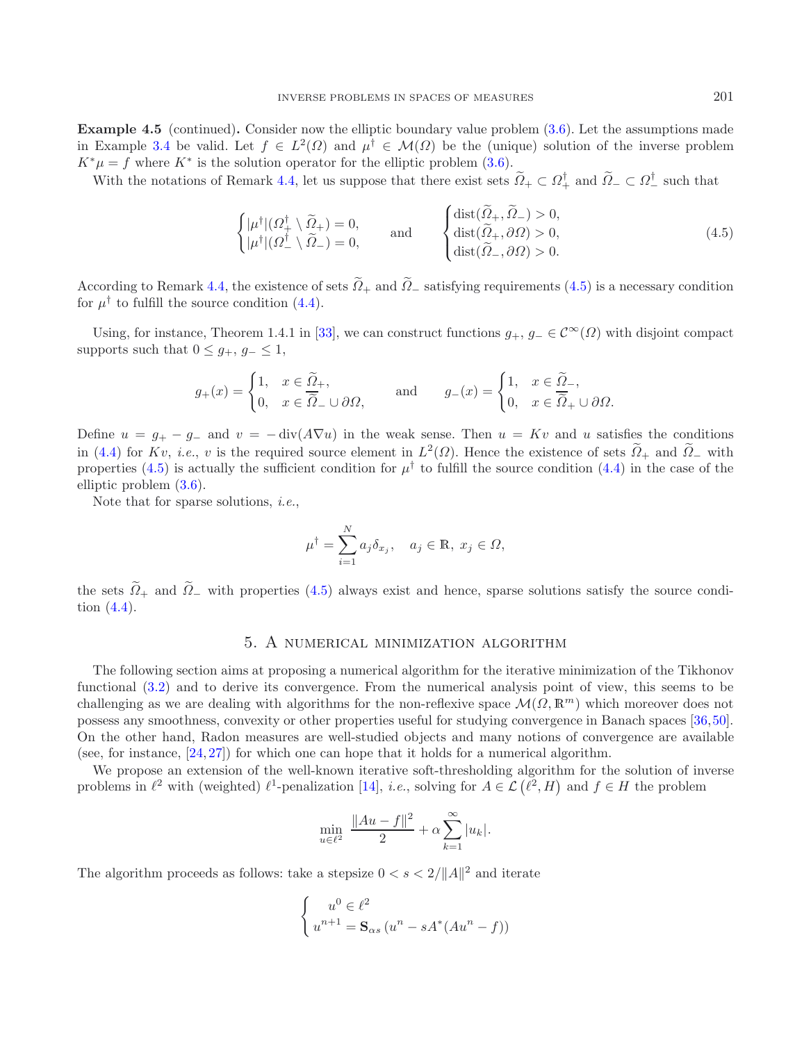**Example 4.5** (continued)**.** Consider now the elliptic boundary value problem (3.6). Let the assumptions made in Example 3.4 be valid. Let $f \in L^2(\Omega)$ and $\mu^\dagger \in \mathcal{M}(\Omega)$ be the (unique) solution of the inverse problem $K^*\mu = f$ where $K^*$ is the solution operator for the elliptic problem (3.6).

With the notations of Remark 4.4, let us suppose that there exist sets $\widetilde{\Omega}_+ \subset \Omega_+^\dagger$ and $\widetilde{\Omega}_- \subset \Omega_-^\dagger$ such that

$$
\begin{cases} |\mu^\dagger|(\Omega_+^\dagger \setminus \widetilde{\Omega}_+) = 0, \\ |\mu^\dagger|(\Omega_-^\dagger \setminus \widetilde{\Omega}_-) = 0, \end{cases} \qquad \text{and} \qquad \begin{cases} \operatorname{dist}(\widetilde{\Omega}_+, \widetilde{\Omega}_-) > 0, \\ \operatorname{dist}(\widetilde{\Omega}_+, \partial\Omega) > 0, \\ \operatorname{dist}(\widetilde{\Omega}_-, \partial\Omega) > 0. \end{cases} \tag{4.5}
$$

According to Remark 4.4, the existence of sets $\widetilde{\Omega}_+$ and $\widetilde{\Omega}_-$ satisfying requirements (4.5) is a necessary condition for $\mu^\dagger$ to fulfill the source condition (4.4).

Using, for instance, Theorem 1.4.1 in [33], we can construct functions $g_+, g_- \in \mathcal{C}^\infty(\Omega)$ with disjoint compact supports such that $0 \le g_+, g_- \le 1$,

$$
g_+(x) = \begin{cases} 1, & x \in \widetilde{\Omega}_+, \\ 0, & x \in \overline{\widetilde{\Omega}}_- \cup \partial\Omega, \end{cases} \qquad \text{and} \qquad g_-(x) = \begin{cases} 1, & x \in \widetilde{\Omega}_-, \\ 0, & x \in \overline{\widetilde{\Omega}}_+ \cup \partial\Omega. \end{cases}
$$

Define $u = g_+ - g_-$ and $v = -\operatorname{div}(A\nabla u)$ in the weak sense. Then $u = Kv$ and $u$ satisfies the conditions in (4.4) for $Kv$, *i.e.*, $v$ is the required source element in $L^2(\Omega)$. Hence the existence of sets $\widetilde{\Omega}_+$ and $\widetilde{\Omega}_-$ with properties (4.5) is actually the sufficient condition for $\mu^\dagger$ to fulfill the source condition (4.4) in the case of the elliptic problem (3.6).

Note that for sparse solutions, *i.e.*,

$$
\mu^\dagger = \sum_{i=1}^{N} a_j \delta_{x_j}, \quad a_j \in \mathbb{R},\ x_j \in \Omega,
$$

the sets $\widetilde{\Omega}_+$ and $\widetilde{\Omega}_-$ with properties (4.5) always exist and hence, sparse solutions satisfy the source condition (4.4).

## 5. A numerical minimization algorithm

The following section aims at proposing a numerical algorithm for the iterative minimization of the Tikhonov functional (3.2) and to derive its convergence. From the numerical analysis point of view, this seems to be challenging as we are dealing with algorithms for the non-reflexive space $\mathcal{M}(\Omega, \mathbb{R}^m)$ which moreover does not possess any smoothness, convexity or other properties useful for studying convergence in Banach spaces [36,50]. On the other hand, Radon measures are well-studied objects and many notions of convergence are available (see, for instance, [24,27]) for which one can hope that it holds for a numerical algorithm.

We propose an extension of the well-known iterative soft-thresholding algorithm for the solution of inverse problems in $\ell^2$ with (weighted) $\ell^1$-penalization [14], *i.e.*, solving for $A \in \mathcal{L}\left(\ell^2, H\right)$ and $f \in H$ the problem

$$
\min_{u \in \ell^2} \ \frac{\|Au - f\|^2}{2} + \alpha \sum_{k=1}^{\infty} |u_k|.
$$

The algorithm proceeds as follows: take a stepsize $0 < s < 2/\|A\|^2$ and iterate

$$
\begin{cases} u^0 \in \ell^2 \\ u^{n+1} = \mathbf{S}_{\alpha s}\left(u^n - sA^*(Au^n - f)\right) \end{cases}
$$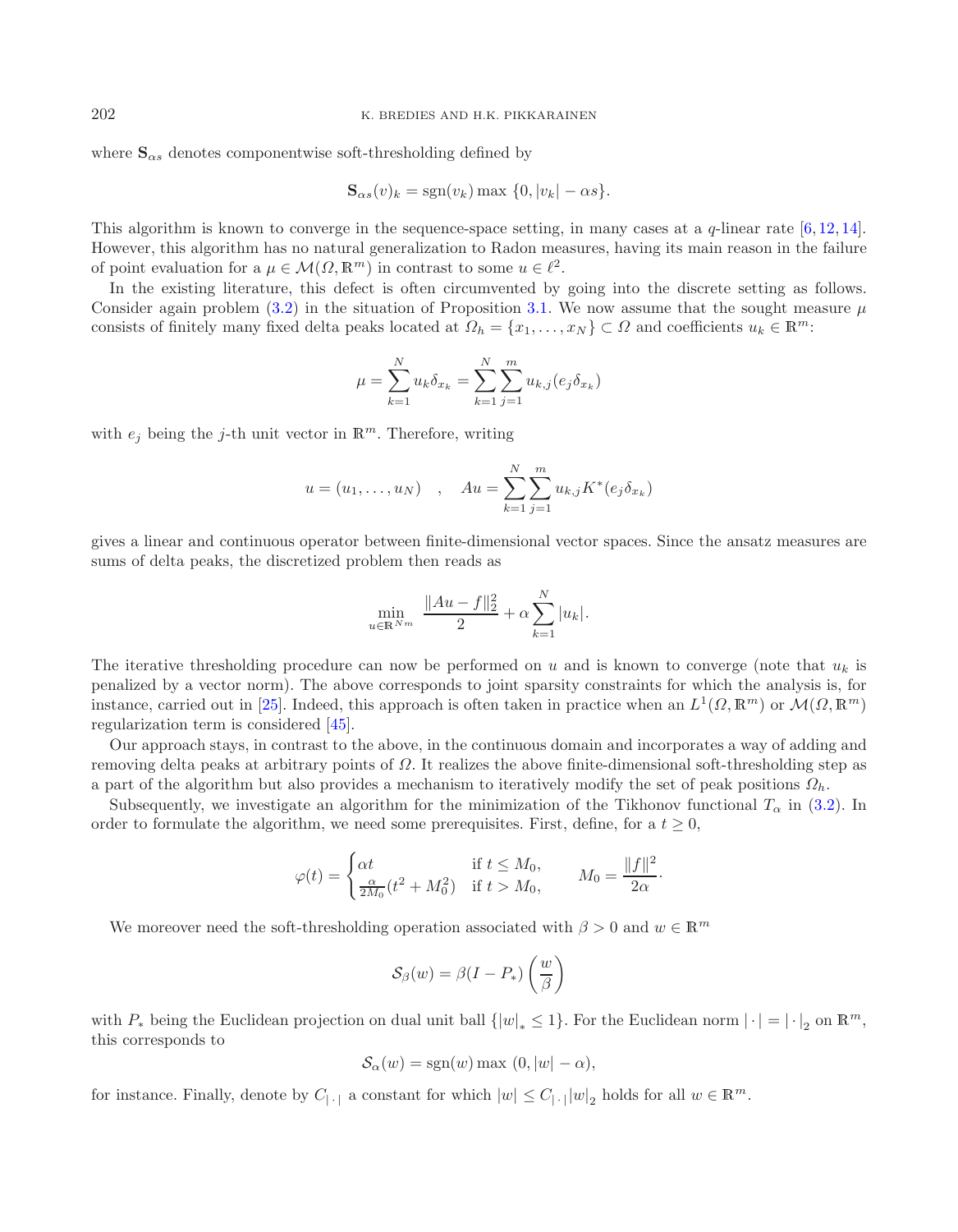where $\mathbf{S}_{\alpha s}$ denotes componentwise soft-thresholding defined by

$$\mathbf{S}_{\alpha s}(v)_k = \operatorname{sgn}(v_k) \max\{0, |v_k| - \alpha s\}.$$

This algorithm is known to converge in the sequence-space setting, in many cases at a $q$-linear rate [6, 12, 14]. However, this algorithm has no natural generalization to Radon measures, having its main reason in the failure of point evaluation for a $\mu \in \mathcal{M}(\Omega, \mathbb{R}^m)$ in contrast to some $u \in \ell^2$.

In the existing literature, this defect is often circumvented by going into the discrete setting as follows. Consider again problem (3.2) in the situation of Proposition 3.1. We now assume that the sought measure $\mu$ consists of finitely many fixed delta peaks located at $\Omega_h = \{x_1, \ldots, x_N\} \subset \Omega$ and coefficients $u_k \in \mathbb{R}^m$:

$$\mu = \sum_{k=1}^{N} u_k \delta_{x_k} = \sum_{k=1}^{N} \sum_{j=1}^{m} u_{k,j} (e_j \delta_{x_k})$$

with $e_j$ being the $j$-th unit vector in $\mathbb{R}^m$. Therefore, writing

$$u = (u_1, \ldots, u_N) \quad , \quad Au = \sum_{k=1}^{N} \sum_{j=1}^{m} u_{k,j} K^*(e_j \delta_{x_k})$$

gives a linear and continuous operator between finite-dimensional vector spaces. Since the ansatz measures are sums of delta peaks, the discretized problem then reads as

$$\min_{u \in \mathbb{R}^{Nm}} \frac{\|Au - f\|_2^2}{2} + \alpha \sum_{k=1}^{N} |u_k|.$$

The iterative thresholding procedure can now be performed on $u$ and is known to converge (note that $u_k$ is penalized by a vector norm). The above corresponds to joint sparsity constraints for which the analysis is, for instance, carried out in [25]. Indeed, this approach is often taken in practice when an $L^1(\Omega, \mathbb{R}^m)$ or $\mathcal{M}(\Omega, \mathbb{R}^m)$ regularization term is considered [45].

Our approach stays, in contrast to the above, in the continuous domain and incorporates a way of adding and removing delta peaks at arbitrary points of $\Omega$. It realizes the above finite-dimensional soft-thresholding step as a part of the algorithm but also provides a mechanism to iteratively modify the set of peak positions $\Omega_h$.

Subsequently, we investigate an algorithm for the minimization of the Tikhonov functional $T_\alpha$ in (3.2). In order to formulate the algorithm, we need some prerequisites. First, define, for a $t \geq 0$,

$$\varphi(t) = \begin{cases} \alpha t & \text{if } t \leq M_0, \\ \frac{\alpha}{2M_0}(t^2 + M_0^2) & \text{if } t > M_0, \end{cases} \qquad M_0 = \frac{\|f\|^2}{2\alpha}.$$

We moreover need the soft-thresholding operation associated with $\beta > 0$ and $w \in \mathbb{R}^m$

$$\mathcal{S}_\beta(w) = \beta(I - P_*)\left(\frac{w}{\beta}\right)$$

with $P_*$ being the Euclidean projection on dual unit ball $\{|w|_* \leq 1\}$. For the Euclidean norm $|\cdot| = |\cdot|_2$ on $\mathbb{R}^m$, this corresponds to

$$\mathcal{S}_\alpha(w) = \operatorname{sgn}(w) \max(0, |w| - \alpha),$$

for instance. Finally, denote by $C_{|\cdot|}$ a constant for which $|w| \leq C_{|\cdot|} |w|_2$ holds for all $w \in \mathbb{R}^m$.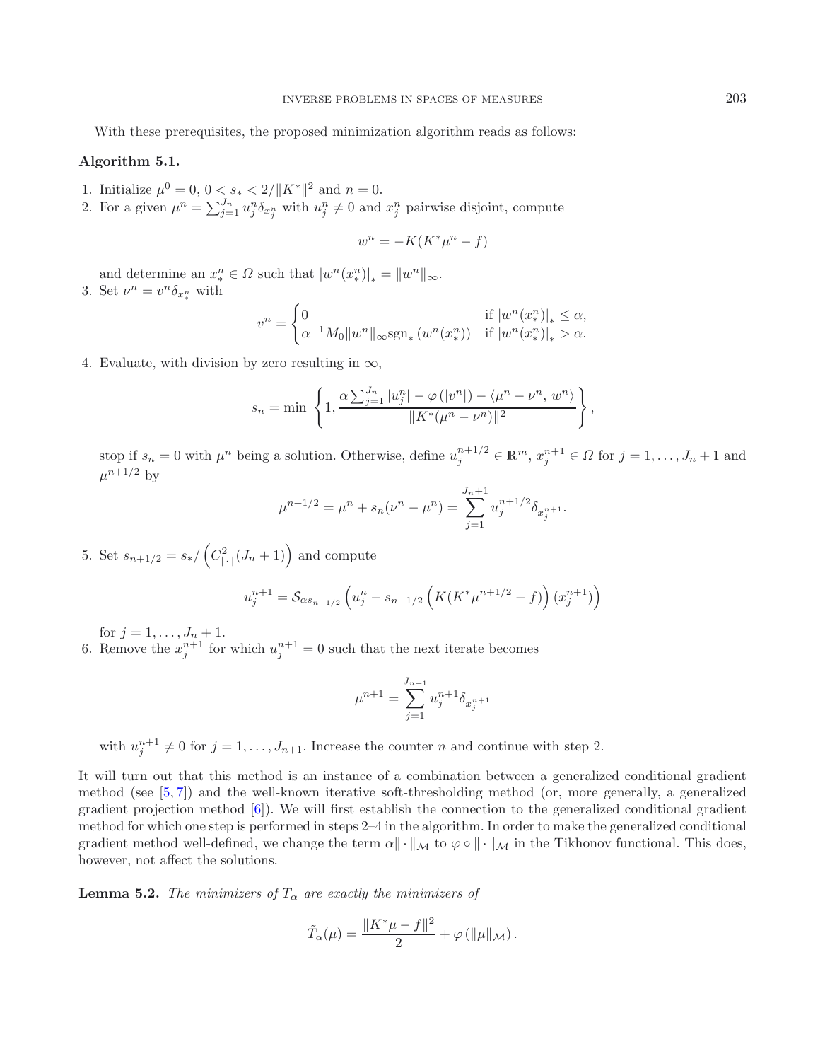With these prerequisites, the proposed minimization algorithm reads as follows:

**Algorithm 5.1.**

1. Initialize $\mu^0 = 0$, $0 < s_* < 2/\|K^*\|^2$ and $n = 0$.
2. For a given $\mu^n = \sum_{j=1}^{J_n} u_j^n \delta_{x_j^n}$ with $u_j^n \neq 0$ and $x_j^n$ pairwise disjoint, compute

$$w^n = -K(K^*\mu^n - f)$$

   and determine an $x_*^n \in \Omega$ such that $|w^n(x_*^n)|_* = \|w^n\|_\infty$.
3. Set $\nu^n = v^n \delta_{x_*^n}$ with

$$v^n = \begin{cases} 0 & \text{if } |w^n(x_*^n)|_* \leq \alpha, \\ \alpha^{-1} M_0 \|w^n\|_\infty \mathrm{sgn}_* \left(w^n(x_*^n)\right) & \text{if } |w^n(x_*^n)|_* > \alpha. \end{cases}$$

4. Evaluate, with division by zero resulting in $\infty$,

$$s_n = \min \left\{ 1, \frac{\alpha \sum_{j=1}^{J_n} |u_j^n| - \varphi\left(|v^n|\right) - \langle \mu^n - \nu^n, \, w^n \rangle}{\|K^*(\mu^n - \nu^n)\|^2} \right\},$$

   stop if $s_n = 0$ with $\mu^n$ being a solution. Otherwise, define $u_j^{n+1/2} \in \mathbb{R}^m$, $x_j^{n+1} \in \Omega$ for $j = 1, \ldots, J_n + 1$ and $\mu^{n+1/2}$ by

$$\mu^{n+1/2} = \mu^n + s_n(\nu^n - \mu^n) = \sum_{j=1}^{J_n+1} u_j^{n+1/2} \delta_{x_j^{n+1}}.$$

5. Set $s_{n+1/2} = s_* / \left( C_{|\cdot|}^2 (J_n + 1) \right)$ and compute

$$u_j^{n+1} = \mathcal{S}_{\alpha s_{n+1/2}} \left( u_j^n - s_{n+1/2} \left( K(K^*\mu^{n+1/2} - f) \right) (x_j^{n+1}) \right)$$

   for $j = 1, \ldots, J_n + 1$.
6. Remove the $x_j^{n+1}$ for which $u_j^{n+1} = 0$ such that the next iterate becomes

$$\mu^{n+1} = \sum_{j=1}^{J_{n+1}} u_j^{n+1} \delta_{x_j^{n+1}}$$

   with $u_j^{n+1} \neq 0$ for $j = 1, \ldots, J_{n+1}$. Increase the counter $n$ and continue with step 2.

It will turn out that this method is an instance of a combination between a generalized conditional gradient method (see [5, 7]) and the well-known iterative soft-thresholding method (or, more generally, a generalized gradient projection method [6]). We will first establish the connection to the generalized conditional gradient method for which one step is performed in steps 2–4 in the algorithm. In order to make the generalized conditional gradient method well-defined, we change the term $\alpha\|\cdot\|_\mathcal{M}$ to $\varphi \circ \|\cdot\|_\mathcal{M}$ in the Tikhonov functional. This does, however, not affect the solutions.

**Lemma 5.2.** *The minimizers of $T_\alpha$ are exactly the minimizers of*

$$\tilde{T}_\alpha(\mu) = \frac{\|K^*\mu - f\|^2}{2} + \varphi\left(\|\mu\|_\mathcal{M}\right).$$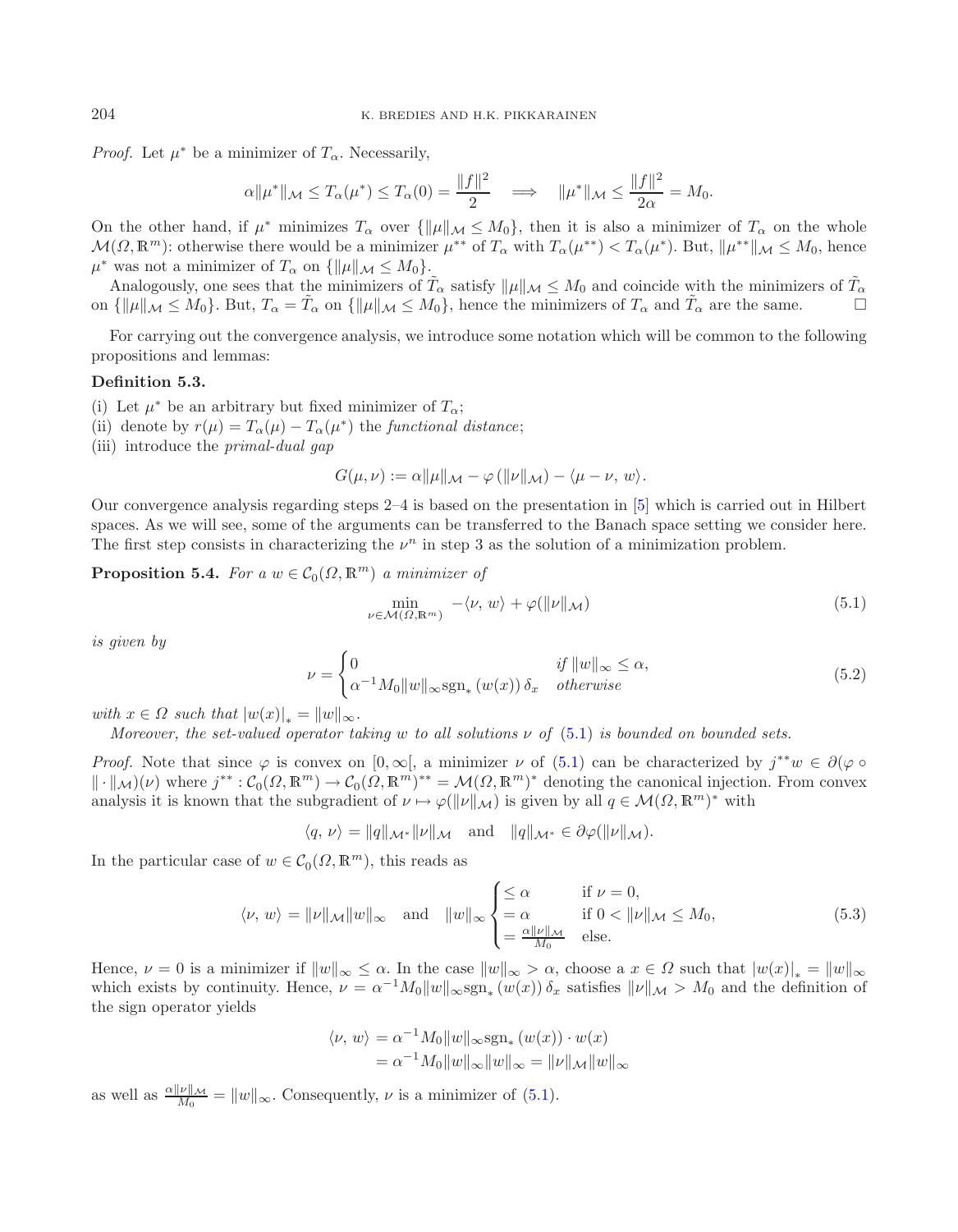*Proof.* Let $\mu^*$ be a minimizer of $T_\alpha$. Necessarily,

$$\alpha\|\mu^*\|_{\mathcal{M}} \leq T_\alpha(\mu^*) \leq T_\alpha(0) = \frac{\|f\|^2}{2} \quad \Longrightarrow \quad \|\mu^*\|_{\mathcal{M}} \leq \frac{\|f\|^2}{2\alpha} = M_0.$$

On the other hand, if $\mu^*$ minimizes $T_\alpha$ over $\{\|\mu\|_{\mathcal{M}} \leq M_0\}$, then it is also a minimizer of $T_\alpha$ on the whole $\mathcal{M}(\Omega, \mathbb{R}^m)$: otherwise there would be a minimizer $\mu^{**}$ of $T_\alpha$ with $T_\alpha(\mu^{**}) < T_\alpha(\mu^*)$. But, $\|\mu^{**}\|_{\mathcal{M}} \leq M_0$, hence $\mu^*$ was not a minimizer of $T_\alpha$ on $\{\|\mu\|_{\mathcal{M}} \leq M_0\}$.

Analogously, one sees that the minimizers of $\tilde{T}_\alpha$ satisfy $\|\mu\|_{\mathcal{M}} \leq M_0$ and coincide with the minimizers of $\tilde{T}_\alpha$ on $\{\|\mu\|_{\mathcal{M}} \leq M_0\}$. But, $T_\alpha = \tilde{T}_\alpha$ on $\{\|\mu\|_{\mathcal{M}} \leq M_0\}$, hence the minimizers of $T_\alpha$ and $\tilde{T}_\alpha$ are the same. □

For carrying out the convergence analysis, we introduce some notation which will be common to the following propositions and lemmas:

**Definition 5.3.**

(i) Let $\mu^*$ be an arbitrary but fixed minimizer of $T_\alpha$;
(ii) denote by $r(\mu) = T_\alpha(\mu) - T_\alpha(\mu^*)$ the *functional distance*;
(iii) introduce the *primal-dual gap*

$$G(\mu, \nu) := \alpha\|\mu\|_{\mathcal{M}} - \varphi\left(\|\nu\|_{\mathcal{M}}\right) - \langle \mu - \nu,\, w\rangle.$$

Our convergence analysis regarding steps 2–4 is based on the presentation in [5] which is carried out in Hilbert spaces. As we will see, some of the arguments can be transferred to the Banach space setting we consider here. The first step consists in characterizing the $\nu^n$ in step 3 as the solution of a minimization problem.

**Proposition 5.4.** *For a $w \in \mathcal{C}_0(\Omega, \mathbb{R}^m)$ a minimizer of*

$$\min_{\nu \in \mathcal{M}(\Omega, \mathbb{R}^m)} \; -\langle \nu,\, w\rangle + \varphi(\|\nu\|_{\mathcal{M}}) \tag{5.1}$$

*is given by*

$$\nu = \begin{cases} 0 & \text{if } \|w\|_\infty \leq \alpha, \\ \alpha^{-1} M_0 \|w\|_\infty \operatorname{sgn}_*\left(w(x)\right) \delta_x & \text{otherwise} \end{cases} \tag{5.2}$$

*with $x \in \Omega$ such that $|w(x)|_* = \|w\|_\infty$.*

*Moreover, the set-valued operator taking $w$ to all solutions $\nu$ of (5.1) is bounded on bounded sets.*

*Proof.* Note that since $\varphi$ is convex on $[0, \infty[$, a minimizer $\nu$ of (5.1) can be characterized by $j^{**}w \in \partial(\varphi \circ \|\cdot\|_{\mathcal{M}})(\nu)$ where $j^{**} : \mathcal{C}_0(\Omega, \mathbb{R}^m) \to \mathcal{C}_0(\Omega, \mathbb{R}^m)^{**} = \mathcal{M}(\Omega, \mathbb{R}^m)^*$ denoting the canonical injection. From convex analysis it is known that the subgradient of $\nu \mapsto \varphi(\|\nu\|_{\mathcal{M}})$ is given by all $q \in \mathcal{M}(\Omega, \mathbb{R}^m)^*$ with

$$\langle q,\, \nu\rangle = \|q\|_{\mathcal{M}^*}\|\nu\|_{\mathcal{M}} \quad \text{and} \quad \|q\|_{\mathcal{M}^*} \in \partial\varphi(\|\nu\|_{\mathcal{M}}).$$

In the particular case of $w \in \mathcal{C}_0(\Omega, \mathbb{R}^m)$, this reads as

$$\langle \nu,\, w\rangle = \|\nu\|_{\mathcal{M}}\|w\|_\infty \quad \text{and} \quad \|w\|_\infty \begin{cases} \leq \alpha & \text{if } \nu = 0, \\ = \alpha & \text{if } 0 < \|\nu\|_{\mathcal{M}} \leq M_0, \\ = \frac{\alpha\|\nu\|_{\mathcal{M}}}{M_0} & \text{else.} \end{cases} \tag{5.3}$$

Hence, $\nu = 0$ is a minimizer if $\|w\|_\infty \leq \alpha$. In the case $\|w\|_\infty > \alpha$, choose a $x \in \Omega$ such that $|w(x)|_* = \|w\|_\infty$ which exists by continuity. Hence, $\nu = \alpha^{-1} M_0 \|w\|_\infty \operatorname{sgn}_*\left(w(x)\right) \delta_x$ satisfies $\|\nu\|_{\mathcal{M}} > M_0$ and the definition of the sign operator yields

$$\begin{aligned} \langle \nu,\, w\rangle &= \alpha^{-1} M_0 \|w\|_\infty \operatorname{sgn}_*\left(w(x)\right) \cdot w(x) \\ &= \alpha^{-1} M_0 \|w\|_\infty \|w\|_\infty = \|\nu\|_{\mathcal{M}}\|w\|_\infty \end{aligned}$$

as well as $\frac{\alpha\|\nu\|_{\mathcal{M}}}{M_0} = \|w\|_\infty$. Consequently, $\nu$ is a minimizer of (5.1).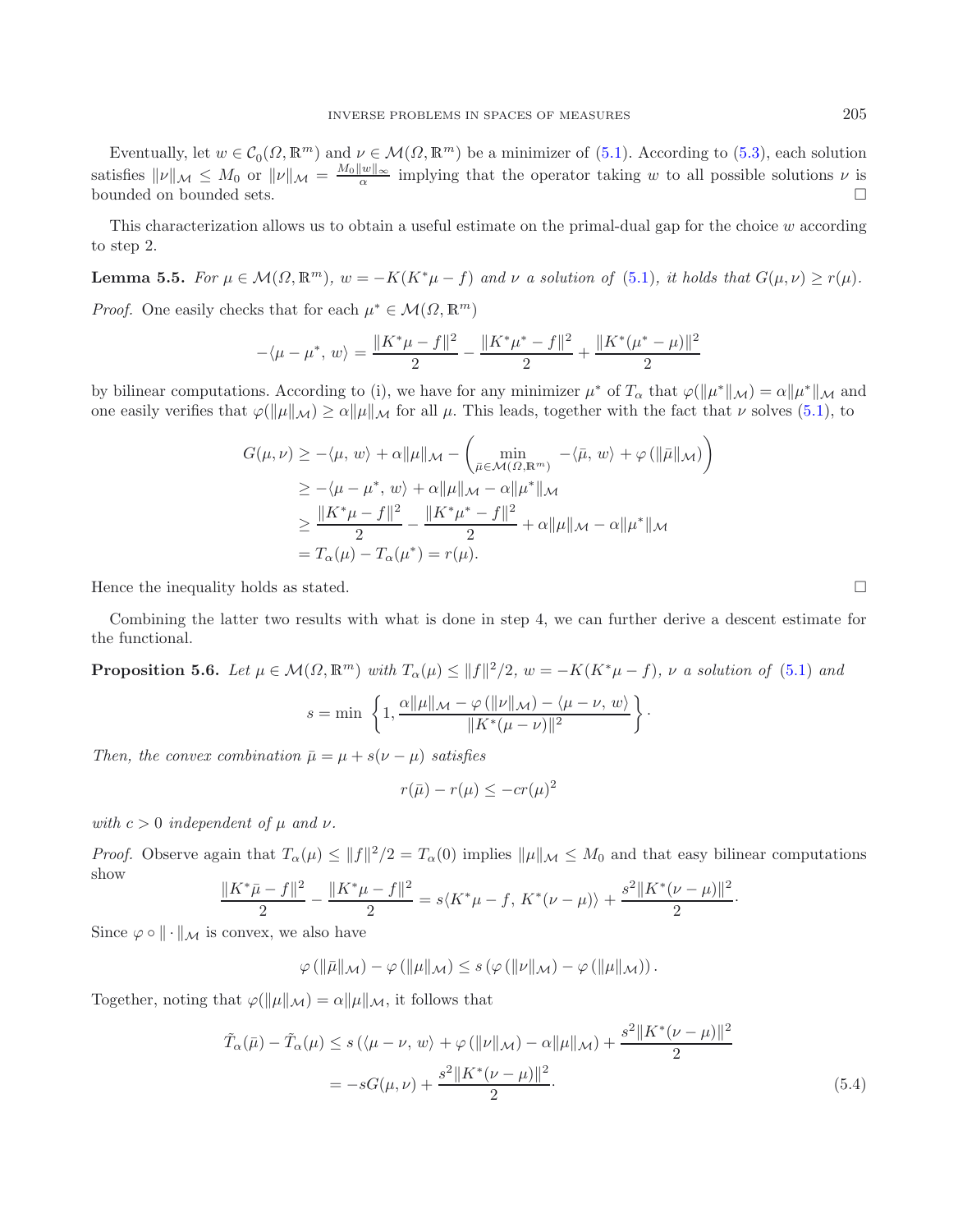Eventually, let $w \in \mathcal{C}_0(\Omega, \mathbb{R}^m)$ and $\nu \in \mathcal{M}(\Omega, \mathbb{R}^m)$ be a minimizer of (5.1). According to (5.3), each solution satisfies $\|\nu\|_{\mathcal{M}} \leq M_0$ or $\|\nu\|_{\mathcal{M}} = \frac{M_0 \|w\|_\infty}{\alpha}$ implying that the operator taking $w$ to all possible solutions $\nu$ is bounded on bounded sets. □

This characterization allows us to obtain a useful estimate on the primal-dual gap for the choice $w$ according to step 2.

**Lemma 5.5.** *For $\mu \in \mathcal{M}(\Omega, \mathbb{R}^m)$, $w = -K(K^*\mu - f)$ and $\nu$ a solution of (5.1), it holds that $G(\mu, \nu) \geq r(\mu)$.*

*Proof.* One easily checks that for each $\mu^* \in \mathcal{M}(\Omega, \mathbb{R}^m)$

$$-\langle \mu - \mu^*, w \rangle = \frac{\|K^*\mu - f\|^2}{2} - \frac{\|K^*\mu^* - f\|^2}{2} + \frac{\|K^*(\mu^* - \mu)\|^2}{2}$$

by bilinear computations. According to (i), we have for any minimizer $\mu^*$ of $T_\alpha$ that $\varphi(\|\mu^*\|_{\mathcal{M}}) = \alpha \|\mu^*\|_{\mathcal{M}}$ and one easily verifies that $\varphi(\|\mu\|_{\mathcal{M}}) \geq \alpha \|\mu\|_{\mathcal{M}}$ for all $\mu$. This leads, together with the fact that $\nu$ solves (5.1), to

$$\begin{aligned}
G(\mu, \nu) &\geq -\langle \mu, w \rangle + \alpha \|\mu\|_{\mathcal{M}} - \left( \min_{\bar{\mu} \in \mathcal{M}(\Omega, \mathbb{R}^m)} -\langle \bar{\mu}, w \rangle + \varphi(\|\bar{\mu}\|_{\mathcal{M}}) \right) \\
&\geq -\langle \mu - \mu^*, w \rangle + \alpha \|\mu\|_{\mathcal{M}} - \alpha \|\mu^*\|_{\mathcal{M}} \\
&\geq \frac{\|K^*\mu - f\|^2}{2} - \frac{\|K^*\mu^* - f\|^2}{2} + \alpha \|\mu\|_{\mathcal{M}} - \alpha \|\mu^*\|_{\mathcal{M}} \\
&= T_\alpha(\mu) - T_\alpha(\mu^*) = r(\mu).
\end{aligned}$$

Hence the inequality holds as stated. □

Combining the latter two results with what is done in step 4, we can further derive a descent estimate for the functional.

**Proposition 5.6.** *Let $\mu \in \mathcal{M}(\Omega, \mathbb{R}^m)$ with $T_\alpha(\mu) \leq \|f\|^2/2$, $w = -K(K^*\mu - f)$, $\nu$ a solution of (5.1) and*

$$s = \min \left\{ 1, \frac{\alpha \|\mu\|_{\mathcal{M}} - \varphi(\|\nu\|_{\mathcal{M}}) - \langle \mu - \nu, w \rangle}{\|K^*(\mu - \nu)\|^2} \right\}.$$

*Then, the convex combination $\bar{\mu} = \mu + s(\nu - \mu)$ satisfies*

$$r(\bar{\mu}) - r(\mu) \leq -c r(\mu)^2$$

*with $c > 0$ independent of $\mu$ and $\nu$.*

*Proof.* Observe again that $T_\alpha(\mu) \leq \|f\|^2/2 = T_\alpha(0)$ implies $\|\mu\|_{\mathcal{M}} \leq M_0$ and that easy bilinear computations show

$$\frac{\|K^*\bar{\mu} - f\|^2}{2} - \frac{\|K^*\mu - f\|^2}{2} = s\langle K^*\mu - f, K^*(\nu - \mu) \rangle + \frac{s^2 \|K^*(\nu - \mu)\|^2}{2}.$$

Since $\varphi \circ \|\cdot\|_{\mathcal{M}}$ is convex, we also have

$$\varphi(\|\bar{\mu}\|_{\mathcal{M}}) - \varphi(\|\mu\|_{\mathcal{M}}) \leq s\left( \varphi(\|\nu\|_{\mathcal{M}}) - \varphi(\|\mu\|_{\mathcal{M}}) \right).$$

Together, noting that $\varphi(\|\mu\|_{\mathcal{M}}) = \alpha \|\mu\|_{\mathcal{M}}$, it follows that

$$\begin{aligned}
\tilde{T}_\alpha(\bar{\mu}) - \tilde{T}_\alpha(\mu) &\leq s\left( \langle \mu - \nu, w \rangle + \varphi(\|\nu\|_{\mathcal{M}}) - \alpha \|\mu\|_{\mathcal{M}} \right) + \frac{s^2 \|K^*(\nu - \mu)\|^2}{2} \\
&= -sG(\mu, \nu) + \frac{s^2 \|K^*(\nu - \mu)\|^2}{2}.
\end{aligned} \tag{5.4}$$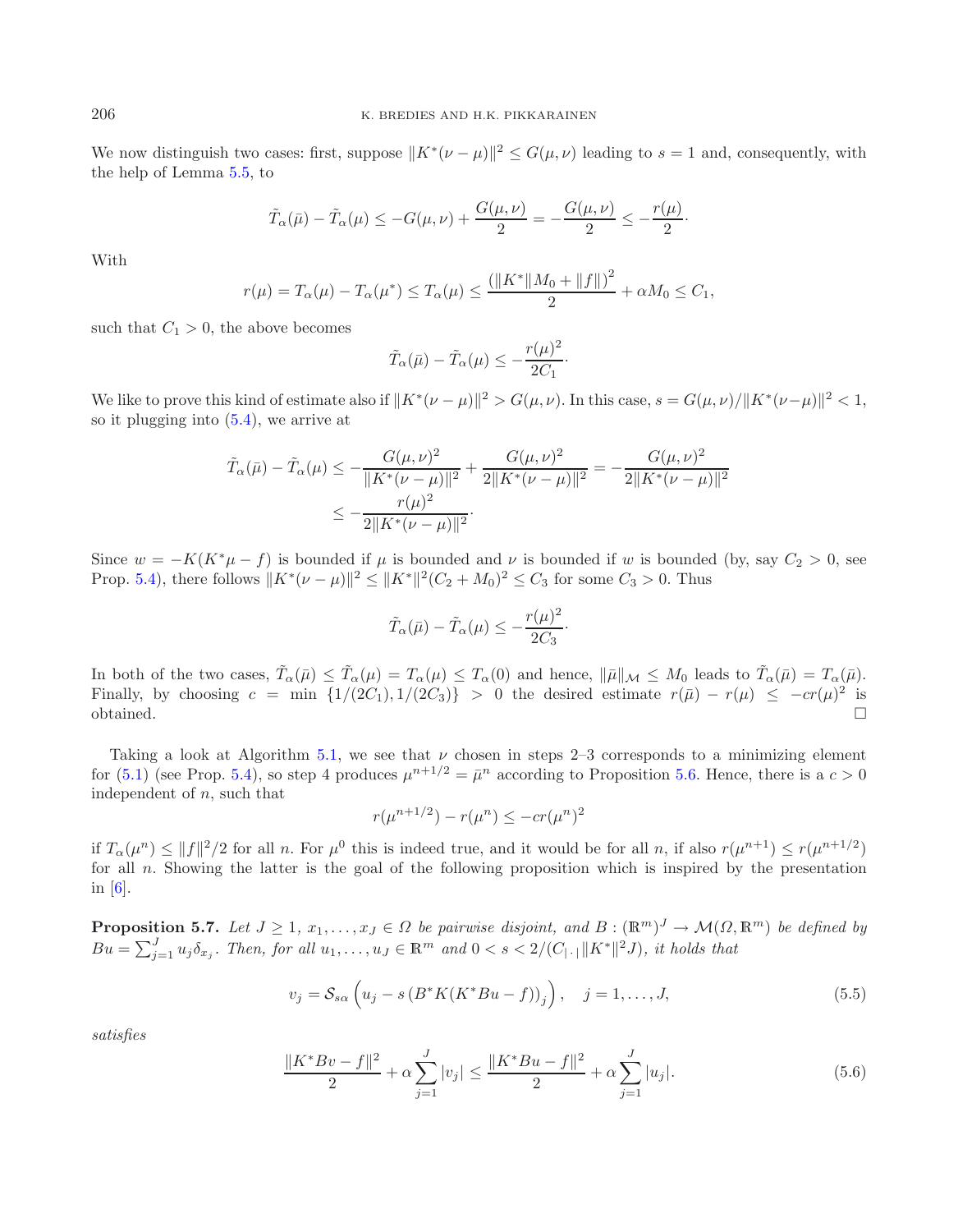We now distinguish two cases: first, suppose $\|K^*(\nu - \mu)\|^2 \le G(\mu, \nu)$ leading to $s = 1$ and, consequently, with the help of Lemma 5.5, to

$$\tilde{T}_\alpha(\bar{\mu}) - \tilde{T}_\alpha(\mu) \le -G(\mu,\nu) + \frac{G(\mu,\nu)}{2} = -\frac{G(\mu,\nu)}{2} \le -\frac{r(\mu)}{2}\cdot$$

With

$$r(\mu) = T_\alpha(\mu) - T_\alpha(\mu^*) \le T_\alpha(\mu) \le \frac{\left(\|K^*\|M_0 + \|f\|\right)^2}{2} + \alpha M_0 \le C_1,$$

such that $C_1 > 0$, the above becomes

$$\tilde{T}_\alpha(\bar{\mu}) - \tilde{T}_\alpha(\mu) \le -\frac{r(\mu)^2}{2C_1}\cdot$$

We like to prove this kind of estimate also if $\|K^*(\nu - \mu)\|^2 > G(\mu,\nu)$. In this case, $s = G(\mu,\nu)/\|K^*(\nu-\mu)\|^2 < 1$, so it plugging into (5.4), we arrive at

$$\begin{aligned}\tilde{T}_\alpha(\bar{\mu}) - \tilde{T}_\alpha(\mu) &\le -\frac{G(\mu,\nu)^2}{\|K^*(\nu-\mu)\|^2} + \frac{G(\mu,\nu)^2}{2\|K^*(\nu-\mu)\|^2} = -\frac{G(\mu,\nu)^2}{2\|K^*(\nu-\mu)\|^2} \\ &\le -\frac{r(\mu)^2}{2\|K^*(\nu-\mu)\|^2}\cdot\end{aligned}$$

Since $w = -K(K^*\mu - f)$ is bounded if $\mu$ is bounded and $\nu$ is bounded if $w$ is bounded (by, say $C_2 > 0$, see Prop. 5.4), there follows $\|K^*(\nu - \mu)\|^2 \le \|K^*\|^2(C_2 + M_0)^2 \le C_3$ for some $C_3 > 0$. Thus

$$\tilde{T}_\alpha(\bar{\mu}) - \tilde{T}_\alpha(\mu) \le -\frac{r(\mu)^2}{2C_3}\cdot$$

In both of the two cases, $\tilde{T}_\alpha(\bar{\mu}) \le \tilde{T}_\alpha(\mu) = T_\alpha(\mu) \le T_\alpha(0)$ and hence, $\|\bar{\mu}\|_{\mathcal{M}} \le M_0$ leads to $\tilde{T}_\alpha(\bar{\mu}) = T_\alpha(\bar{\mu})$. Finally, by choosing $c = \min\,\{1/(2C_1), 1/(2C_3)\} > 0$ the desired estimate $r(\bar{\mu}) - r(\mu) \le -cr(\mu)^2$ is obtained. □

Taking a look at Algorithm 5.1, we see that $\nu$ chosen in steps 2–3 corresponds to a minimizing element for (5.1) (see Prop. 5.4), so step 4 produces $\mu^{n+1/2} = \bar{\mu}^n$ according to Proposition 5.6. Hence, there is a $c > 0$ independent of $n$, such that

$$r(\mu^{n+1/2}) - r(\mu^n) \le -cr(\mu^n)^2$$

if $T_\alpha(\mu^n) \le \|f\|^2/2$ for all $n$. For $\mu^0$ this is indeed true, and it would be for all $n$, if also $r(\mu^{n+1}) \le r(\mu^{n+1/2})$ for all $n$. Showing the latter is the goal of the following proposition which is inspired by the presentation in [6].

**Proposition 5.7.** *Let $J \ge 1$, $x_1, \ldots, x_J \in \Omega$ be pairwise disjoint, and $B : (\mathbb{R}^m)^J \to \mathcal{M}(\Omega, \mathbb{R}^m)$ be defined by $Bu = \sum_{j=1}^J u_j \delta_{x_j}$. Then, for all $u_1, \ldots, u_J \in \mathbb{R}^m$ and $0 < s < 2/(C_{|\cdot|}\|K^*\|^2 J)$, it holds that*

$$v_j = \mathcal{S}_{s\alpha}\left(u_j - s\left(B^*K(K^*Bu - f)\right)_j\right), \quad j = 1, \ldots, J, \tag{5.5}$$

*satisfies*

$$\frac{\|K^*Bv - f\|^2}{2} + \alpha\sum_{j=1}^J |v_j| \le \frac{\|K^*Bu - f\|^2}{2} + \alpha\sum_{j=1}^J |u_j|. \tag{5.6}$$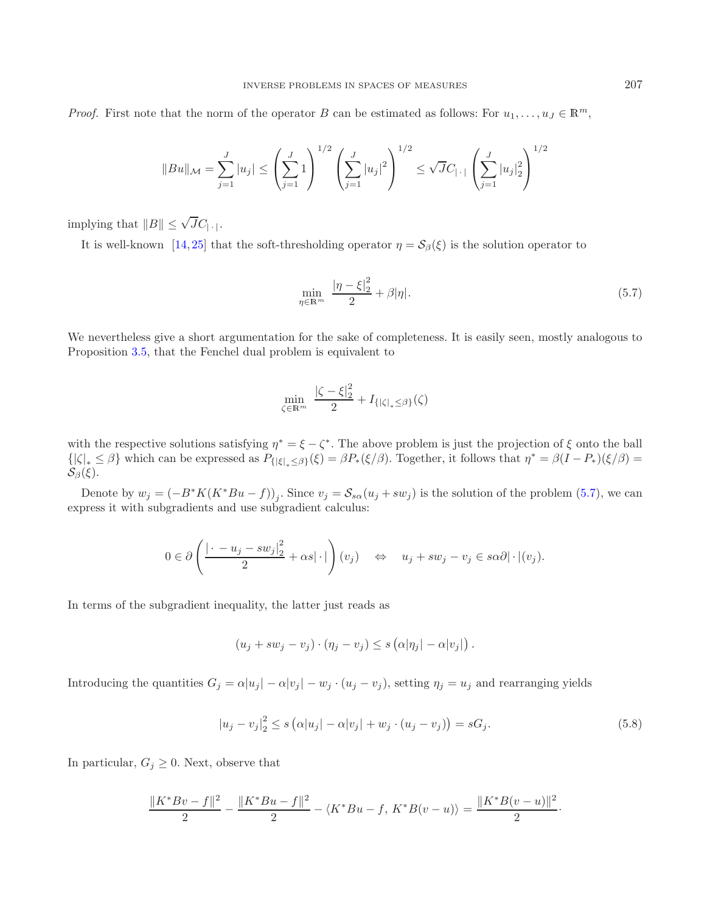*Proof.* First note that the norm of the operator $B$ can be estimated as follows: For $u_1, \ldots, u_J \in \mathbb{R}^m$,

$$\|Bu\|_{\mathcal{M}} = \sum_{j=1}^{J} |u_j| \leq \left(\sum_{j=1}^{J} 1\right)^{1/2} \left(\sum_{j=1}^{J} |u_j|^2\right)^{1/2} \leq \sqrt{J} C_{|\,\cdot\,|} \left(\sum_{j=1}^{J} |u_j|_2^2\right)^{1/2}$$

implying that $\|B\| \leq \sqrt{J} C_{|\,\cdot\,|}$.

It is well-known [14, 25] that the soft-thresholding operator $\eta = \mathcal{S}_\beta(\xi)$ is the solution operator to

$$\min_{\eta \in \mathbb{R}^m} \frac{|\eta - \xi|_2^2}{2} + \beta |\eta|. \tag{5.7}$$

We nevertheless give a short argumentation for the sake of completeness. It is easily seen, mostly analogous to Proposition 3.5, that the Fenchel dual problem is equivalent to

$$\min_{\zeta \in \mathbb{R}^m} \frac{|\zeta - \xi|_2^2}{2} + I_{\{|\zeta|_* \leq \beta\}}(\zeta)$$

with the respective solutions satisfying $\eta^* = \xi - \zeta^*$. The above problem is just the projection of $\xi$ onto the ball $\{|\zeta|_* \leq \beta\}$ which can be expressed as $P_{\{|\xi|_* \leq \beta\}}(\xi) = \beta P_*(\xi/\beta)$. Together, it follows that $\eta^* = \beta(I - P_*)(\xi/\beta) = \mathcal{S}_\beta(\xi)$.

Denote by $w_j = \big(-B^* K(K^* B u - f)\big)_j$. Since $v_j = \mathcal{S}_{s\alpha}(u_j + s w_j)$ is the solution of the problem (5.7), we can express it with subgradients and use subgradient calculus:

$$0 \in \partial\left(\frac{|\,\cdot - u_j - s w_j|_2^2}{2} + \alpha s |\cdot|\right)(v_j) \quad \Leftrightarrow \quad u_j + s w_j - v_j \in s\alpha \partial |\cdot|(v_j).$$

In terms of the subgradient inequality, the latter just reads as

$$(u_j + s w_j - v_j) \cdot (\eta_j - v_j) \leq s\left(\alpha |\eta_j| - \alpha |v_j|\right).$$

Introducing the quantities $G_j = \alpha |u_j| - \alpha |v_j| - w_j \cdot (u_j - v_j)$, setting $\eta_j = u_j$ and rearranging yields

$$|u_j - v_j|_2^2 \leq s\left(\alpha |u_j| - \alpha |v_j| + w_j \cdot (u_j - v_j)\right) = s G_j. \tag{5.8}$$

In particular, $G_j \geq 0$. Next, observe that

$$\frac{\|K^* B v - f\|^2}{2} - \frac{\|K^* B u - f\|^2}{2} - \langle K^* B u - f,\, K^* B (v - u)\rangle = \frac{\|K^* B (v - u)\|^2}{2}.$$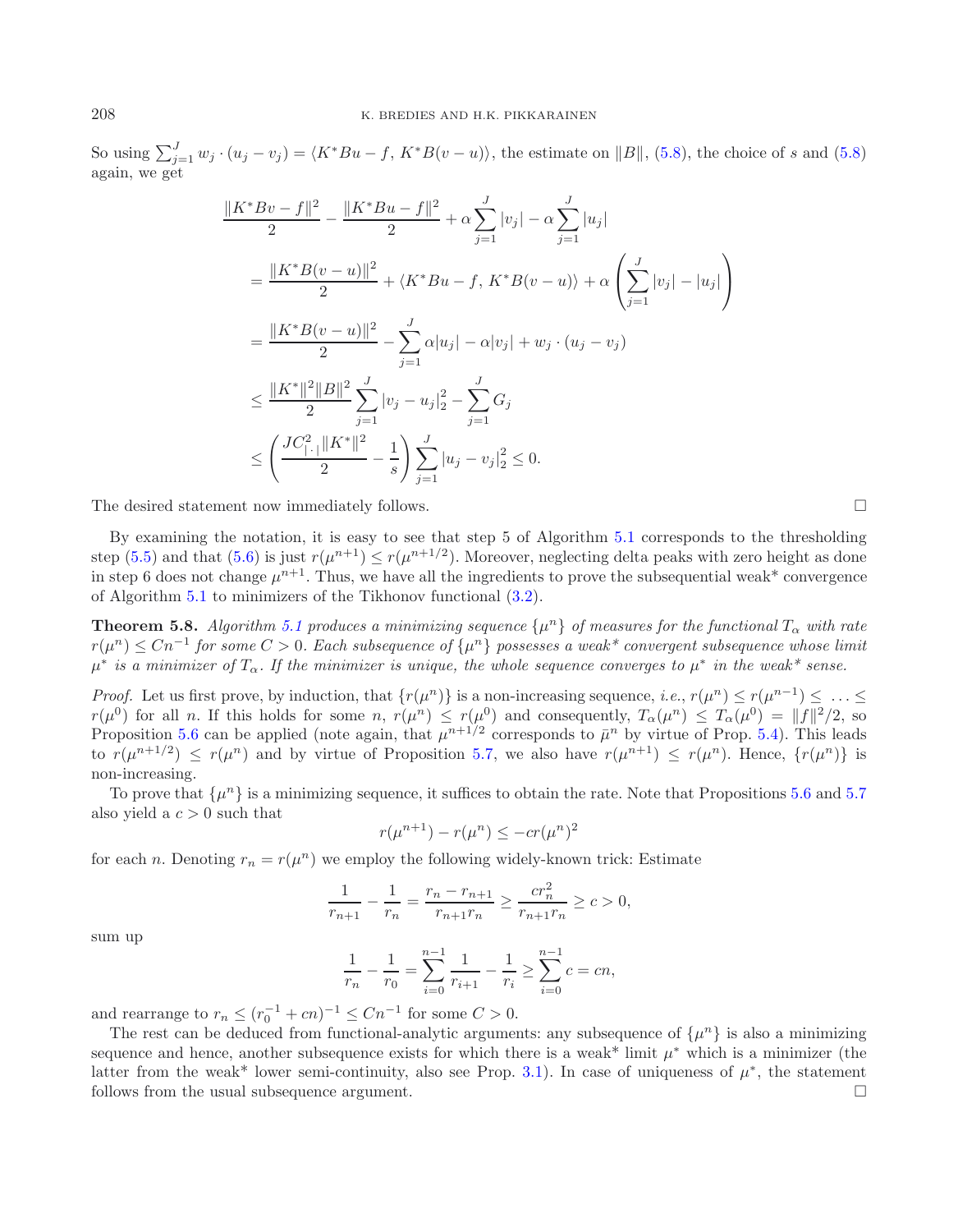So using $\sum_{j=1}^J w_j \cdot (u_j - v_j) = \langle K^*Bu - f,\, K^*B(v-u)\rangle$, the estimate on $\|B\|$, (5.8), the choice of $s$ and (5.8) again, we get

$$
\begin{aligned}
&\frac{\|K^*Bv - f\|^2}{2} - \frac{\|K^*Bu - f\|^2}{2} + \alpha \sum_{j=1}^J |v_j| - \alpha \sum_{j=1}^J |u_j| \\
&= \frac{\|K^*B(v-u)\|^2}{2} + \langle K^*Bu - f,\, K^*B(v-u)\rangle + \alpha \left( \sum_{j=1}^J |v_j| - |u_j| \right) \\
&= \frac{\|K^*B(v-u)\|^2}{2} - \sum_{j=1}^J \alpha |u_j| - \alpha |v_j| + w_j \cdot (u_j - v_j) \\
&\leq \frac{\|K^*\|^2 \|B\|^2}{2} \sum_{j=1}^J |v_j - u_j|_2^2 - \sum_{j=1}^J G_j \\
&\leq \left( \frac{J C_{|\cdot|}^2 \|K^*\|^2}{2} - \frac{1}{s} \right) \sum_{j=1}^J |u_j - v_j|_2^2 \leq 0.
\end{aligned}
$$

The desired statement now immediately follows. $\square$

By examining the notation, it is easy to see that step 5 of Algorithm 5.1 corresponds to the thresholding step (5.5) and that (5.6) is just $r(\mu^{n+1}) \leq r(\mu^{n+1/2})$. Moreover, neglecting delta peaks with zero height as done in step 6 does not change $\mu^{n+1}$. Thus, we have all the ingredients to prove the subsequential weak* convergence of Algorithm 5.1 to minimizers of the Tikhonov functional (3.2).

**Theorem 5.8.** *Algorithm 5.1 produces a minimizing sequence $\{\mu^n\}$ of measures for the functional $T_\alpha$ with rate $r(\mu^n) \leq Cn^{-1}$ for some $C > 0$. Each subsequence of $\{\mu^n\}$ possesses a weak\* convergent subsequence whose limit $\mu^*$ is a minimizer of $T_\alpha$. If the minimizer is unique, the whole sequence converges to $\mu^*$ in the weak\* sense.*

*Proof.* Let us first prove, by induction, that $\{r(\mu^n)\}$ is a non-increasing sequence, *i.e.*, $r(\mu^n) \leq r(\mu^{n-1}) \leq \ldots \leq r(\mu^0)$ for all $n$. If this holds for some $n$, $r(\mu^n) \leq r(\mu^0)$ and consequently, $T_\alpha(\mu^n) \leq T_\alpha(\mu^0) = \|f\|^2/2$, so Proposition 5.6 can be applied (note again, that $\mu^{n+1/2}$ corresponds to $\bar{\mu}^n$ by virtue of Prop. 5.4). This leads to $r(\mu^{n+1/2}) \leq r(\mu^n)$ and by virtue of Proposition 5.7, we also have $r(\mu^{n+1}) \leq r(\mu^n)$. Hence, $\{r(\mu^n)\}$ is non-increasing.

To prove that $\{\mu^n\}$ is a minimizing sequence, it suffices to obtain the rate. Note that Propositions 5.6 and 5.7 also yield a $c > 0$ such that

$$
r(\mu^{n+1}) - r(\mu^n) \leq -c r(\mu^n)^2
$$

for each $n$. Denoting $r_n = r(\mu^n)$ we employ the following widely-known trick: Estimate

$$
\frac{1}{r_{n+1}} - \frac{1}{r_n} = \frac{r_n - r_{n+1}}{r_{n+1} r_n} \geq \frac{c r_n^2}{r_{n+1} r_n} \geq c > 0,
$$

sum up

$$
\frac{1}{r_n} - \frac{1}{r_0} = \sum_{i=0}^{n-1} \frac{1}{r_{i+1}} - \frac{1}{r_i} \geq \sum_{i=0}^{n-1} c = cn,
$$

and rearrange to $r_n \leq (r_0^{-1} + cn)^{-1} \leq Cn^{-1}$ for some $C > 0$.

The rest can be deduced from functional-analytic arguments: any subsequence of $\{\mu^n\}$ is also a minimizing sequence and hence, another subsequence exists for which there is a weak* limit $\mu^*$ which is a minimizer (the latter from the weak* lower semi-continuity, also see Prop. 3.1). In case of uniqueness of $\mu^*$, the statement follows from the usual subsequence argument. $\square$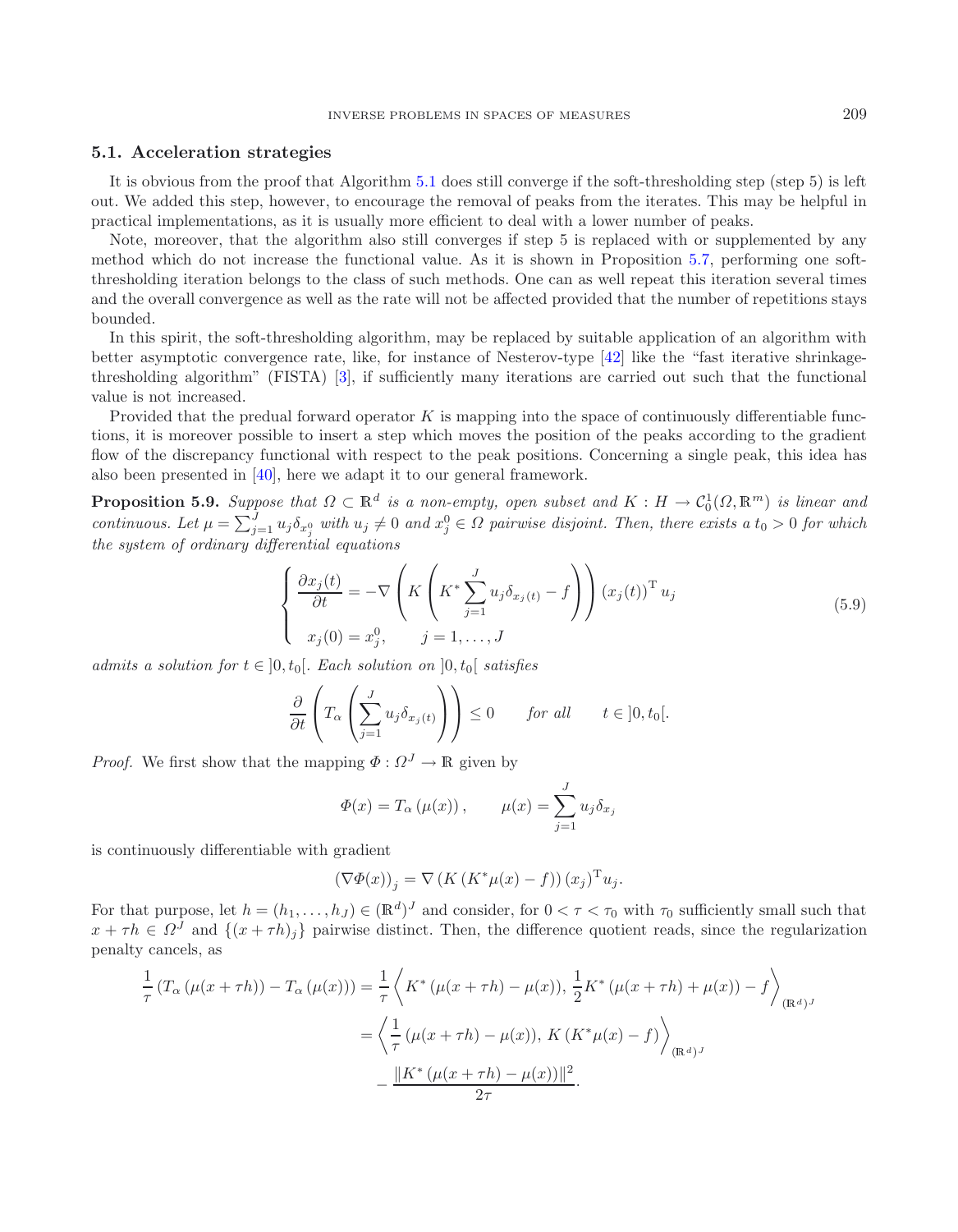### 5.1. Acceleration strategies

It is obvious from the proof that Algorithm 5.1 does still converge if the soft-thresholding step (step 5) is left out. We added this step, however, to encourage the removal of peaks from the iterates. This may be helpful in practical implementations, as it is usually more efficient to deal with a lower number of peaks.

Note, moreover, that the algorithm also still converges if step 5 is replaced with or supplemented by any method which do not increase the functional value. As it is shown in Proposition 5.7, performing one soft-thresholding iteration belongs to the class of such methods. One can as well repeat this iteration several times and the overall convergence as well as the rate will not be affected provided that the number of repetitions stays bounded.

In this spirit, the soft-thresholding algorithm, may be replaced by suitable application of an algorithm with better asymptotic convergence rate, like, for instance of Nesterov-type [42] like the "fast iterative shrinkage-thresholding algorithm" (FISTA) [3], if sufficiently many iterations are carried out such that the functional value is not increased.

Provided that the predual forward operator $K$ is mapping into the space of continuously differentiable functions, it is moreover possible to insert a step which moves the position of the peaks according to the gradient flow of the discrepancy functional with respect to the peak positions. Concerning a single peak, this idea has also been presented in [40], here we adapt it to our general framework.

**Proposition 5.9.** *Suppose that $\Omega \subset \mathbb{R}^d$ is a non-empty, open subset and $K : H \to \mathcal{C}_0^1(\Omega, \mathbb{R}^m)$ is linear and continuous. Let $\mu = \sum_{j=1}^J u_j \delta_{x_j^0}$ with $u_j \neq 0$ and $x_j^0 \in \Omega$ pairwise disjoint. Then, there exists a $t_0 > 0$ for which the system of ordinary differential equations*

$$
\begin{cases} \dfrac{\partial x_j(t)}{\partial t} = -\nabla \left( K \left( K^* \displaystyle\sum_{j=1}^J u_j \delta_{x_j(t)} - f \right) \right) (x_j(t))^{\mathrm{T}} u_j \\ \quad x_j(0) = x_j^0, \qquad j = 1, \ldots, J \end{cases} \tag{5.9}
$$

*admits a solution for $t \in \,]0, t_0[$. Each solution on $]0, t_0[$ satisfies*

$$
\frac{\partial}{\partial t} \left( T_\alpha \left( \sum_{j=1}^J u_j \delta_{x_j(t)} \right) \right) \leq 0 \qquad \text{for all} \qquad t \in \,]0, t_0[.
$$

*Proof.* We first show that the mapping $\Phi : \Omega^J \to \mathbb{R}$ given by

$$
\Phi(x) = T_\alpha(\mu(x)), \qquad \mu(x) = \sum_{j=1}^J u_j \delta_{x_j}
$$

is continuously differentiable with gradient

$$
(\nabla \Phi(x))_j = \nabla \left( K (K^* \mu(x) - f) \right) (x_j)^{\mathrm{T}} u_j.
$$

For that purpose, let $h = (h_1, \ldots, h_J) \in (\mathbb{R}^d)^J$ and consider, for $0 < \tau < \tau_0$ with $\tau_0$ sufficiently small such that $x + \tau h \in \Omega^J$ and $\{(x + \tau h)_j\}$ pairwise distinct. Then, the difference quotient reads, since the regularization penalty cancels, as

$$
\begin{aligned}
\frac{1}{\tau} \left( T_\alpha(\mu(x + \tau h)) - T_\alpha(\mu(x)) \right) &= \frac{1}{\tau} \left\langle K^* (\mu(x + \tau h) - \mu(x)), \, \frac{1}{2} K^* (\mu(x + \tau h) + \mu(x)) - f \right\rangle_{(\mathbb{R}^d)^J} \\
&= \left\langle \frac{1}{\tau} (\mu(x + \tau h) - \mu(x)), \, K(K^* \mu(x) - f) \right\rangle_{(\mathbb{R}^d)^J} \\
&\quad - \frac{\| K^* (\mu(x + \tau h) - \mu(x)) \|^2}{2\tau}.
\end{aligned}
$$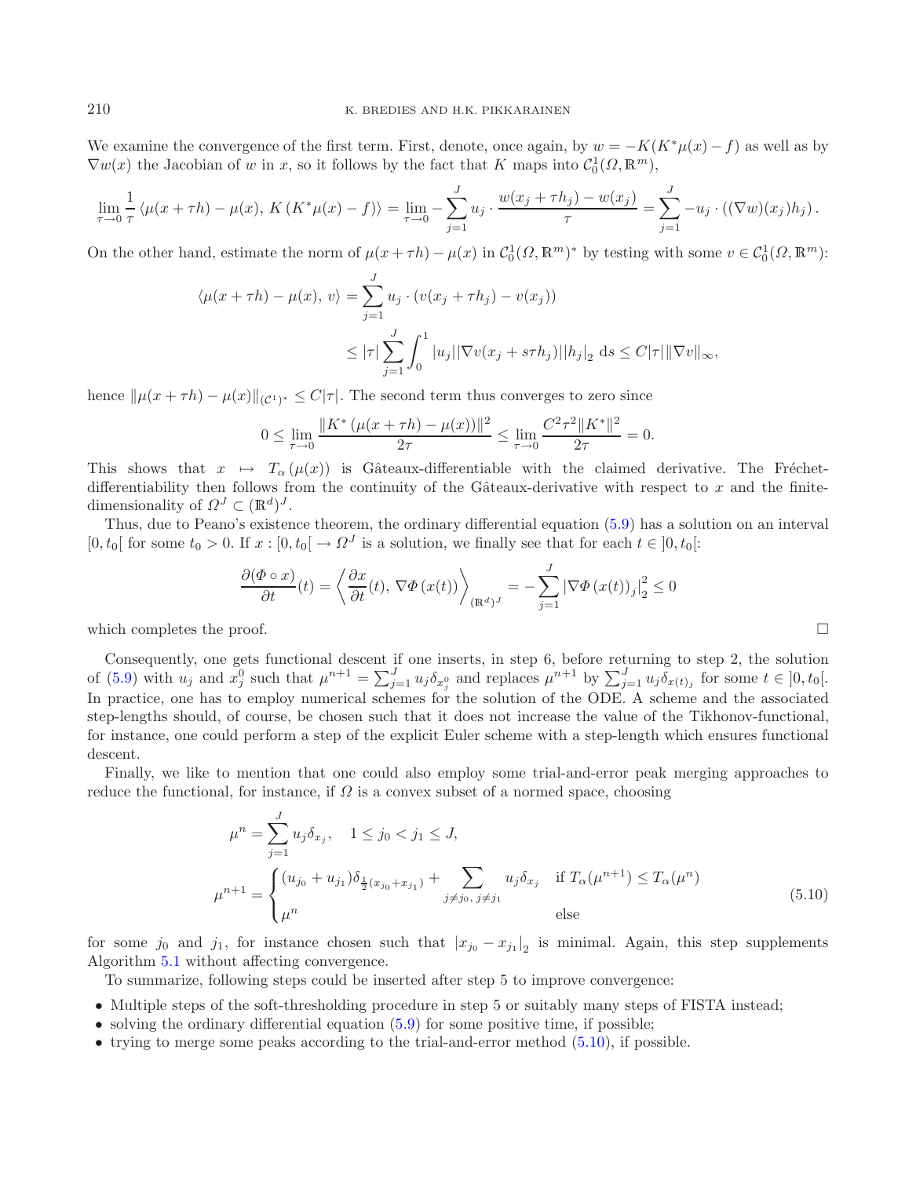We examine the convergence of the first term. First, denote, once again, by $w = -K(K^*\mu(x) - f)$ as well as by $\nabla w(x)$ the Jacobian of $w$ in $x$, so it follows by the fact that $K$ maps into $\mathcal{C}_0^1(\Omega, \mathbb{R}^m)$,

$$\lim_{\tau \to 0} \frac{1}{\tau} \langle \mu(x + \tau h) - \mu(x),\, K(K^*\mu(x) - f) \rangle = \lim_{\tau \to 0} -\sum_{j=1}^{J} u_j \cdot \frac{w(x_j + \tau h_j) - w(x_j)}{\tau} = \sum_{j=1}^{J} -u_j \cdot ((\nabla w)(x_j) h_j).$$

On the other hand, estimate the norm of $\mu(x + \tau h) - \mu(x)$ in $\mathcal{C}_0^1(\Omega, \mathbb{R}^m)^*$ by testing with some $v \in \mathcal{C}_0^1(\Omega, \mathbb{R}^m)$:

$$\begin{aligned}
\langle \mu(x + \tau h) - \mu(x),\, v \rangle &= \sum_{j=1}^{J} u_j \cdot (v(x_j + \tau h_j) - v(x_j)) \\
&\leq |\tau| \sum_{j=1}^{J} \int_0^1 |u_j| |\nabla v(x_j + s\tau h_j)| |h_j|_2 \, \mathrm{d}s \leq C|\tau| \|\nabla v\|_\infty,
\end{aligned}$$

hence $\|\mu(x + \tau h) - \mu(x)\|_{(\mathcal{C}^1)^*} \leq C|\tau|$. The second term thus converges to zero since

$$0 \leq \lim_{\tau \to 0} \frac{\|K^*(\mu(x + \tau h) - \mu(x))\|^2}{2\tau} \leq \lim_{\tau \to 0} \frac{C^2 \tau^2 \|K^*\|^2}{2\tau} = 0.$$

This shows that $x \mapsto T_\alpha(\mu(x))$ is Gâteaux-differentiable with the claimed derivative. The Fréchet-differentiability then follows from the continuity of the Gâteaux-derivative with respect to $x$ and the finite-dimensionality of $\Omega^J \subset (\mathbb{R}^d)^J$.

Thus, due to Peano's existence theorem, the ordinary differential equation (5.9) has a solution on an interval $[0, t_0[$ for some $t_0 > 0$. If $x : [0, t_0[ \to \Omega^J$ is a solution, we finally see that for each $t \in ]0, t_0[$:

$$\frac{\partial(\Phi \circ x)}{\partial t}(t) = \left\langle \frac{\partial x}{\partial t}(t),\, \nabla\Phi(x(t)) \right\rangle_{(\mathbb{R}^d)^J} = -\sum_{j=1}^{J} |\nabla\Phi(x(t))_j|_2^2 \leq 0$$

which completes the proof. □

Consequently, one gets functional descent if one inserts, in step 6, before returning to step 2, the solution of (5.9) with $u_j$ and $x_j^0$ such that $\mu^{n+1} = \sum_{j=1}^{J} u_j \delta_{x_j^0}$ and replaces $\mu^{n+1}$ by $\sum_{j=1}^{J} u_j \delta_{x(t)_j}$ for some $t \in ]0, t_0[$. In practice, one has to employ numerical schemes for the solution of the ODE. A scheme and the associated step-lengths should, of course, be chosen such that it does not increase the value of the Tikhonov-functional, for instance, one could perform a step of the explicit Euler scheme with a step-length which ensures functional descent.

Finally, we like to mention that one could also employ some trial-and-error peak merging approaches to reduce the functional, for instance, if $\Omega$ is a convex subset of a normed space, choosing

$$\begin{aligned}
&\mu^n = \sum_{j=1}^{J} u_j \delta_{x_j}, \quad 1 \leq j_0 < j_1 \leq J, \\
&\mu^{n+1} = \begin{cases} (u_{j_0} + u_{j_1}) \delta_{\frac{1}{2}(x_{j_0} + x_{j_1})} + \displaystyle\sum_{j \neq j_0,\, j \neq j_1} u_j \delta_{x_j} & \text{if } T_\alpha(\mu^{n+1}) \leq T_\alpha(\mu^n) \\ \mu^n & \text{else} \end{cases}
\end{aligned} \tag{5.10}$$

for some $j_0$ and $j_1$, for instance chosen such that $|x_{j_0} - x_{j_1}|_2$ is minimal. Again, this step supplements Algorithm 5.1 without affecting convergence.

To summarize, following steps could be inserted after step 5 to improve convergence:

- Multiple steps of the soft-thresholding procedure in step 5 or suitably many steps of FISTA instead;
- solving the ordinary differential equation (5.9) for some positive time, if possible;
- trying to merge some peaks according to the trial-and-error method (5.10), if possible.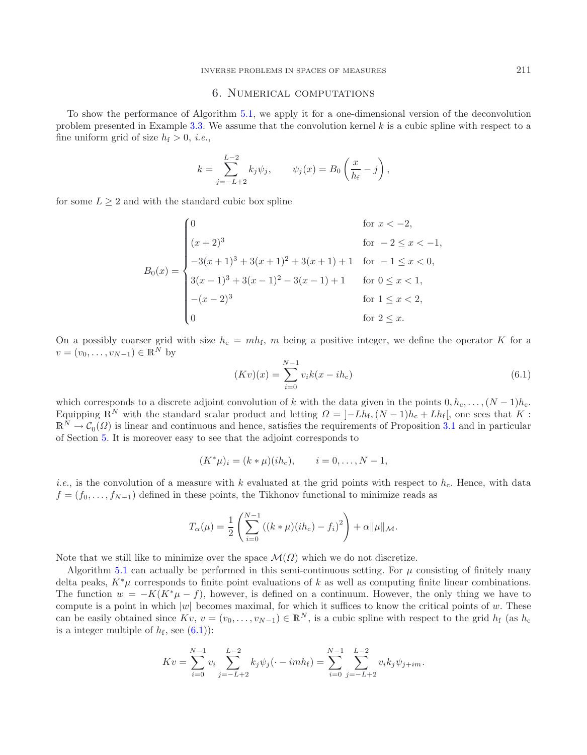## 6. Numerical computations

To show the performance of Algorithm 5.1, we apply it for a one-dimensional version of the deconvolution problem presented in Example 3.3. We assume that the convolution kernel $k$ is a cubic spline with respect to a fine uniform grid of size $h_\mathrm{f} > 0$, *i.e.*,

$$k = \sum_{j=-L+2}^{L-2} k_j \psi_j, \qquad \psi_j(x) = B_0\left(\frac{x}{h_\mathrm{f}} - j\right),$$

for some $L \geq 2$ and with the standard cubic box spline

$$B_0(x) = \begin{cases} 0 & \text{for } x < -2, \\ (x+2)^3 & \text{for } -2 \leq x < -1, \\ -3(x+1)^3 + 3(x+1)^2 + 3(x+1) + 1 & \text{for } -1 \leq x < 0, \\ 3(x-1)^3 + 3(x-1)^2 - 3(x-1) + 1 & \text{for } 0 \leq x < 1, \\ -(x-2)^3 & \text{for } 1 \leq x < 2, \\ 0 & \text{for } 2 \leq x. \end{cases}$$

On a possibly coarser grid with size $h_\mathrm{c} = m h_\mathrm{f}$, $m$ being a positive integer, we define the operator $K$ for a $v = (v_0, \ldots, v_{N-1}) \in \mathbb{R}^N$ by

$$(Kv)(x) = \sum_{i=0}^{N-1} v_i k(x - i h_\mathrm{c}) \tag{6.1}$$

which corresponds to a discrete adjoint convolution of $k$ with the data given in the points $0, h_\mathrm{c}, \ldots, (N-1)h_\mathrm{c}$. Equipping $\mathbb{R}^N$ with the standard scalar product and letting $\Omega = \left]-Lh_\mathrm{f}, (N-1)h_\mathrm{c} + Lh_\mathrm{f}\right[$, one sees that $K : \mathbb{R}^N \to \mathcal{C}_0(\Omega)$ is linear and continuous and hence, satisfies the requirements of Proposition 3.1 and in particular of Section 5. It is moreover easy to see that the adjoint corresponds to

$$(K^*\mu)_i = (k * \mu)(i h_\mathrm{c}), \qquad i = 0, \ldots, N-1,$$

*i.e.*, is the convolution of a measure with $k$ evaluated at the grid points with respect to $h_\mathrm{c}$. Hence, with data $f = (f_0, \ldots, f_{N-1})$ defined in these points, the Tikhonov functional to minimize reads as

$$T_\alpha(\mu) = \frac{1}{2}\left(\sum_{i=0}^{N-1} \left((k * \mu)(i h_\mathrm{c}) - f_i\right)^2\right) + \alpha \|\mu\|_{\mathcal{M}}.$$

Note that we still like to minimize over the space $\mathcal{M}(\Omega)$ which we do not discretize.

Algorithm 5.1 can actually be performed in this semi-continuous setting. For $\mu$ consisting of finitely many delta peaks, $K^*\mu$ corresponds to finite point evaluations of $k$ as well as computing finite linear combinations. The function $w = -K(K^*\mu - f)$, however, is defined on a continuum. However, the only thing we have to compute is a point in which $|w|$ becomes maximal, for which it suffices to know the critical points of $w$. These can be easily obtained since $Kv$, $v = (v_0, \ldots, v_{N-1}) \in \mathbb{R}^N$, is a cubic spline with respect to the grid $h_\mathrm{f}$ (as $h_\mathrm{c}$ is a integer multiple of $h_\mathrm{f}$, see (6.1)):

$$Kv = \sum_{i=0}^{N-1} v_i \sum_{j=-L+2}^{L-2} k_j \psi_j(\cdot - i m h_\mathrm{f}) = \sum_{i=0}^{N-1} \sum_{j=-L+2}^{L-2} v_i k_j \psi_{j+im}.$$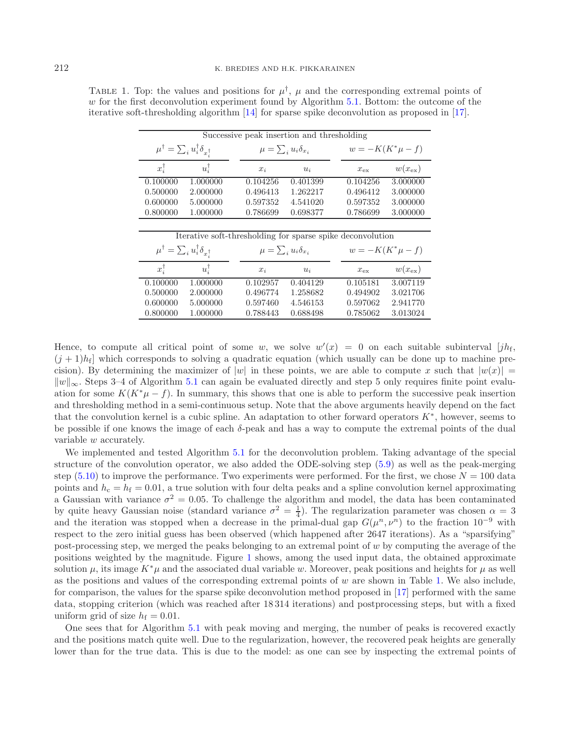Table 1. Top: the values and positions for $\mu^\dagger$, $\mu$ and the corresponding extremal points of $w$ for the first deconvolution experiment found by Algorithm 5.1. Bottom: the outcome of the iterative soft-thresholding algorithm [14] for sparse spike deconvolution as proposed in [17].

| Successive peak insertion and thresholding | | | | | |
|---|---|---|---|---|---|
| $\mu^\dagger = \sum_i u_i^\dagger \delta_{x_i^\dagger}$ | | $\mu = \sum_i u_i \delta_{x_i}$ | | $w = -K(K^*\mu - f)$ | |
| $x_i^\dagger$ | $u_i^\dagger$ | $x_i$ | $u_i$ | $x_{\mathrm{ex}}$ | $w(x_{\mathrm{ex}})$ |
| 0.100000 | 1.000000 | 0.104256 | 0.401399 | 0.104256 | 3.000000 |
| 0.500000 | 2.000000 | 0.496413 | 1.262217 | 0.496412 | 3.000000 |
| 0.600000 | 5.000000 | 0.597352 | 4.541020 | 0.597352 | 3.000000 |
| 0.800000 | 1.000000 | 0.786699 | 0.698377 | 0.786699 | 3.000000 |

| Iterative soft-thresholding for sparse spike deconvolution | | | | | |
|---|---|---|---|---|---|
| $\mu^\dagger = \sum_i u_i^\dagger \delta_{x_i^\dagger}$ | | $\mu = \sum_i u_i \delta_{x_i}$ | | $w = -K(K^*\mu - f)$ | |
| $x_i^\dagger$ | $u_i^\dagger$ | $x_i$ | $u_i$ | $x_{\mathrm{ex}}$ | $w(x_{\mathrm{ex}})$ |
| 0.100000 | 1.000000 | 0.102957 | 0.404129 | 0.105181 | 3.007119 |
| 0.500000 | 2.000000 | 0.496774 | 1.258682 | 0.494902 | 3.021706 |
| 0.600000 | 5.000000 | 0.597460 | 4.546153 | 0.597062 | 2.941770 |
| 0.800000 | 1.000000 | 0.788443 | 0.688498 | 0.785062 | 3.013024 |

Hence, to compute all critical point of some $w$, we solve $w'(x) = 0$ on each suitable subinterval $[jh_{\mathrm{f}}, (j+1)h_{\mathrm{f}}]$ which corresponds to solving a quadratic equation (which usually can be done up to machine precision). By determining the maximizer of $|w|$ in these points, we are able to compute $x$ such that $|w(x)| = \|w\|_\infty$. Steps 3–4 of Algorithm 5.1 can again be evaluated directly and step 5 only requires finite point evaluation for some $K(K^*\mu - f)$. In summary, this shows that one is able to perform the successive peak insertion and thresholding method in a semi-continuous setup. Note that the above arguments heavily depend on the fact that the convolution kernel is a cubic spline. An adaptation to other forward operators $K^*$, however, seems to be possible if one knows the image of each $\delta$-peak and has a way to compute the extremal points of the dual variable $w$ accurately.

We implemented and tested Algorithm 5.1 for the deconvolution problem. Taking advantage of the special structure of the convolution operator, we also added the ODE-solving step (5.9) as well as the peak-merging step (5.10) to improve the performance. Two experiments were performed. For the first, we chose $N = 100$ data points and $h_{\mathrm{c}} = h_{\mathrm{f}} = 0.01$, a true solution with four delta peaks and a spline convolution kernel approximating a Gaussian with variance $\sigma^2 = 0.05$. To challenge the algorithm and model, the data has been contaminated by quite heavy Gaussian noise (standard variance $\sigma^2 = \frac{1}{4}$). The regularization parameter was chosen $\alpha = 3$ and the iteration was stopped when a decrease in the primal-dual gap $G(\mu^n, \nu^n)$ to the fraction $10^{-9}$ with respect to the zero initial guess has been observed (which happened after 2647 iterations). As a "sparsifying" post-processing step, we merged the peaks belonging to an extremal point of $w$ by computing the average of the positions weighted by the magnitude. Figure 1 shows, among the used input data, the obtained approximate solution $\mu$, its image $K^*\mu$ and the associated dual variable $w$. Moreover, peak positions and heights for $\mu$ as well as the positions and values of the corresponding extremal points of $w$ are shown in Table 1. We also include, for comparison, the values for the sparse spike deconvolution method proposed in [17] performed with the same data, stopping criterion (which was reached after 18 314 iterations) and postprocessing steps, but with a fixed uniform grid of size $h_{\mathrm{f}} = 0.01$.

One sees that for Algorithm 5.1 with peak moving and merging, the number of peaks is recovered exactly and the positions match quite well. Due to the regularization, however, the recovered peak heights are generally lower than for the true data. This is due to the model: as one can see by inspecting the extremal points of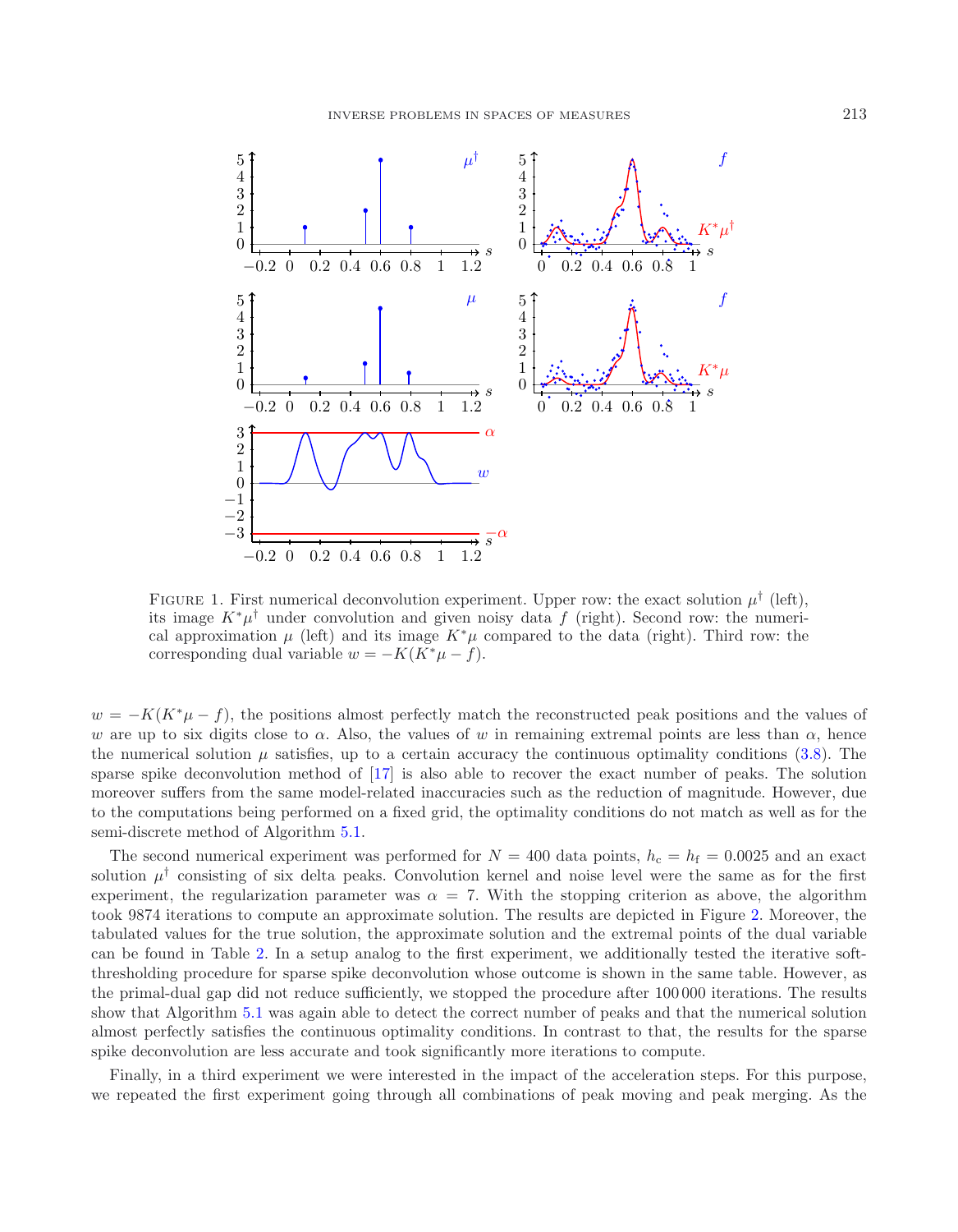FIGURE 1. First numerical deconvolution experiment. Upper row: the exact solution $\mu^\dagger$ (left), its image $K^*\mu^\dagger$ under convolution and given noisy data $f$ (right). Second row: the numerical approximation $\mu$ (left) and its image $K^*\mu$ compared to the data (right). Third row: the corresponding dual variable $w = -K(K^*\mu - f)$.

$w = -K(K^*\mu - f)$, the positions almost perfectly match the reconstructed peak positions and the values of $w$ are up to six digits close to $\alpha$. Also, the values of $w$ in remaining extremal points are less than $\alpha$, hence the numerical solution $\mu$ satisfies, up to a certain accuracy the continuous optimality conditions (3.8). The sparse spike deconvolution method of [17] is also able to recover the exact number of peaks. The solution moreover suffers from the same model-related inaccuracies such as the reduction of magnitude. However, due to the computations being performed on a fixed grid, the optimality conditions do not match as well as for the semi-discrete method of Algorithm 5.1.

The second numerical experiment was performed for $N = 400$ data points, $h_\mathrm{c} = h_\mathrm{f} = 0.0025$ and an exact solution $\mu^\dagger$ consisting of six delta peaks. Convolution kernel and noise level were the same as for the first experiment, the regularization parameter was $\alpha = 7$. With the stopping criterion as above, the algorithm took 9874 iterations to compute an approximate solution. The results are depicted in Figure 2. Moreover, the tabulated values for the true solution, the approximate solution and the extremal points of the dual variable can be found in Table 2. In a setup analog to the first experiment, we additionally tested the iterative soft-thresholding procedure for sparse spike deconvolution whose outcome is shown in the same table. However, as the primal-dual gap did not reduce sufficiently, we stopped the procedure after 100 000 iterations. The results show that Algorithm 5.1 was again able to detect the correct number of peaks and that the numerical solution almost perfectly satisfies the continuous optimality conditions. In contrast to that, the results for the sparse spike deconvolution are less accurate and took significantly more iterations to compute.

Finally, in a third experiment we were interested in the impact of the acceleration steps. For this purpose, we repeated the first experiment going through all combinations of peak moving and peak merging. As the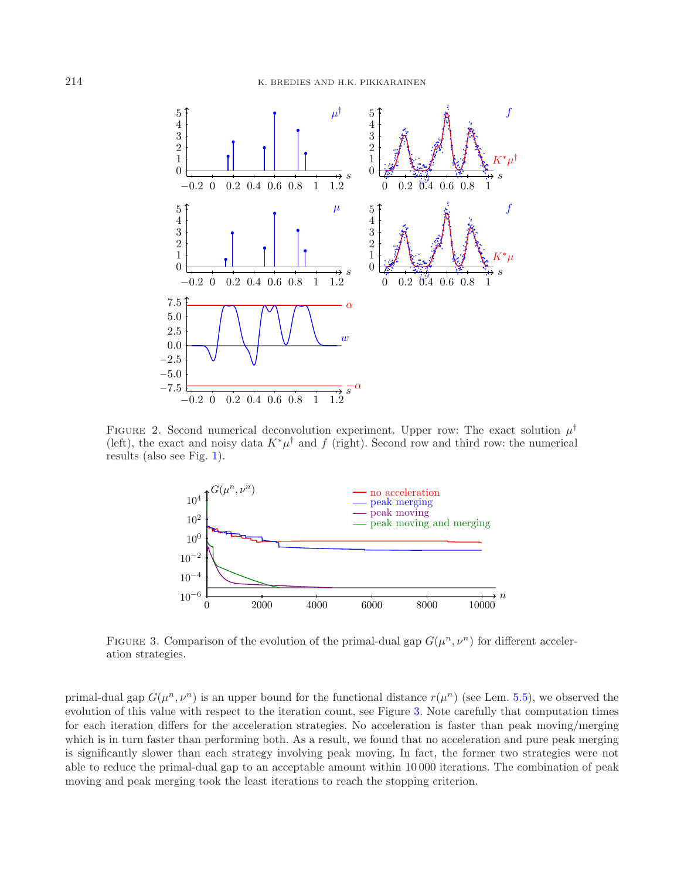FIGURE 2. Second numerical deconvolution experiment. Upper row: The exact solution $\mu^\dagger$ (left), the exact and noisy data $K^*\mu^\dagger$ and $f$ (right). Second row and third row: the numerical results (also see Fig. 1).

FIGURE 3. Comparison of the evolution of the primal-dual gap $G(\mu^n, \nu^n)$ for different acceleration strategies.

primal-dual gap $G(\mu^n, \nu^n)$ is an upper bound for the functional distance $r(\mu^n)$ (see Lem. 5.5), we observed the evolution of this value with respect to the iteration count, see Figure 3. Note carefully that computation times for each iteration differs for the acceleration strategies. No acceleration is faster than peak moving/merging which is in turn faster than performing both. As a result, we found that no acceleration and pure peak merging is significantly slower than each strategy involving peak moving. In fact, the former two strategies were not able to reduce the primal-dual gap to an acceptable amount within 10 000 iterations. The combination of peak moving and peak merging took the least iterations to reach the stopping criterion.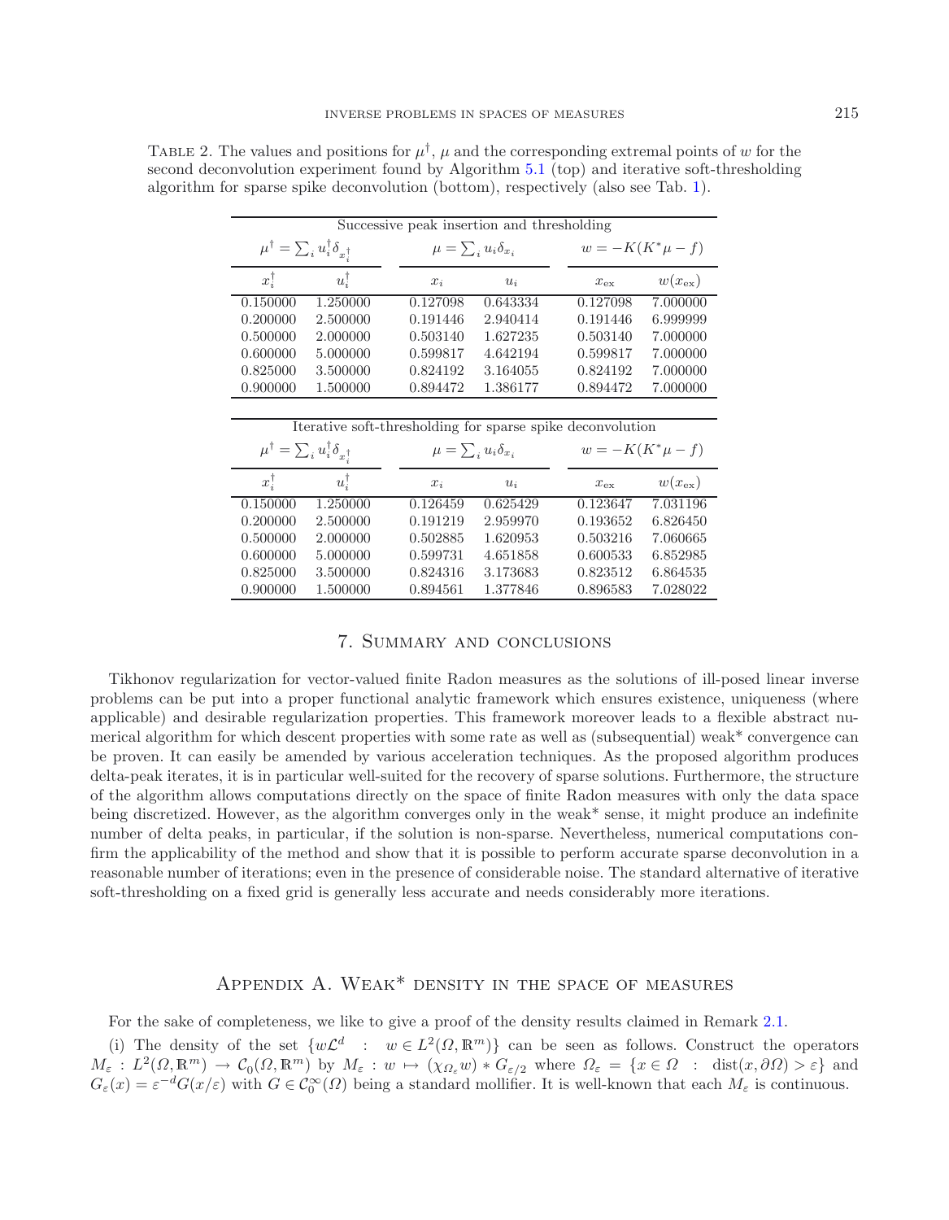TABLE 2. The values and positions for $\mu^\dagger$, $\mu$ and the corresponding extremal points of $w$ for the second deconvolution experiment found by Algorithm 5.1 (top) and iterative soft-thresholding algorithm for sparse spike deconvolution (bottom), respectively (also see Tab. 1).

| Successive peak insertion and thresholding | | | | | |
|---|---|---|---|---|---|
| $\mu^\dagger = \sum_i u_i^\dagger \delta_{x_i^\dagger}$ | | $\mu = \sum_i u_i \delta_{x_i}$ | | $w = -K(K^*\mu - f)$ | |
| $x_i^\dagger$ | $u_i^\dagger$ | $x_i$ | $u_i$ | $x_{\text{ex}}$ | $w(x_{\text{ex}})$ |
| 0.150000 | 1.250000 | 0.127098 | 0.643334 | 0.127098 | 7.000000 |
| 0.200000 | 2.500000 | 0.191446 | 2.940414 | 0.191446 | 6.999999 |
| 0.500000 | 2.000000 | 0.503140 | 1.627235 | 0.503140 | 7.000000 |
| 0.600000 | 5.000000 | 0.599817 | 4.642194 | 0.599817 | 7.000000 |
| 0.825000 | 3.500000 | 0.824192 | 3.164055 | 0.824192 | 7.000000 |
| 0.900000 | 1.500000 | 0.894472 | 1.386177 | 0.894472 | 7.000000 |

| Iterative soft-thresholding for sparse spike deconvolution | | | | | |
|---|---|---|---|---|---|
| $\mu^\dagger = \sum_i u_i^\dagger \delta_{x_i^\dagger}$ | | $\mu = \sum_i u_i \delta_{x_i}$ | | $w = -K(K^*\mu - f)$ | |
| $x_i^\dagger$ | $u_i^\dagger$ | $x_i$ | $u_i$ | $x_{\text{ex}}$ | $w(x_{\text{ex}})$ |
| 0.150000 | 1.250000 | 0.126459 | 0.625429 | 0.123647 | 7.031196 |
| 0.200000 | 2.500000 | 0.191219 | 2.959970 | 0.193652 | 6.826450 |
| 0.500000 | 2.000000 | 0.502885 | 1.620953 | 0.503216 | 7.060665 |
| 0.600000 | 5.000000 | 0.599731 | 4.651858 | 0.600533 | 6.852985 |
| 0.825000 | 3.500000 | 0.824316 | 3.173683 | 0.823512 | 6.864535 |
| 0.900000 | 1.500000 | 0.894561 | 1.377846 | 0.896583 | 7.028022 |

## 7. Summary and conclusions

Tikhonov regularization for vector-valued finite Radon measures as the solutions of ill-posed linear inverse problems can be put into a proper functional analytic framework which ensures existence, uniqueness (where applicable) and desirable regularization properties. This framework moreover leads to a flexible abstract numerical algorithm for which descent properties with some rate as well as (subsequential) weak* convergence can be proven. It can easily be amended by various acceleration techniques. As the proposed algorithm produces delta-peak iterates, it is in particular well-suited for the recovery of sparse solutions. Furthermore, the structure of the algorithm allows computations directly on the space of finite Radon measures with only the data space being discretized. However, as the algorithm converges only in the weak* sense, it might produce an indefinite number of delta peaks, in particular, if the solution is non-sparse. Nevertheless, numerical computations confirm the applicability of the method and show that it is possible to perform accurate sparse deconvolution in a reasonable number of iterations; even in the presence of considerable noise. The standard alternative of iterative soft-thresholding on a fixed grid is generally less accurate and needs considerably more iterations.

## Appendix A. Weak* density in the space of measures

For the sake of completeness, we like to give a proof of the density results claimed in Remark 2.1.

(i) The density of the set $\{w\mathcal{L}^d \ : \ w \in L^2(\Omega, \mathbb{R}^m)\}$ can be seen as follows. Construct the operators $M_\varepsilon : L^2(\Omega, \mathbb{R}^m) \to \mathcal{C}_0(\Omega, \mathbb{R}^m)$ by $M_\varepsilon : w \mapsto (\chi_{\Omega_\varepsilon} w) * G_{\varepsilon/2}$ where $\Omega_\varepsilon = \{x \in \Omega \ : \ \operatorname{dist}(x, \partial\Omega) > \varepsilon\}$ and $G_\varepsilon(x) = \varepsilon^{-d} G(x/\varepsilon)$ with $G \in \mathcal{C}_0^\infty(\Omega)$ being a standard mollifier. It is well-known that each $M_\varepsilon$ is continuous.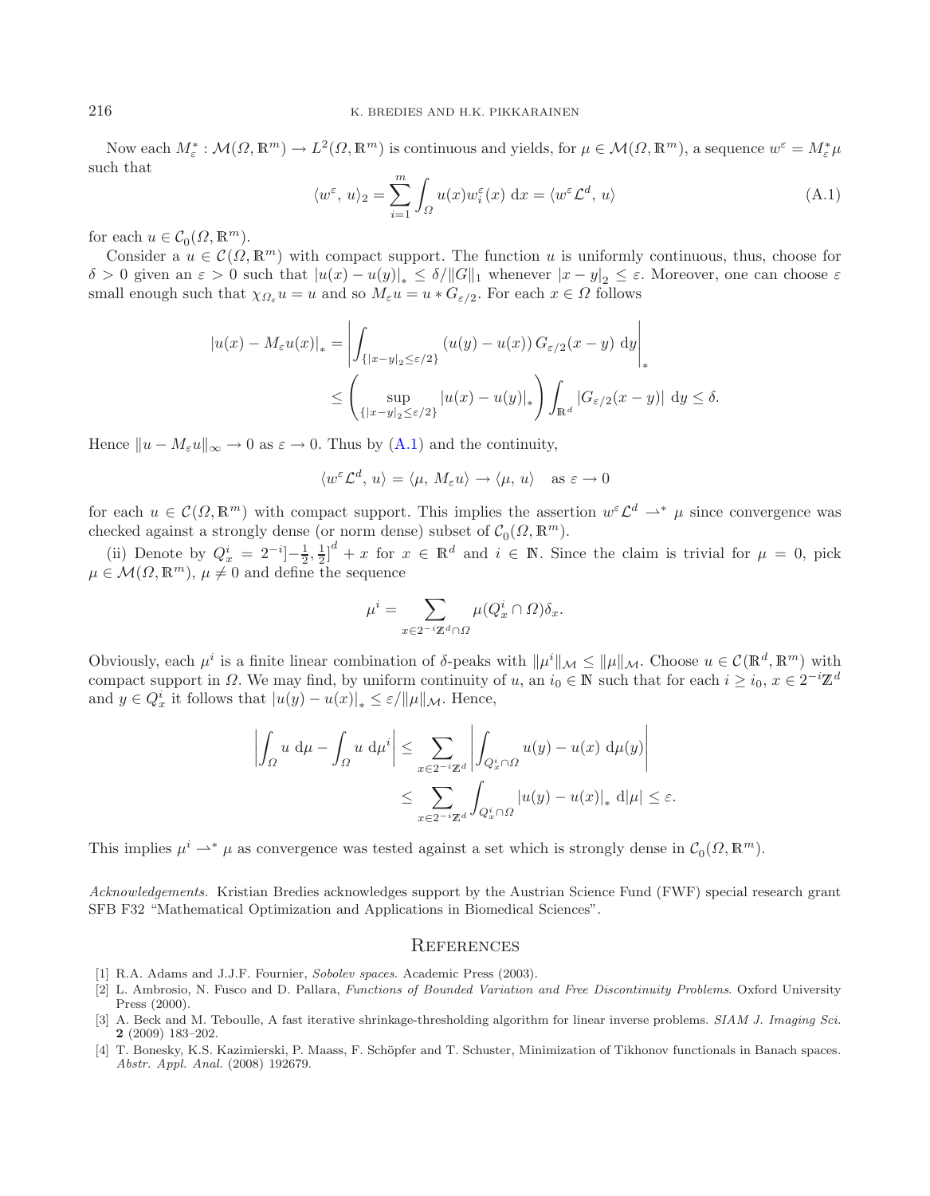Now each $M_\varepsilon^* : \mathcal{M}(\Omega, \mathbb{R}^m) \to L^2(\Omega, \mathbb{R}^m)$ is continuous and yields, for $\mu \in \mathcal{M}(\Omega, \mathbb{R}^m)$, a sequence $w^\varepsilon = M_\varepsilon^* \mu$ such that

$$\langle w^\varepsilon,\, u\rangle_2 = \sum_{i=1}^m \int_\Omega u(x) w_i^\varepsilon(x)\;\mathrm{d}x = \langle w^\varepsilon \mathcal{L}^d,\, u\rangle \tag{A.1}$$

for each $u \in \mathcal{C}_0(\Omega, \mathbb{R}^m)$.

Consider a $u \in \mathcal{C}(\Omega, \mathbb{R}^m)$ with compact support. The function $u$ is uniformly continuous, thus, choose for $\delta > 0$ given an $\varepsilon > 0$ such that $|u(x) - u(y)|_* \le \delta / \|G\|_1$ whenever $|x - y|_2 \le \varepsilon$. Moreover, one can choose $\varepsilon$ small enough such that $\chi_{\Omega_\varepsilon} u = u$ and so $M_\varepsilon u = u * G_{\varepsilon/2}$. For each $x \in \Omega$ follows

$$\begin{aligned}
|u(x) - M_\varepsilon u(x)|_* &= \left| \int_{\{|x-y|_2 \le \varepsilon/2\}} \left(u(y) - u(x)\right) G_{\varepsilon/2}(x-y)\;\mathrm{d}y \right|_* \\
&\le \left( \sup_{\{|x-y|_2 \le \varepsilon/2\}} |u(x) - u(y)|_* \right) \int_{\mathbb{R}^d} |G_{\varepsilon/2}(x-y)|\;\mathrm{d}y \le \delta.
\end{aligned}$$

Hence $\|u - M_\varepsilon u\|_\infty \to 0$ as $\varepsilon \to 0$. Thus by (A.1) and the continuity,

$$\langle w^\varepsilon \mathcal{L}^d,\, u\rangle = \langle \mu,\, M_\varepsilon u\rangle \to \langle \mu,\, u\rangle \quad \text{as } \varepsilon \to 0$$

for each $u \in \mathcal{C}(\Omega, \mathbb{R}^m)$ with compact support. This implies the assertion $w^\varepsilon \mathcal{L}^d \rightharpoonup^* \mu$ since convergence was checked against a strongly dense (or norm dense) subset of $\mathcal{C}_0(\Omega, \mathbb{R}^m)$.

(ii) Denote by $Q_x^i = 2^{-i}\left]-\frac{1}{2}, \frac{1}{2}\right]^d + x$ for $x \in \mathbb{R}^d$ and $i \in \mathbb{N}$. Since the claim is trivial for $\mu = 0$, pick $\mu \in \mathcal{M}(\Omega, \mathbb{R}^m)$, $\mu \ne 0$ and define the sequence

$$\mu^i = \sum_{x \in 2^{-i}\mathbb{Z}^d \cap \Omega} \mu(Q_x^i \cap \Omega)\delta_x.$$

Obviously, each $\mu^i$ is a finite linear combination of $\delta$-peaks with $\|\mu^i\|_{\mathcal{M}} \le \|\mu\|_{\mathcal{M}}$. Choose $u \in \mathcal{C}(\mathbb{R}^d, \mathbb{R}^m)$ with compact support in $\Omega$. We may find, by uniform continuity of $u$, an $i_0 \in \mathbb{N}$ such that for each $i \ge i_0$, $x \in 2^{-i}\mathbb{Z}^d$ and $y \in Q_x^i$ it follows that $|u(y) - u(x)|_* \le \varepsilon / \|\mu\|_{\mathcal{M}}$. Hence,

$$\begin{aligned}
\left| \int_\Omega u\;\mathrm{d}\mu - \int_\Omega u\;\mathrm{d}\mu^i \right| &\le \sum_{x \in 2^{-i}\mathbb{Z}^d} \left| \int_{Q_x^i \cap \Omega} u(y) - u(x)\;\mathrm{d}\mu(y) \right| \\
&\le \sum_{x \in 2^{-i}\mathbb{Z}^d} \int_{Q_x^i \cap \Omega} |u(y) - u(x)|_*\;\mathrm{d}|\mu| \le \varepsilon.
\end{aligned}$$

This implies $\mu^i \rightharpoonup^* \mu$ as convergence was tested against a set which is strongly dense in $\mathcal{C}_0(\Omega, \mathbb{R}^m)$.

*Acknowledgements.* Kristian Bredies acknowledges support by the Austrian Science Fund (FWF) special research grant SFB F32 "Mathematical Optimization and Applications in Biomedical Sciences".

## References

[1] R.A. Adams and J.J.F. Fournier, *Sobolev spaces*. Academic Press (2003).

[2] L. Ambrosio, N. Fusco and D. Pallara, *Functions of Bounded Variation and Free Discontinuity Problems*. Oxford University Press (2000).

[3] A. Beck and M. Teboulle, A fast iterative shrinkage-thresholding algorithm for linear inverse problems. *SIAM J. Imaging Sci.* **2** (2009) 183–202.

[4] T. Bonesky, K.S. Kazimierski, P. Maass, F. Schöpfer and T. Schuster, Minimization of Tikhonov functionals in Banach spaces. *Abstr. Appl. Anal.* (2008) 192679.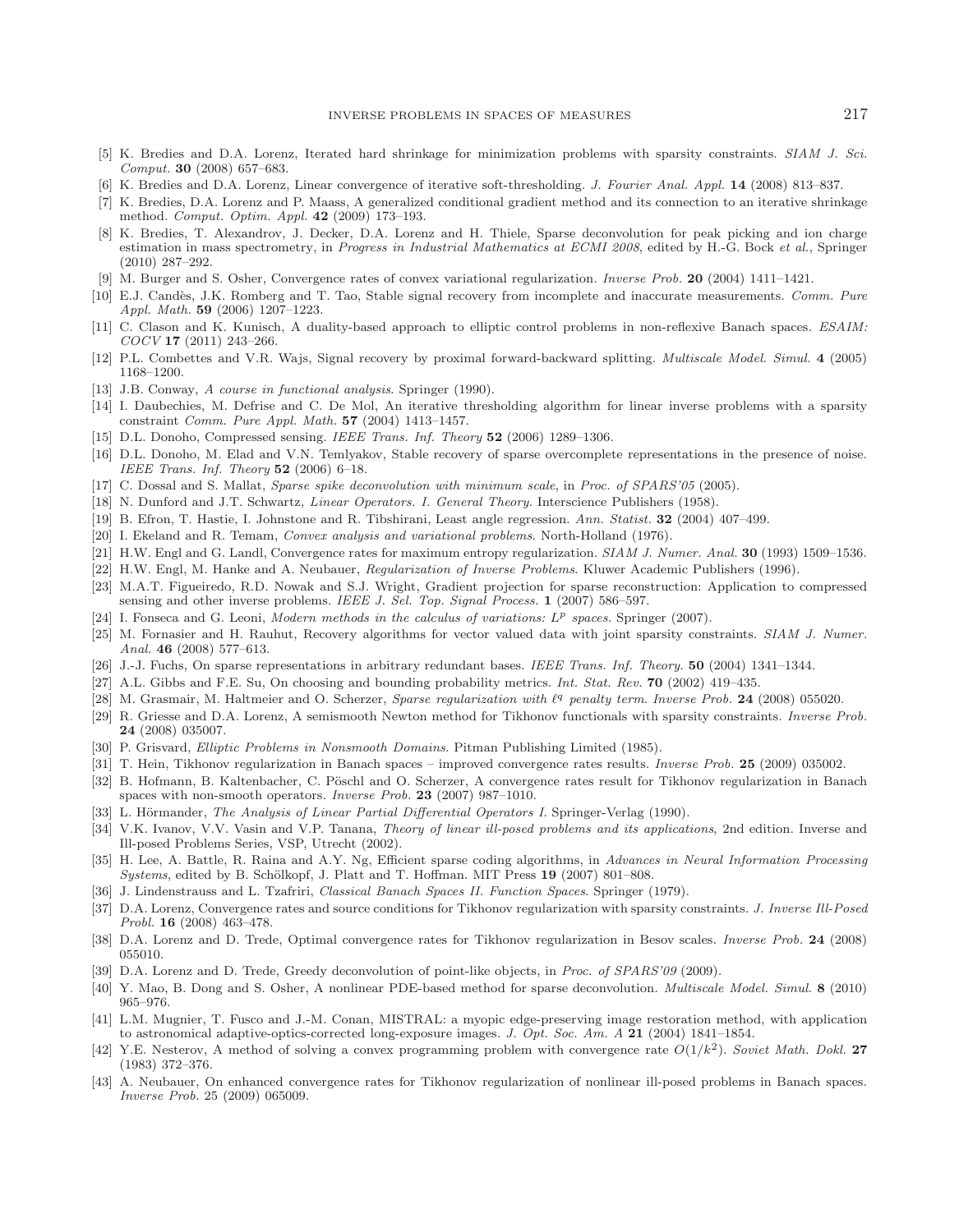[5] K. Bredies and D.A. Lorenz, Iterated hard shrinkage for minimization problems with sparsity constraints. *SIAM J. Sci. Comput.* **30** (2008) 657–683.

[6] K. Bredies and D.A. Lorenz, Linear convergence of iterative soft-thresholding. *J. Fourier Anal. Appl.* **14** (2008) 813–837.

[7] K. Bredies, D.A. Lorenz and P. Maass, A generalized conditional gradient method and its connection to an iterative shrinkage method. *Comput. Optim. Appl.* **42** (2009) 173–193.

[8] K. Bredies, T. Alexandrov, J. Decker, D.A. Lorenz and H. Thiele, Sparse deconvolution for peak picking and ion charge estimation in mass spectrometry, in *Progress in Industrial Mathematics at ECMI 2008*, edited by H.-G. Bock *et al.*, Springer (2010) 287–292.

[9] M. Burger and S. Osher, Convergence rates of convex variational regularization. *Inverse Prob.* **20** (2004) 1411–1421.

[10] E.J. Candès, J.K. Romberg and T. Tao, Stable signal recovery from incomplete and inaccurate measurements. *Comm. Pure Appl. Math.* **59** (2006) 1207–1223.

[11] C. Clason and K. Kunisch, A duality-based approach to elliptic control problems in non-reflexive Banach spaces. *ESAIM: COCV* **17** (2011) 243–266.

[12] P.L. Combettes and V.R. Wajs, Signal recovery by proximal forward-backward splitting. *Multiscale Model. Simul.* **4** (2005) 1168–1200.

[13] J.B. Conway, *A course in functional analysis*. Springer (1990).

[14] I. Daubechies, M. Defrise and C. De Mol, An iterative thresholding algorithm for linear inverse problems with a sparsity constraint *Comm. Pure Appl. Math.* **57** (2004) 1413–1457.

[15] D.L. Donoho, Compressed sensing. *IEEE Trans. Inf. Theory* **52** (2006) 1289–1306.

[16] D.L. Donoho, M. Elad and V.N. Temlyakov, Stable recovery of sparse overcomplete representations in the presence of noise. *IEEE Trans. Inf. Theory* **52** (2006) 6–18.

[17] C. Dossal and S. Mallat, *Sparse spike deconvolution with minimum scale*, in *Proc. of SPARS'05* (2005).

[18] N. Dunford and J.T. Schwartz, *Linear Operators. I. General Theory*. Interscience Publishers (1958).

[19] B. Efron, T. Hastie, I. Johnstone and R. Tibshirani, Least angle regression. *Ann. Statist.* **32** (2004) 407–499.

[20] I. Ekeland and R. Temam, *Convex analysis and variational problems*. North-Holland (1976).

[21] H.W. Engl and G. Landl, Convergence rates for maximum entropy regularization. *SIAM J. Numer. Anal.* **30** (1993) 1509–1536.

[22] H.W. Engl, M. Hanke and A. Neubauer, *Regularization of Inverse Problems*. Kluwer Academic Publishers (1996).

[23] M.A.T. Figueiredo, R.D. Nowak and S.J. Wright, Gradient projection for sparse reconstruction: Application to compressed sensing and other inverse problems. *IEEE J. Sel. Top. Signal Process.* **1** (2007) 586–597.

[24] I. Fonseca and G. Leoni, *Modern methods in the calculus of variations: $L^p$ spaces*. Springer (2007).

[25] M. Fornasier and H. Rauhut, Recovery algorithms for vector valued data with joint sparsity constraints. *SIAM J. Numer. Anal.* **46** (2008) 577–613.

[26] J.-J. Fuchs, On sparse representations in arbitrary redundant bases. *IEEE Trans. Inf. Theory.* **50** (2004) 1341–1344.

[27] A.L. Gibbs and F.E. Su, On choosing and bounding probability metrics. *Int. Stat. Rev.* **70** (2002) 419–435.

[28] M. Grasmair, M. Haltmeier and O. Scherzer, *Sparse regularization with $\ell^q$ penalty term*. *Inverse Prob.* **24** (2008) 055020.

[29] R. Griesse and D.A. Lorenz, A semismooth Newton method for Tikhonov functionals with sparsity constraints. *Inverse Prob.* **24** (2008) 035007.

[30] P. Grisvard, *Elliptic Problems in Nonsmooth Domains*. Pitman Publishing Limited (1985).

[31] T. Hein, Tikhonov regularization in Banach spaces – improved convergence rates results. *Inverse Prob.* **25** (2009) 035002.

[32] B. Hofmann, B. Kaltenbacher, C. Pöschl and O. Scherzer, A convergence rates result for Tikhonov regularization in Banach spaces with non-smooth operators. *Inverse Prob.* **23** (2007) 987–1010.

[33] L. Hörmander, *The Analysis of Linear Partial Differential Operators I*. Springer-Verlag (1990).

[34] V.K. Ivanov, V.V. Vasin and V.P. Tanana, *Theory of linear ill-posed problems and its applications*, 2nd edition. Inverse and Ill-posed Problems Series, VSP, Utrecht (2002).

[35] H. Lee, A. Battle, R. Raina and A.Y. Ng, Efficient sparse coding algorithms, in *Advances in Neural Information Processing Systems*, edited by B. Schölkopf, J. Platt and T. Hoffman. MIT Press **19** (2007) 801–808.

[36] J. Lindenstrauss and L. Tzafriri, *Classical Banach Spaces II. Function Spaces*. Springer (1979).

[37] D.A. Lorenz, Convergence rates and source conditions for Tikhonov regularization with sparsity constraints. *J. Inverse Ill-Posed Probl.* **16** (2008) 463–478.

[38] D.A. Lorenz and D. Trede, Optimal convergence rates for Tikhonov regularization in Besov scales. *Inverse Prob.* **24** (2008) 055010.

[39] D.A. Lorenz and D. Trede, Greedy deconvolution of point-like objects, in *Proc. of SPARS'09* (2009).

[40] Y. Mao, B. Dong and S. Osher, A nonlinear PDE-based method for sparse deconvolution. *Multiscale Model. Simul.* **8** (2010) 965–976.

[41] L.M. Mugnier, T. Fusco and J.-M. Conan, MISTRAL: a myopic edge-preserving image restoration method, with application to astronomical adaptive-optics-corrected long-exposure images. *J. Opt. Soc. Am. A* **21** (2004) 1841–1854.

[42] Y.E. Nesterov, A method of solving a convex programming problem with convergence rate $O(1/k^2)$. *Soviet Math. Dokl.* **27** (1983) 372–376.

[43] A. Neubauer, On enhanced convergence rates for Tikhonov regularization of nonlinear ill-posed problems in Banach spaces. *Inverse Prob.* 25 (2009) 065009.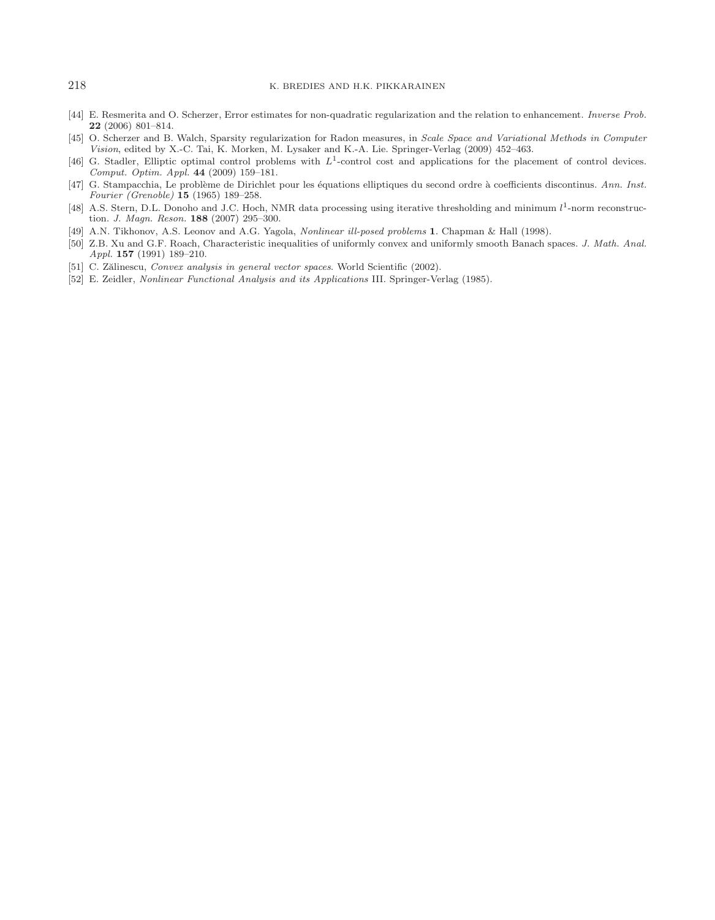[44] E. Resmerita and O. Scherzer, Error estimates for non-quadratic regularization and the relation to enhancement. *Inverse Prob.* **22** (2006) 801–814.

[45] O. Scherzer and B. Walch, Sparsity regularization for Radon measures, in *Scale Space and Variational Methods in Computer Vision*, edited by X.-C. Tai, K. Morken, M. Lysaker and K.-A. Lie. Springer-Verlag (2009) 452–463.

[46] G. Stadler, Elliptic optimal control problems with $L^1$-control cost and applications for the placement of control devices. *Comput. Optim. Appl.* **44** (2009) 159–181.

[47] G. Stampacchia, Le problème de Dirichlet pour les équations elliptiques du second ordre à coefficients discontinus. *Ann. Inst. Fourier (Grenoble)* **15** (1965) 189–258.

[48] A.S. Stern, D.L. Donoho and J.C. Hoch, NMR data processing using iterative thresholding and minimum $l^1$-norm reconstruction. *J. Magn. Reson.* **188** (2007) 295–300.

[49] A.N. Tikhonov, A.S. Leonov and A.G. Yagola, *Nonlinear ill-posed problems* **1**. Chapman & Hall (1998).

[50] Z.B. Xu and G.F. Roach, Characteristic inequalities of uniformly convex and uniformly smooth Banach spaces. *J. Math. Anal. Appl.* **157** (1991) 189–210.

[51] C. Zălinescu, *Convex analysis in general vector spaces*. World Scientific (2002).

[52] E. Zeidler, *Nonlinear Functional Analysis and its Applications* III. Springer-Verlag (1985).